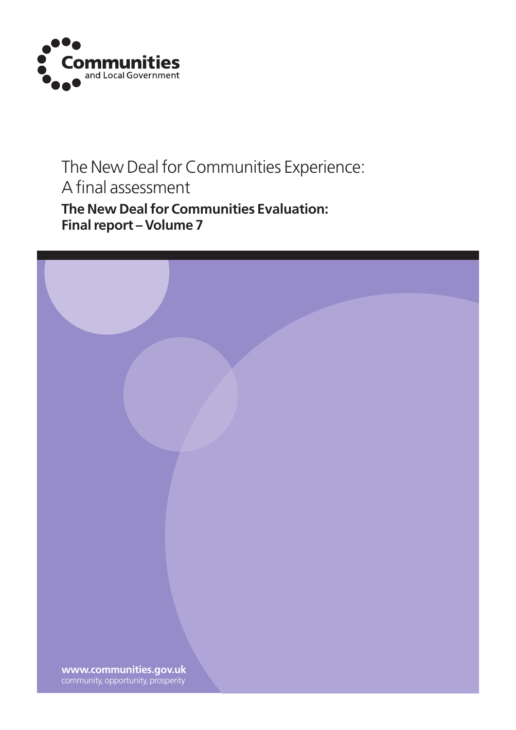Communities and Local Government

# The New Deal for Communities Experience: A final assessment

## The New Deal for Communities Evaluation: Final report – Volume 7

**www.communities.gov.uk**
community, opportunity, prosperity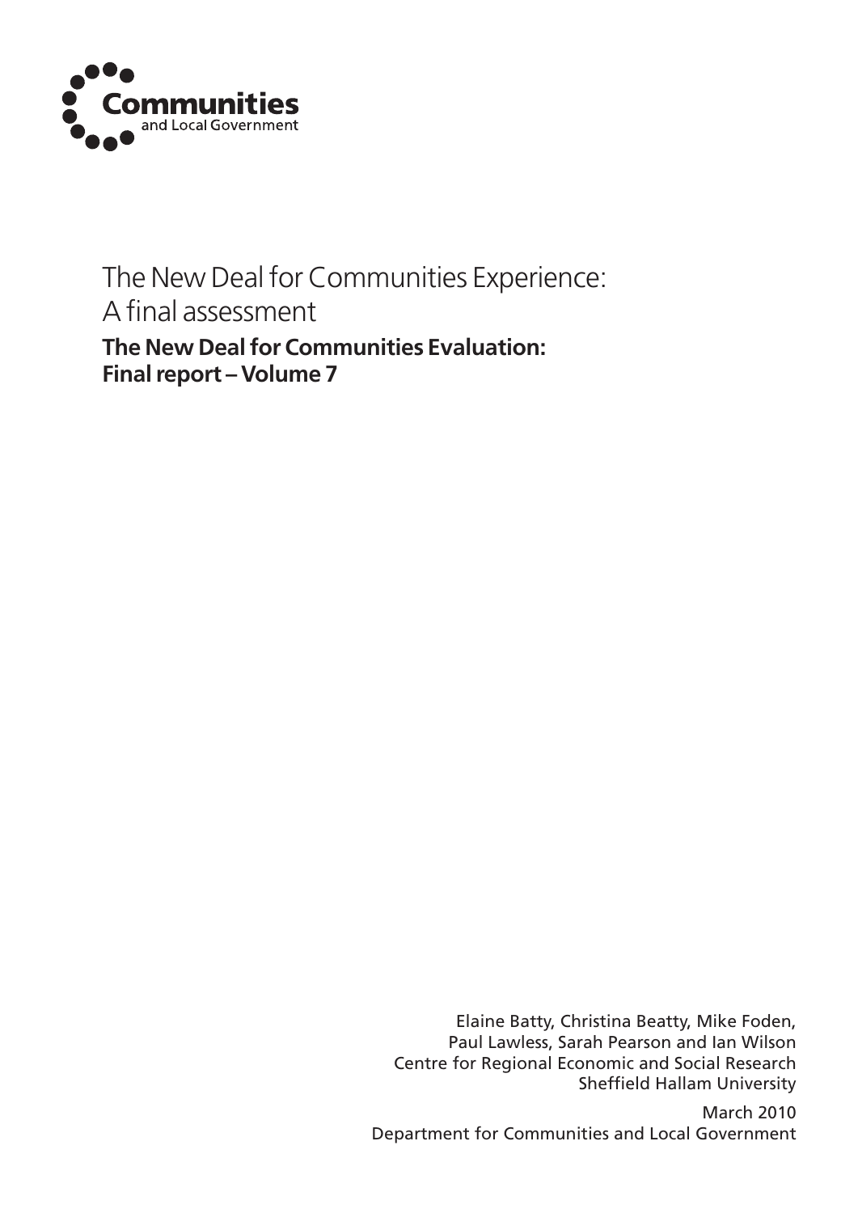Communities
and Local Government

# The New Deal for Communities Experience: A final assessment

## The New Deal for Communities Evaluation: Final report – Volume 7

Elaine Batty, Christina Beatty, Mike Foden,
Paul Lawless, Sarah Pearson and Ian Wilson
Centre for Regional Economic and Social Research
Sheffield Hallam University

March 2010
Department for Communities and Local Government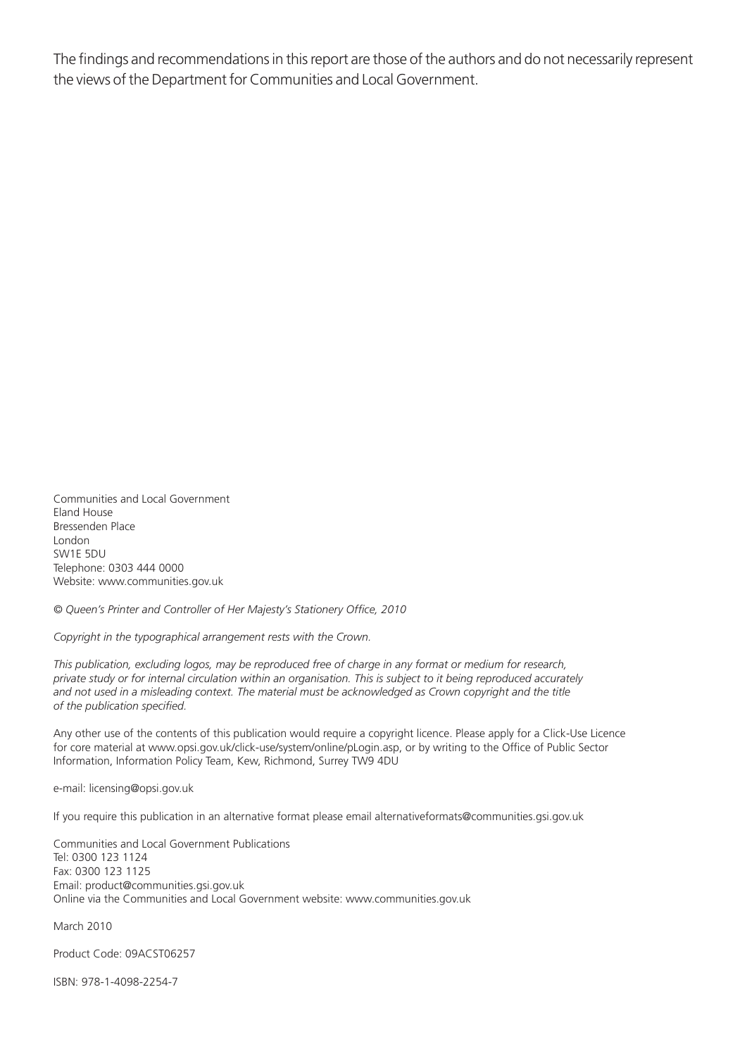The findings and recommendations in this report are those of the authors and do not necessarily represent the views of the Department for Communities and Local Government.

Communities and Local Government
Eland House
Bressenden Place
London
SW1E 5DU
Telephone: 0303 444 0000
Website: www.communities.gov.uk

*© Queen's Printer and Controller of Her Majesty's Stationery Office, 2010*

*Copyright in the typographical arrangement rests with the Crown.*

*This publication, excluding logos, may be reproduced free of charge in any format or medium for research, private study or for internal circulation within an organisation. This is subject to it being reproduced accurately and not used in a misleading context. The material must be acknowledged as Crown copyright and the title of the publication specified.*

Any other use of the contents of this publication would require a copyright licence. Please apply for a Click-Use Licence for core material at www.opsi.gov.uk/click-use/system/online/pLogin.asp, or by writing to the Office of Public Sector Information, Information Policy Team, Kew, Richmond, Surrey TW9 4DU

e-mail: licensing@opsi.gov.uk

If you require this publication in an alternative format please email alternativeformats@communities.gsi.gov.uk

Communities and Local Government Publications
Tel: 0300 123 1124
Fax: 0300 123 1125
Email: product@communities.gsi.gov.uk
Online via the Communities and Local Government website: www.communities.gov.uk

March 2010

Product Code: 09ACST06257

ISBN: 978-1-4098-2254-7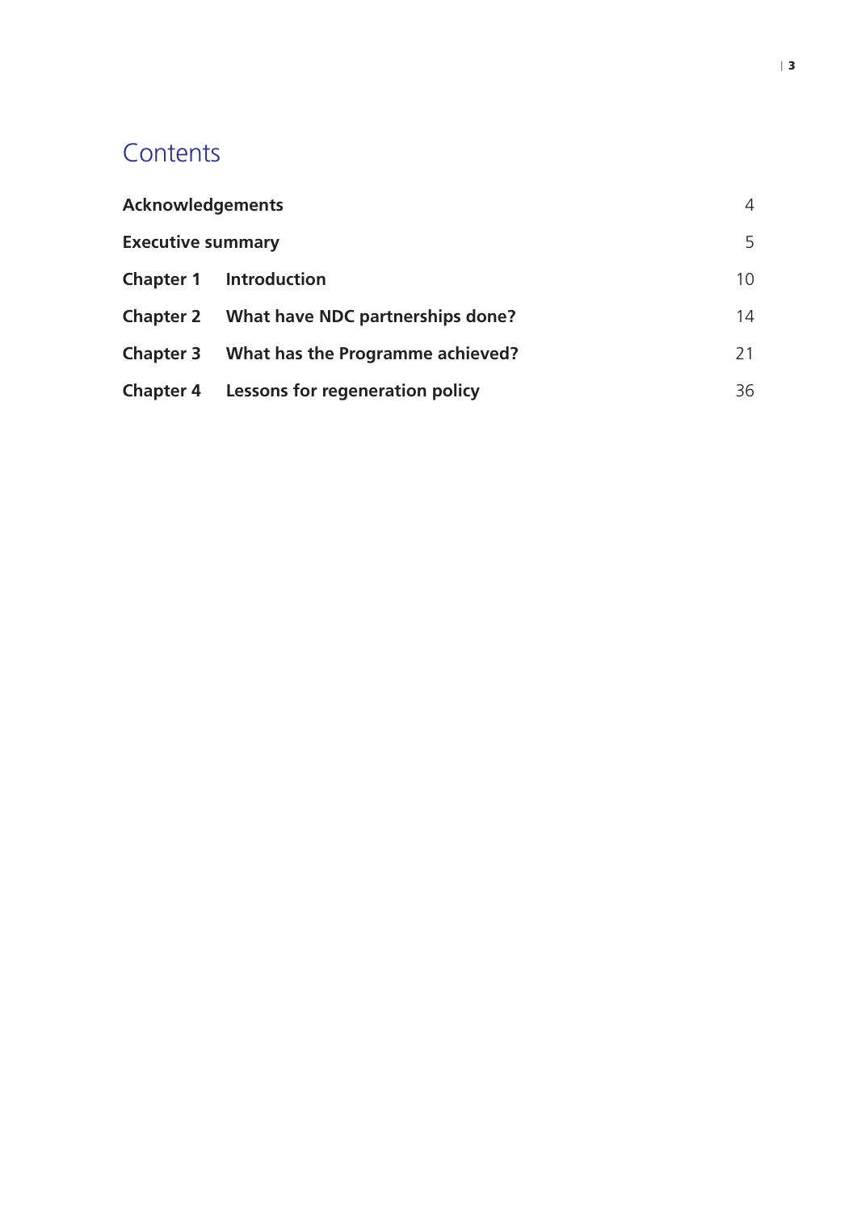# Contents

| | | |
|---|---|---|
| **Acknowledgements** | | 4 |
| **Executive summary** | | 5 |
| **Chapter 1** | **Introduction** | 10 |
| **Chapter 2** | **What have NDC partnerships done?** | 14 |
| **Chapter 3** | **What has the Programme achieved?** | 21 |
| **Chapter 4** | **Lessons for regeneration policy** | 36 |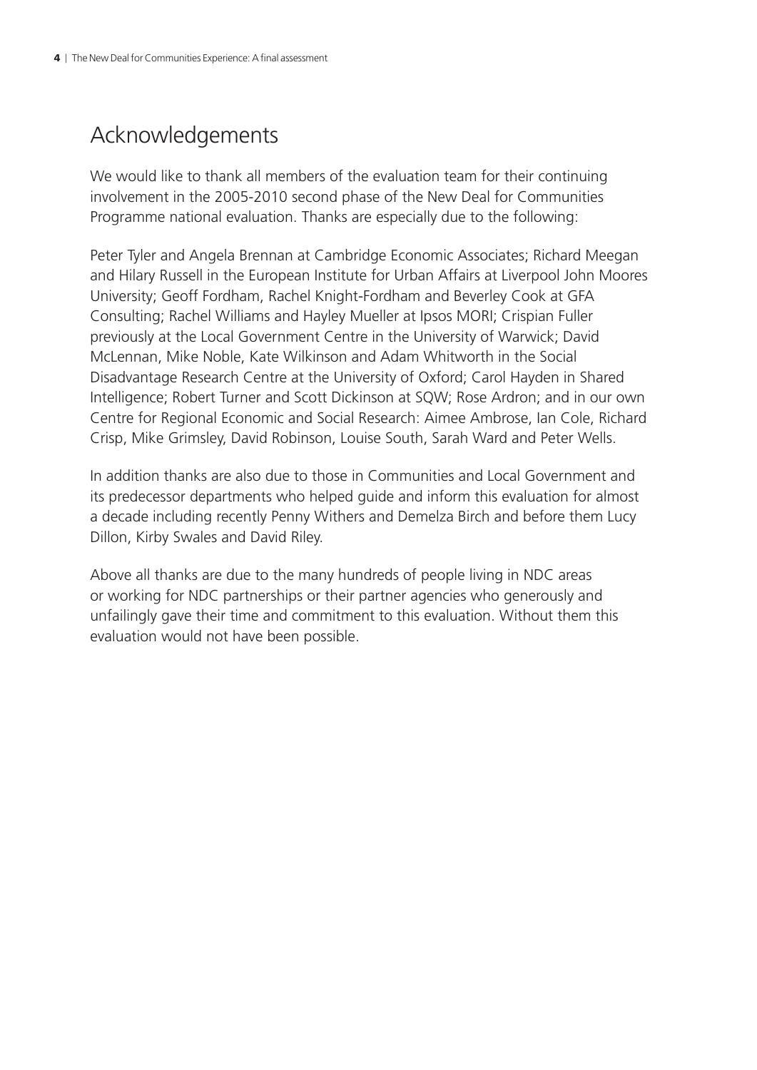# Acknowledgements

We would like to thank all members of the evaluation team for their continuing involvement in the 2005-2010 second phase of the New Deal for Communities Programme national evaluation. Thanks are especially due to the following:

Peter Tyler and Angela Brennan at Cambridge Economic Associates; Richard Meegan and Hilary Russell in the European Institute for Urban Affairs at Liverpool John Moores University; Geoff Fordham, Rachel Knight-Fordham and Beverley Cook at GFA Consulting; Rachel Williams and Hayley Mueller at Ipsos MORI; Crispian Fuller previously at the Local Government Centre in the University of Warwick; David McLennan, Mike Noble, Kate Wilkinson and Adam Whitworth in the Social Disadvantage Research Centre at the University of Oxford; Carol Hayden in Shared Intelligence; Robert Turner and Scott Dickinson at SQW; Rose Ardron; and in our own Centre for Regional Economic and Social Research: Aimee Ambrose, Ian Cole, Richard Crisp, Mike Grimsley, David Robinson, Louise South, Sarah Ward and Peter Wells.

In addition thanks are also due to those in Communities and Local Government and its predecessor departments who helped guide and inform this evaluation for almost a decade including recently Penny Withers and Demelza Birch and before them Lucy Dillon, Kirby Swales and David Riley.

Above all thanks are due to the many hundreds of people living in NDC areas or working for NDC partnerships or their partner agencies who generously and unfailingly gave their time and commitment to this evaluation. Without them this evaluation would not have been possible.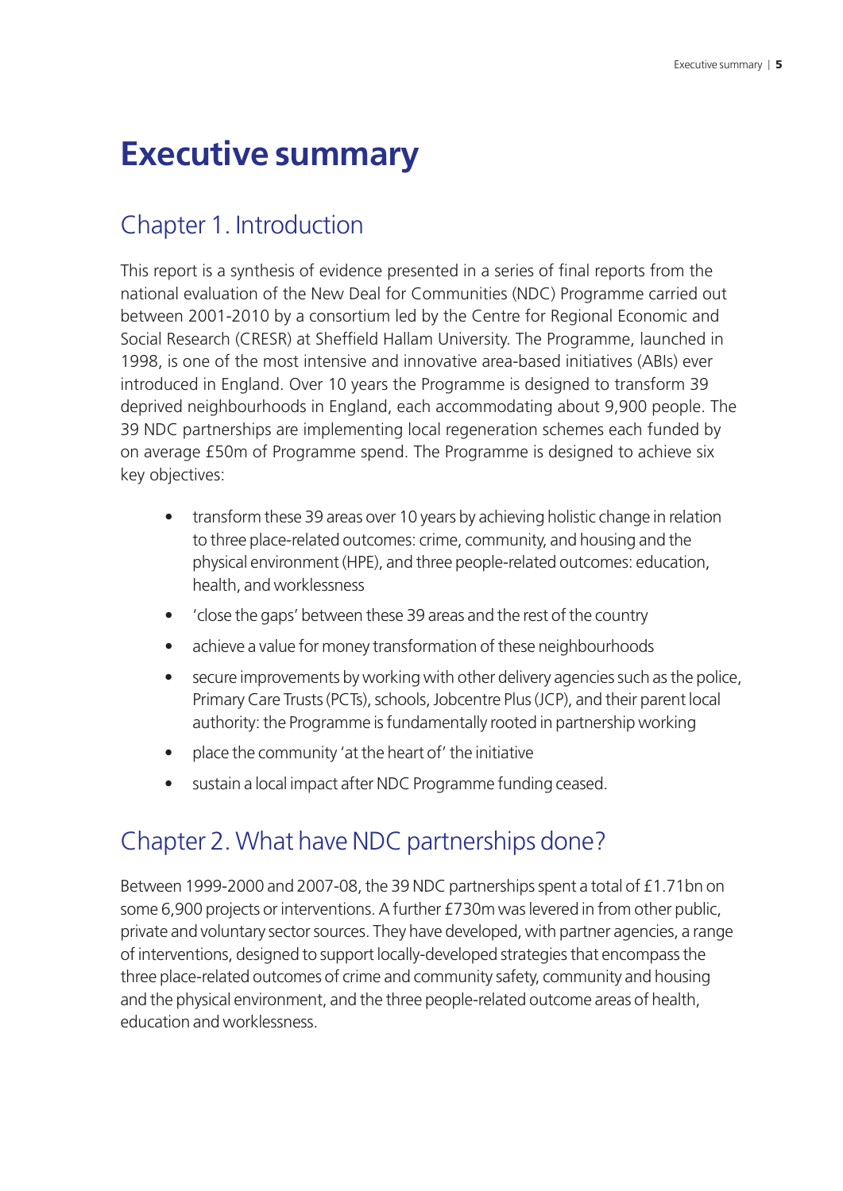# Executive summary

## Chapter 1. Introduction

This report is a synthesis of evidence presented in a series of final reports from the national evaluation of the New Deal for Communities (NDC) Programme carried out between 2001-2010 by a consortium led by the Centre for Regional Economic and Social Research (CRESR) at Sheffield Hallam University. The Programme, launched in 1998, is one of the most intensive and innovative area-based initiatives (ABIs) ever introduced in England. Over 10 years the Programme is designed to transform 39 deprived neighbourhoods in England, each accommodating about 9,900 people. The 39 NDC partnerships are implementing local regeneration schemes each funded by on average £50m of Programme spend. The Programme is designed to achieve six key objectives:

- transform these 39 areas over 10 years by achieving holistic change in relation to three place-related outcomes: crime, community, and housing and the physical environment (HPE), and three people-related outcomes: education, health, and worklessness
- 'close the gaps' between these 39 areas and the rest of the country
- achieve a value for money transformation of these neighbourhoods
- secure improvements by working with other delivery agencies such as the police, Primary Care Trusts (PCTs), schools, Jobcentre Plus (JCP), and their parent local authority: the Programme is fundamentally rooted in partnership working
- place the community 'at the heart of' the initiative
- sustain a local impact after NDC Programme funding ceased.

## Chapter 2. What have NDC partnerships done?

Between 1999-2000 and 2007-08, the 39 NDC partnerships spent a total of £1.71bn on some 6,900 projects or interventions. A further £730m was levered in from other public, private and voluntary sector sources. They have developed, with partner agencies, a range of interventions, designed to support locally-developed strategies that encompass the three place-related outcomes of crime and community safety, community and housing and the physical environment, and the three people-related outcome areas of health, education and worklessness.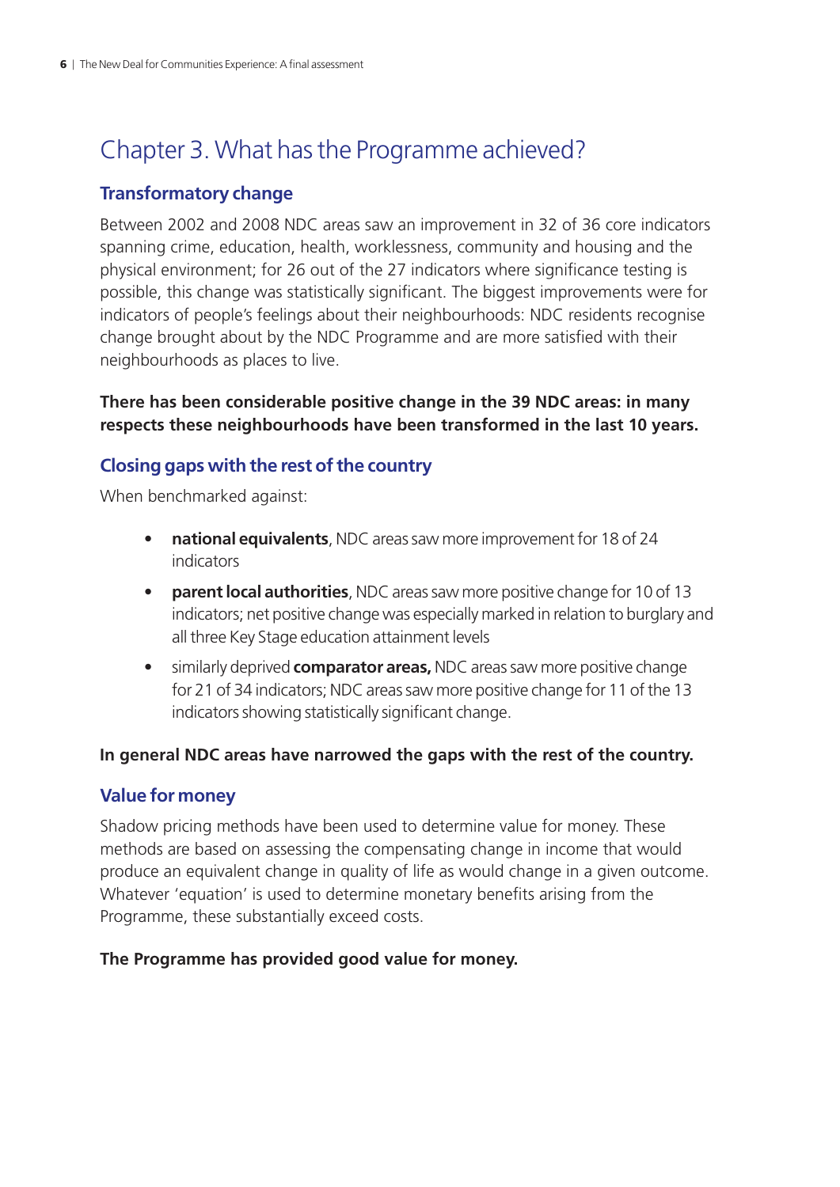# Chapter 3. What has the Programme achieved?

## Transformatory change

Between 2002 and 2008 NDC areas saw an improvement in 32 of 36 core indicators spanning crime, education, health, worklessness, community and housing and the physical environment; for 26 out of the 27 indicators where significance testing is possible, this change was statistically significant. The biggest improvements were for indicators of people's feelings about their neighbourhoods: NDC residents recognise change brought about by the NDC Programme and are more satisfied with their neighbourhoods as places to live.

**There has been considerable positive change in the 39 NDC areas: in many respects these neighbourhoods have been transformed in the last 10 years.**

## Closing gaps with the rest of the country

When benchmarked against:

- **national equivalents**, NDC areas saw more improvement for 18 of 24 indicators
- **parent local authorities**, NDC areas saw more positive change for 10 of 13 indicators; net positive change was especially marked in relation to burglary and all three Key Stage education attainment levels
- similarly deprived **comparator areas,** NDC areas saw more positive change for 21 of 34 indicators; NDC areas saw more positive change for 11 of the 13 indicators showing statistically significant change.

**In general NDC areas have narrowed the gaps with the rest of the country.**

## Value for money

Shadow pricing methods have been used to determine value for money. These methods are based on assessing the compensating change in income that would produce an equivalent change in quality of life as would change in a given outcome. Whatever 'equation' is used to determine monetary benefits arising from the Programme, these substantially exceed costs.

**The Programme has provided good value for money.**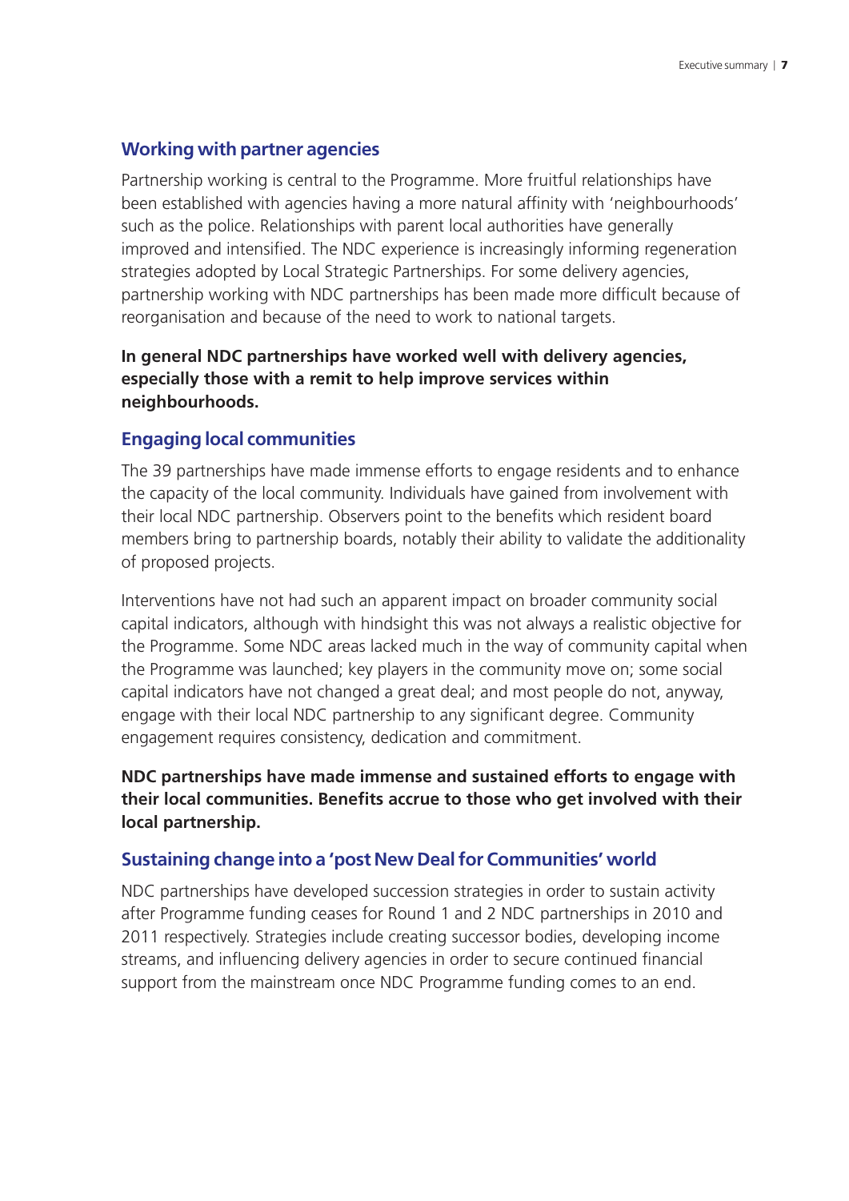### Working with partner agencies

Partnership working is central to the Programme. More fruitful relationships have been established with agencies having a more natural affinity with 'neighbourhoods' such as the police. Relationships with parent local authorities have generally improved and intensified. The NDC experience is increasingly informing regeneration strategies adopted by Local Strategic Partnerships. For some delivery agencies, partnership working with NDC partnerships has been made more difficult because of reorganisation and because of the need to work to national targets.

**In general NDC partnerships have worked well with delivery agencies, especially those with a remit to help improve services within neighbourhoods.**

### Engaging local communities

The 39 partnerships have made immense efforts to engage residents and to enhance the capacity of the local community. Individuals have gained from involvement with their local NDC partnership. Observers point to the benefits which resident board members bring to partnership boards, notably their ability to validate the additionality of proposed projects.

Interventions have not had such an apparent impact on broader community social capital indicators, although with hindsight this was not always a realistic objective for the Programme. Some NDC areas lacked much in the way of community capital when the Programme was launched; key players in the community move on; some social capital indicators have not changed a great deal; and most people do not, anyway, engage with their local NDC partnership to any significant degree. Community engagement requires consistency, dedication and commitment.

**NDC partnerships have made immense and sustained efforts to engage with their local communities. Benefits accrue to those who get involved with their local partnership.**

### Sustaining change into a 'post New Deal for Communities' world

NDC partnerships have developed succession strategies in order to sustain activity after Programme funding ceases for Round 1 and 2 NDC partnerships in 2010 and 2011 respectively. Strategies include creating successor bodies, developing income streams, and influencing delivery agencies in order to secure continued financial support from the mainstream once NDC Programme funding comes to an end.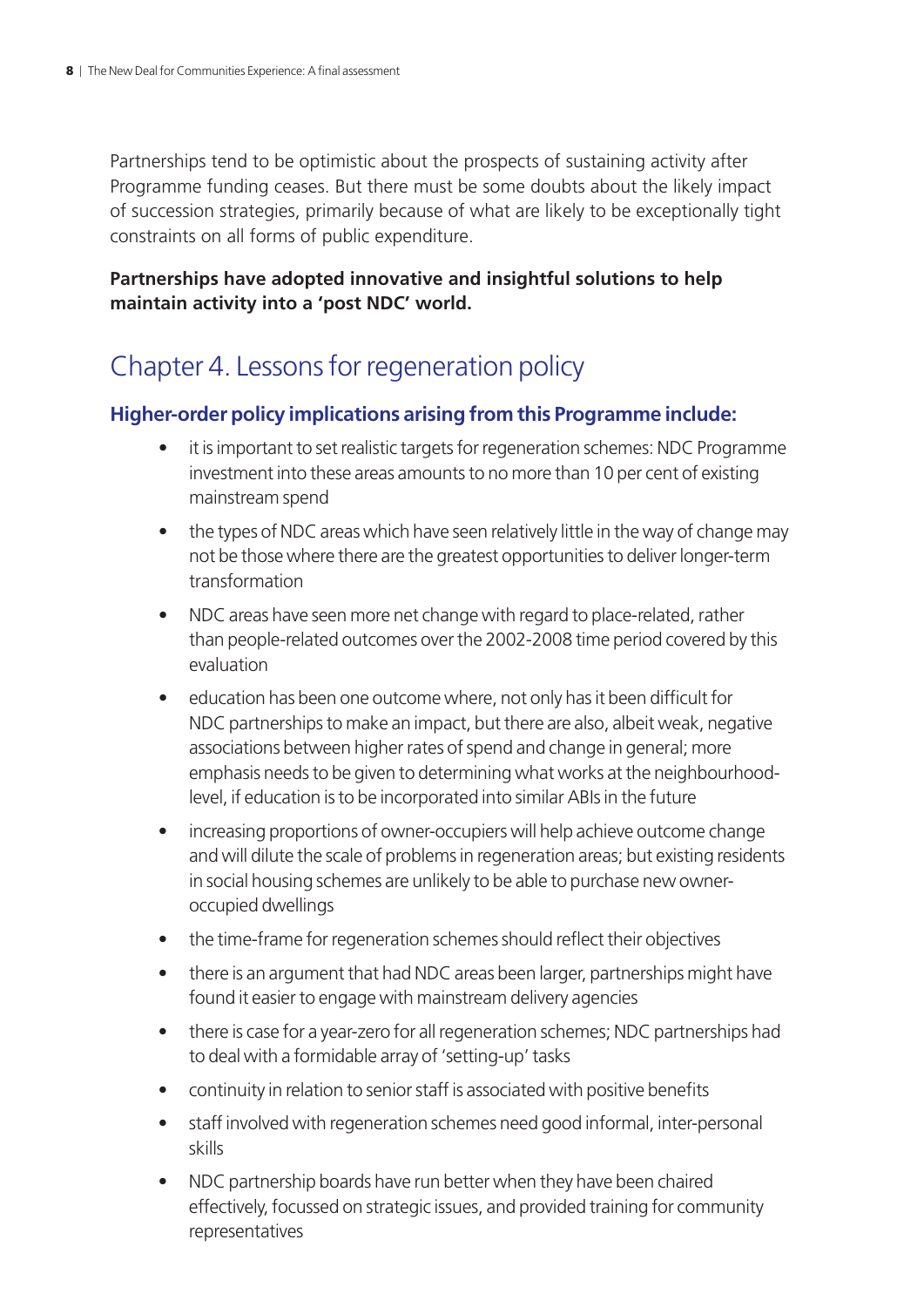Partnerships tend to be optimistic about the prospects of sustaining activity after Programme funding ceases. But there must be some doubts about the likely impact of succession strategies, primarily because of what are likely to be exceptionally tight constraints on all forms of public expenditure.

**Partnerships have adopted innovative and insightful solutions to help maintain activity into a 'post NDC' world.**

# Chapter 4. Lessons for regeneration policy

### Higher-order policy implications arising from this Programme include:

- it is important to set realistic targets for regeneration schemes: NDC Programme investment into these areas amounts to no more than 10 per cent of existing mainstream spend
- the types of NDC areas which have seen relatively little in the way of change may not be those where there are the greatest opportunities to deliver longer-term transformation
- NDC areas have seen more net change with regard to place-related, rather than people-related outcomes over the 2002-2008 time period covered by this evaluation
- education has been one outcome where, not only has it been difficult for NDC partnerships to make an impact, but there are also, albeit weak, negative associations between higher rates of spend and change in general; more emphasis needs to be given to determining what works at the neighbourhood-level, if education is to be incorporated into similar ABIs in the future
- increasing proportions of owner-occupiers will help achieve outcome change and will dilute the scale of problems in regeneration areas; but existing residents in social housing schemes are unlikely to be able to purchase new owner-occupied dwellings
- the time-frame for regeneration schemes should reflect their objectives
- there is an argument that had NDC areas been larger, partnerships might have found it easier to engage with mainstream delivery agencies
- there is case for a year-zero for all regeneration schemes; NDC partnerships had to deal with a formidable array of 'setting-up' tasks
- continuity in relation to senior staff is associated with positive benefits
- staff involved with regeneration schemes need good informal, inter-personal skills
- NDC partnership boards have run better when they have been chaired effectively, focussed on strategic issues, and provided training for community representatives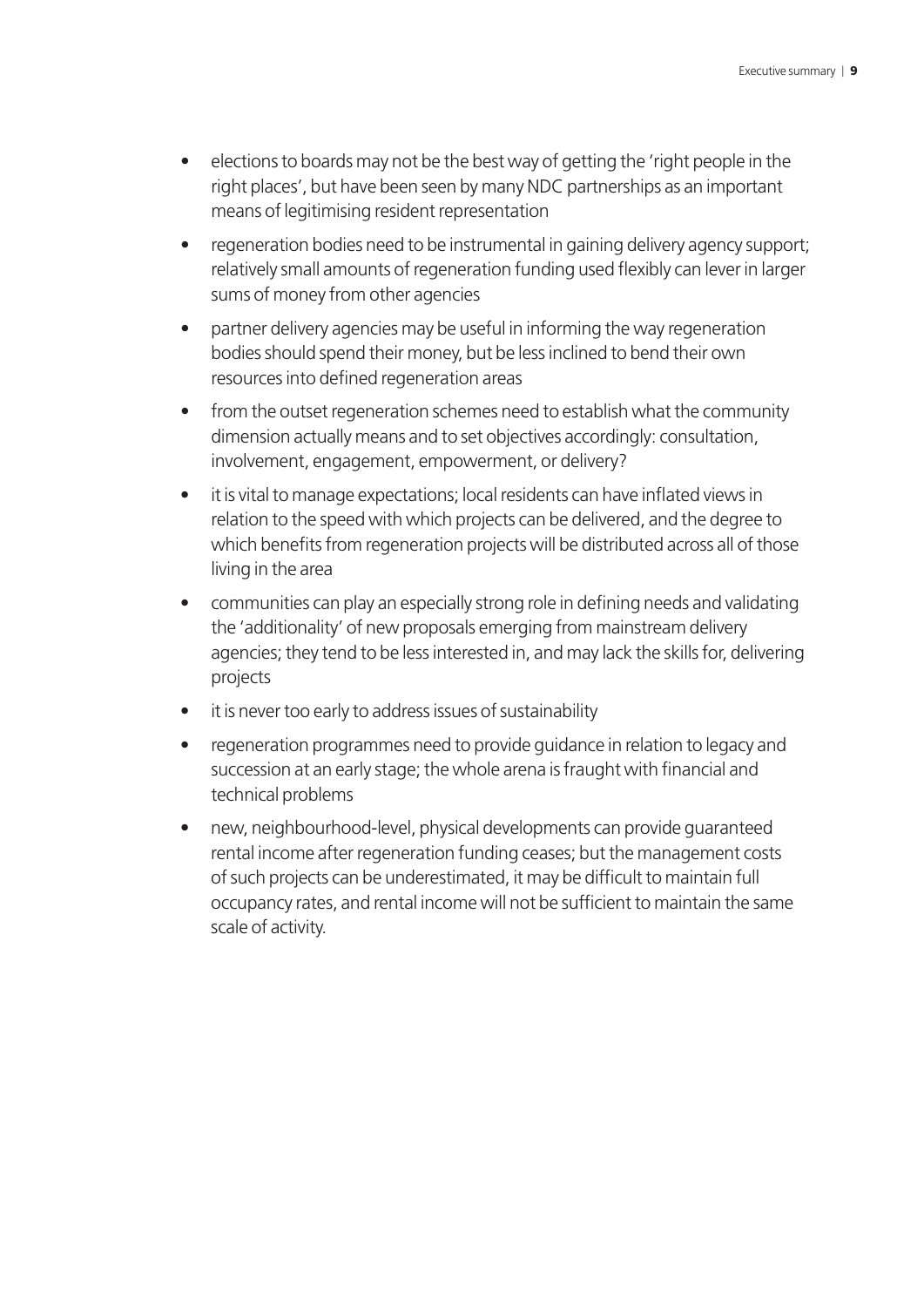- elections to boards may not be the best way of getting the 'right people in the right places', but have been seen by many NDC partnerships as an important means of legitimising resident representation
- regeneration bodies need to be instrumental in gaining delivery agency support; relatively small amounts of regeneration funding used flexibly can lever in larger sums of money from other agencies
- partner delivery agencies may be useful in informing the way regeneration bodies should spend their money, but be less inclined to bend their own resources into defined regeneration areas
- from the outset regeneration schemes need to establish what the community dimension actually means and to set objectives accordingly: consultation, involvement, engagement, empowerment, or delivery?
- it is vital to manage expectations; local residents can have inflated views in relation to the speed with which projects can be delivered, and the degree to which benefits from regeneration projects will be distributed across all of those living in the area
- communities can play an especially strong role in defining needs and validating the 'additionality' of new proposals emerging from mainstream delivery agencies; they tend to be less interested in, and may lack the skills for, delivering projects
- it is never too early to address issues of sustainability
- regeneration programmes need to provide guidance in relation to legacy and succession at an early stage; the whole arena is fraught with financial and technical problems
- new, neighbourhood-level, physical developments can provide guaranteed rental income after regeneration funding ceases; but the management costs of such projects can be underestimated, it may be difficult to maintain full occupancy rates, and rental income will not be sufficient to maintain the same scale of activity.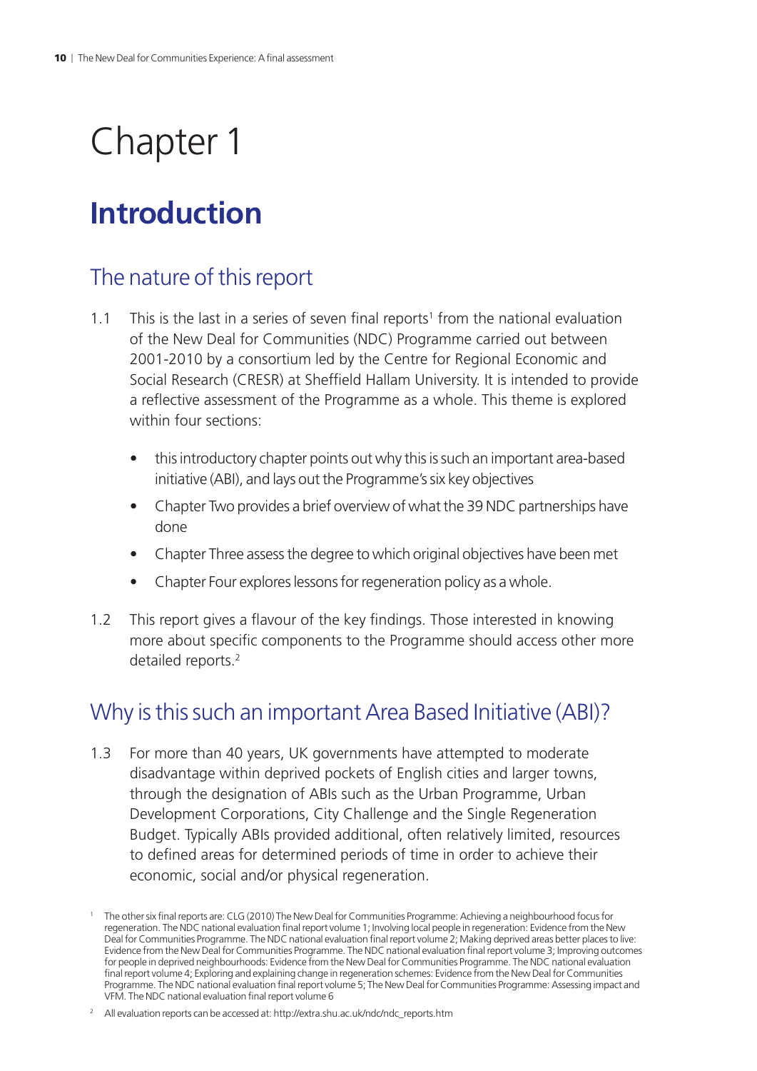# Chapter 1

## Introduction

### The nature of this report

1.1 This is the last in a series of seven final reports[1] from the national evaluation of the New Deal for Communities (NDC) Programme carried out between 2001-2010 by a consortium led by the Centre for Regional Economic and Social Research (CRESR) at Sheffield Hallam University. It is intended to provide a reflective assessment of the Programme as a whole. This theme is explored within four sections:

- this introductory chapter points out why this is such an important area-based initiative (ABI), and lays out the Programme's six key objectives
- Chapter Two provides a brief overview of what the 39 NDC partnerships have done
- Chapter Three assess the degree to which original objectives have been met
- Chapter Four explores lessons for regeneration policy as a whole.

1.2 This report gives a flavour of the key findings. Those interested in knowing more about specific components to the Programme should access other more detailed reports.[2]

### Why is this such an important Area Based Initiative (ABI)?

1.3 For more than 40 years, UK governments have attempted to moderate disadvantage within deprived pockets of English cities and larger towns, through the designation of ABIs such as the Urban Programme, Urban Development Corporations, City Challenge and the Single Regeneration Budget. Typically ABIs provided additional, often relatively limited, resources to defined areas for determined periods of time in order to achieve their economic, social and/or physical regeneration.

[1] The other six final reports are: CLG (2010) The New Deal for Communities Programme: Achieving a neighbourhood focus for regeneration. The NDC national evaluation final report volume 1; Involving local people in regeneration: Evidence from the New Deal for Communities Programme. The NDC national evaluation final report volume 2; Making deprived areas better places to live: Evidence from the New Deal for Communities Programme. The NDC national evaluation final report volume 3; Improving outcomes for people in deprived neighbourhoods: Evidence from the New Deal for Communities Programme. The NDC national evaluation final report volume 4; Exploring and explaining change in regeneration schemes: Evidence from the New Deal for Communities Programme. The NDC national evaluation final report volume 5; The New Deal for Communities Programme: Assessing impact and VFM. The NDC national evaluation final report volume 6

[2] All evaluation reports can be accessed at: http://extra.shu.ac.uk/ndc/ndc_reports.htm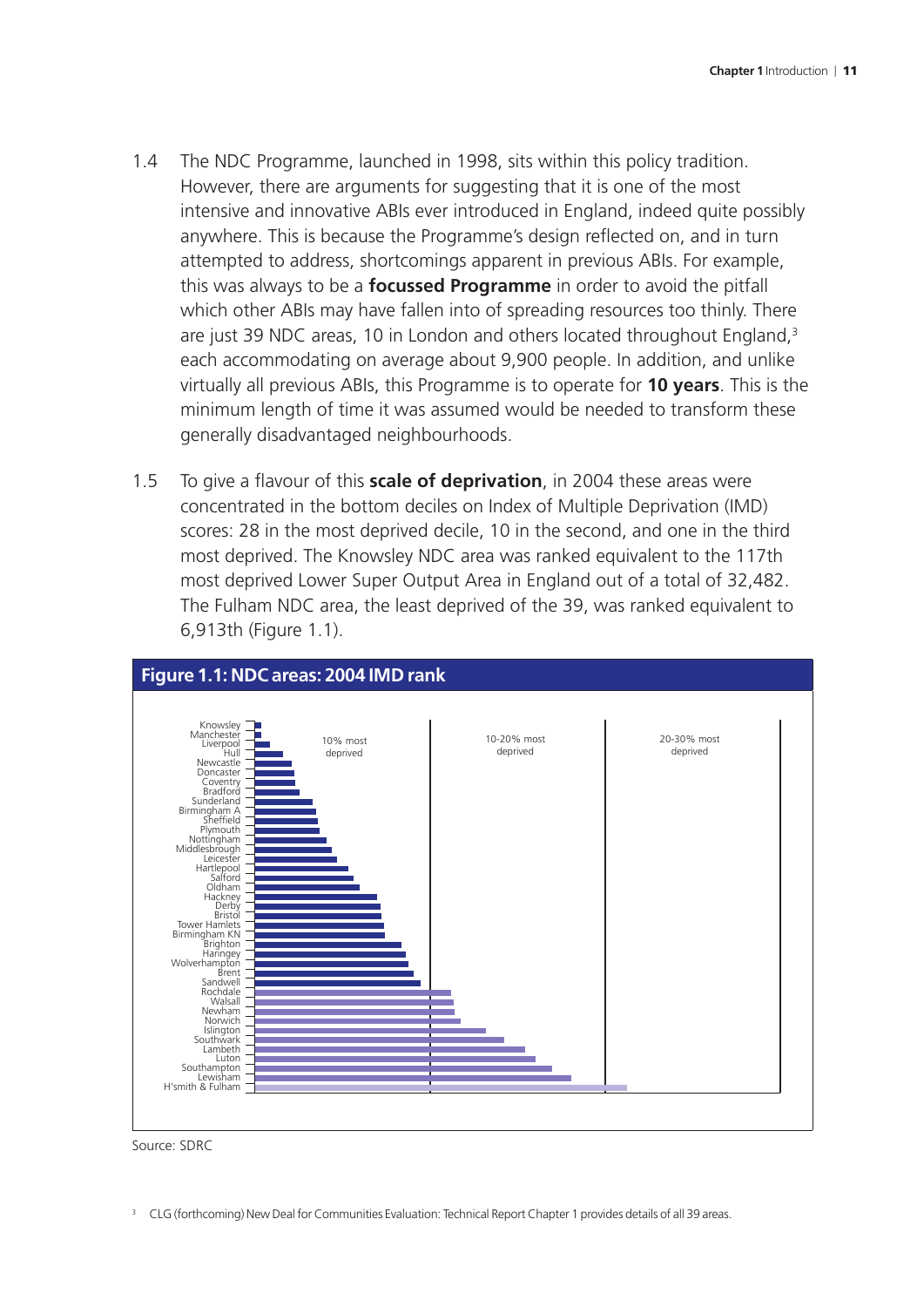1.4 The NDC Programme, launched in 1998, sits within this policy tradition. However, there are arguments for suggesting that it is one of the most intensive and innovative ABIs ever introduced in England, indeed quite possibly anywhere. This is because the Programme's design reflected on, and in turn attempted to address, shortcomings apparent in previous ABIs. For example, this was always to be a **focussed Programme** in order to avoid the pitfall which other ABIs may have fallen into of spreading resources too thinly. There are just 39 NDC areas, 10 in London and others located throughout England,[3] each accommodating on average about 9,900 people. In addition, and unlike virtually all previous ABIs, this Programme is to operate for **10 years**. This is the minimum length of time it was assumed would be needed to transform these generally disadvantaged neighbourhoods.

1.5 To give a flavour of this **scale of deprivation**, in 2004 these areas were concentrated in the bottom deciles on Index of Multiple Deprivation (IMD) scores: 28 in the most deprived decile, 10 in the second, and one in the third most deprived. The Knowsley NDC area was ranked equivalent to the 117th most deprived Lower Super Output Area in England out of a total of 32,482. The Fulham NDC area, the least deprived of the 39, was ranked equivalent to 6,913th (Figure 1.1).

**Figure 1.1: NDC areas: 2004 IMD rank**

Bar chart showing IMD rank of NDC areas, divided into bands: 10% most deprived, 10-20% most deprived, 20-30% most deprived. Areas in order: Knowsley, Manchester, Liverpool, Hull, Newcastle, Doncaster, Coventry, Bradford, Sunderland, Birmingham A, Sheffield, Plymouth, Nottingham, Middlesbrough, Leicester, Hartlepool, Salford, Oldham, Hackney, Derby, Bristol, Tower Hamlets, Birmingham KN, Brighton, Haringey, Wolverhampton, Brent, Sandwell, Rochdale, Walsall, Newham, Norwich, Islington, Southwark, Lambeth, Luton, Southampton, Lewisham, H'smith & Fulham.

Source: SDRC

[3] CLG (forthcoming) New Deal for Communities Evaluation: Technical Report Chapter 1 provides details of all 39 areas.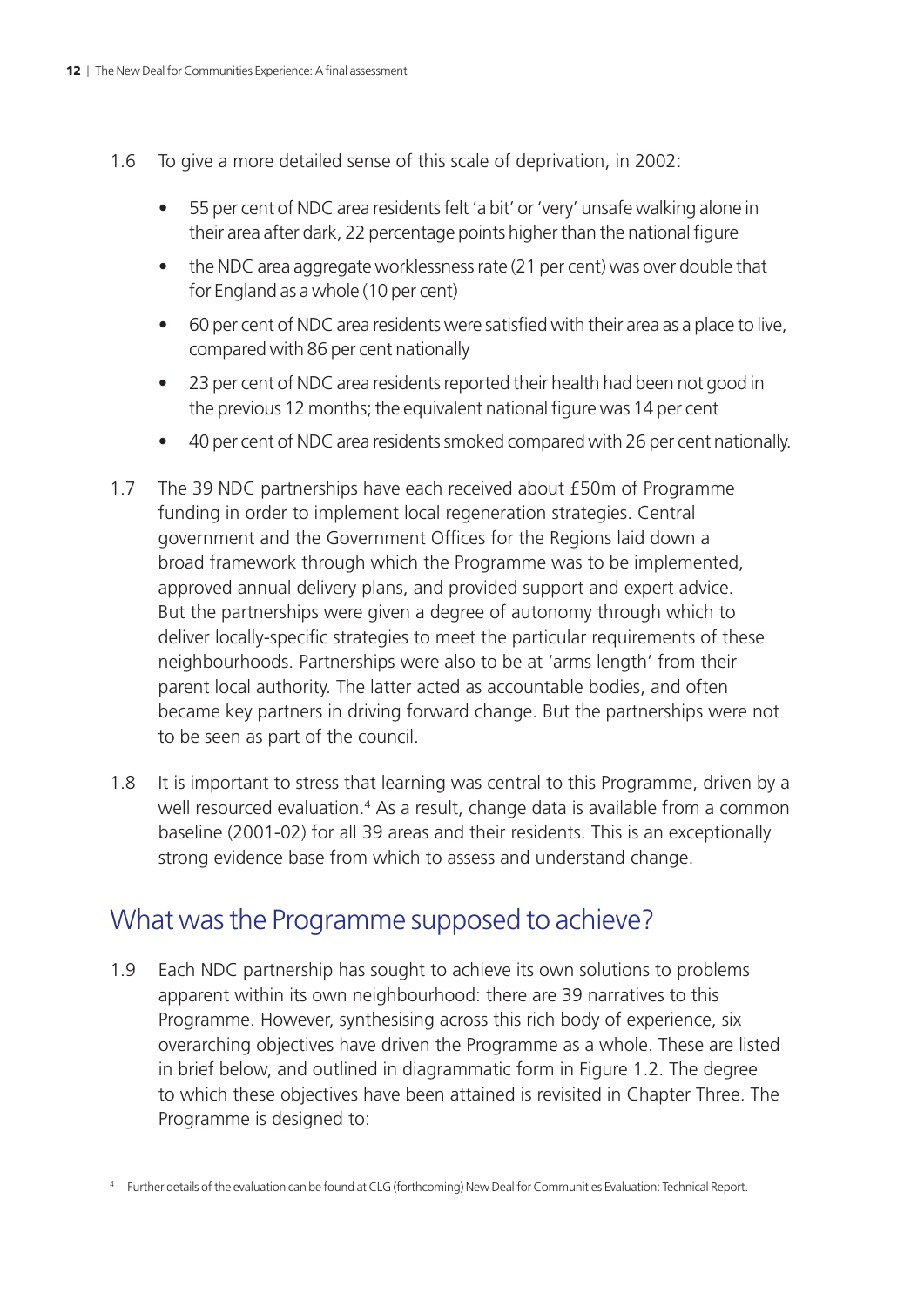1.6 To give a more detailed sense of this scale of deprivation, in 2002:

- 55 per cent of NDC area residents felt 'a bit' or 'very' unsafe walking alone in their area after dark, 22 percentage points higher than the national figure
- the NDC area aggregate worklessness rate (21 per cent) was over double that for England as a whole (10 per cent)
- 60 per cent of NDC area residents were satisfied with their area as a place to live, compared with 86 per cent nationally
- 23 per cent of NDC area residents reported their health had been not good in the previous 12 months; the equivalent national figure was 14 per cent
- 40 per cent of NDC area residents smoked compared with 26 per cent nationally.

1.7 The 39 NDC partnerships have each received about £50m of Programme funding in order to implement local regeneration strategies. Central government and the Government Offices for the Regions laid down a broad framework through which the Programme was to be implemented, approved annual delivery plans, and provided support and expert advice. But the partnerships were given a degree of autonomy through which to deliver locally-specific strategies to meet the particular requirements of these neighbourhoods. Partnerships were also to be at 'arms length' from their parent local authority. The latter acted as accountable bodies, and often became key partners in driving forward change. But the partnerships were not to be seen as part of the council.

1.8 It is important to stress that learning was central to this Programme, driven by a well resourced evaluation.[4] As a result, change data is available from a common baseline (2001-02) for all 39 areas and their residents. This is an exceptionally strong evidence base from which to assess and understand change.

## What was the Programme supposed to achieve?

1.9 Each NDC partnership has sought to achieve its own solutions to problems apparent within its own neighbourhood: there are 39 narratives to this Programme. However, synthesising across this rich body of experience, six overarching objectives have driven the Programme as a whole. These are listed in brief below, and outlined in diagrammatic form in Figure 1.2. The degree to which these objectives have been attained is revisited in Chapter Three. The Programme is designed to:

[4] Further details of the evaluation can be found at CLG (forthcoming) New Deal for Communities Evaluation: Technical Report.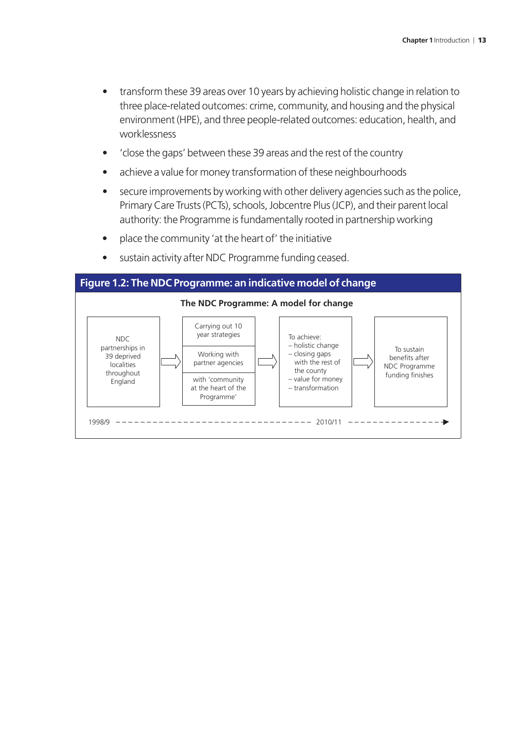- transform these 39 areas over 10 years by achieving holistic change in relation to three place-related outcomes: crime, community, and housing and the physical environment (HPE), and three people-related outcomes: education, health, and worklessness
- 'close the gaps' between these 39 areas and the rest of the country
- achieve a value for money transformation of these neighbourhoods
- secure improvements by working with other delivery agencies such as the police, Primary Care Trusts (PCTs), schools, Jobcentre Plus (JCP), and their parent local authority: the Programme is fundamentally rooted in partnership working
- place the community 'at the heart of' the initiative
- sustain activity after NDC Programme funding ceased.

**Figure 1.2: The NDC Programme: an indicative model of change**

**The NDC Programme: A model for change**

NDC partnerships in 39 deprived localities throughout England ⇨ Carrying out 10 year strategies / Working with partner agencies / with 'community at the heart of the Programme' ⇨ To achieve:
– holistic change
– closing gaps with the rest of the county
– value for money
– transformation ⇨ To sustain benefits after NDC Programme funding finishes

1998/9 - - - - - - - - - - - - - - - 2010/11 - - - - - - - - ▶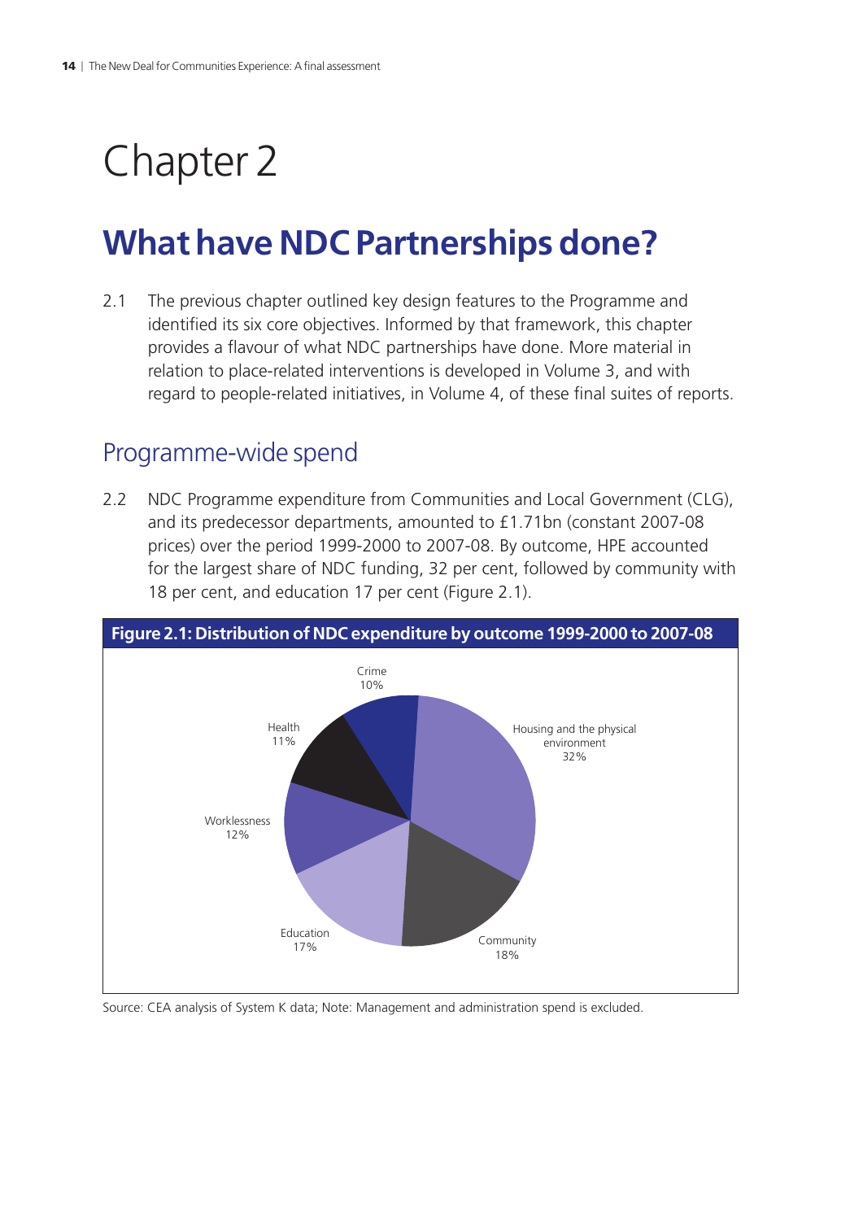# Chapter 2

## What have NDC Partnerships done?

2.1 The previous chapter outlined key design features to the Programme and identified its six core objectives. Informed by that framework, this chapter provides a flavour of what NDC partnerships have done. More material in relation to place-related interventions is developed in Volume 3, and with regard to people-related initiatives, in Volume 4, of these final suites of reports.

### Programme-wide spend

2.2 NDC Programme expenditure from Communities and Local Government (CLG), and its predecessor departments, amounted to £1.71bn (constant 2007-08 prices) over the period 1999-2000 to 2007-08. By outcome, HPE accounted for the largest share of NDC funding, 32 per cent, followed by community with 18 per cent, and education 17 per cent (Figure 2.1).

**Figure 2.1: Distribution of NDC expenditure by outcome 1999-2000 to 2007-08**

| Outcome | Share |
|---|---|
| Housing and the physical environment | 32% |
| Community | 18% |
| Education | 17% |
| Worklessness | 12% |
| Health | 11% |
| Crime | 10% |

Source: CEA analysis of System K data; Note: Management and administration spend is excluded.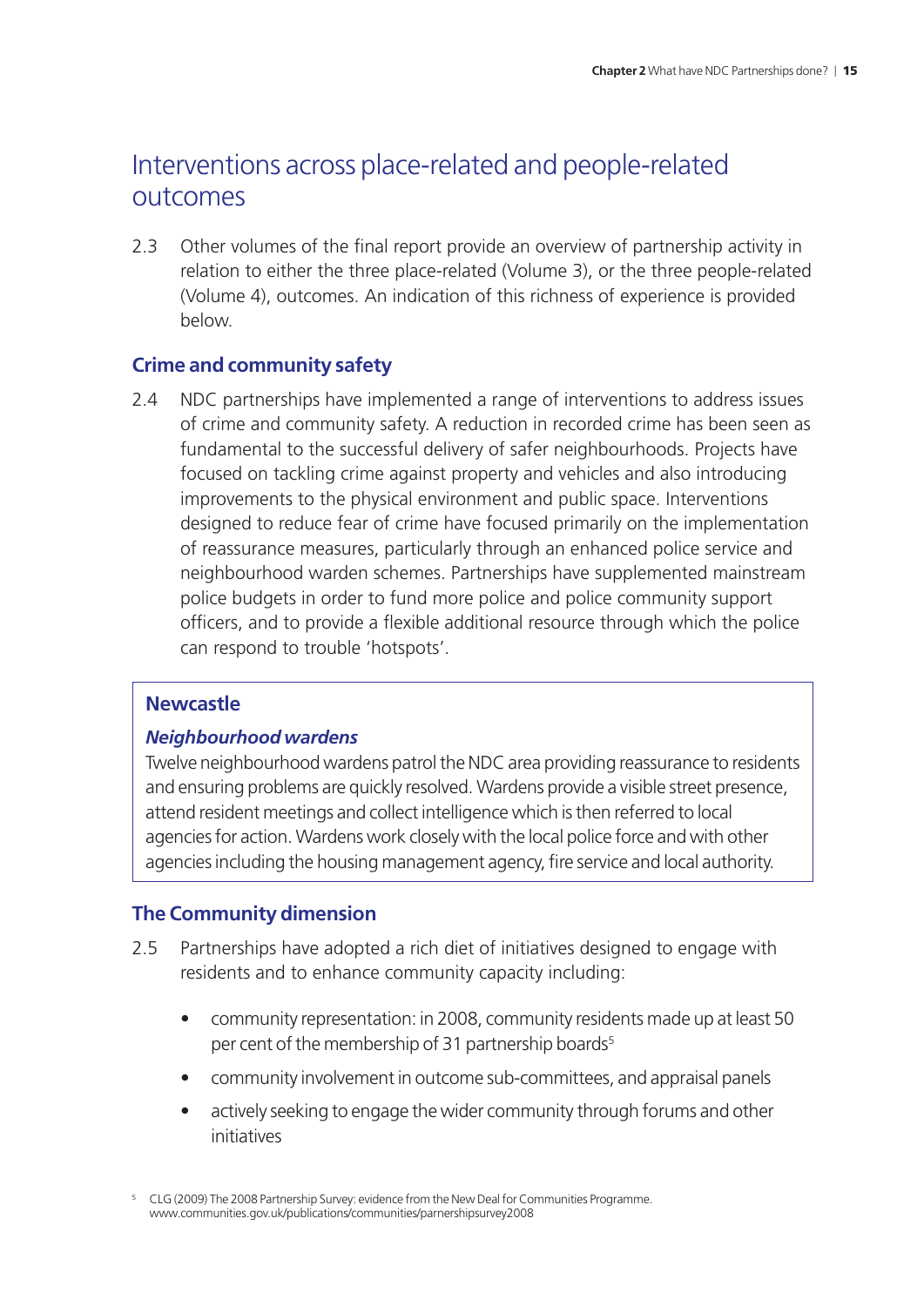## Interventions across place-related and people-related outcomes

2.3 Other volumes of the final report provide an overview of partnership activity in relation to either the three place-related (Volume 3), or the three people-related (Volume 4), outcomes. An indication of this richness of experience is provided below.

### Crime and community safety

2.4 NDC partnerships have implemented a range of interventions to address issues of crime and community safety. A reduction in recorded crime has been seen as fundamental to the successful delivery of safer neighbourhoods. Projects have focused on tackling crime against property and vehicles and also introducing improvements to the physical environment and public space. Interventions designed to reduce fear of crime have focused primarily on the implementation of reassurance measures, particularly through an enhanced police service and neighbourhood warden schemes. Partnerships have supplemented mainstream police budgets in order to fund more police and police community support officers, and to provide a flexible additional resource through which the police can respond to trouble 'hotspots'.

> **Newcastle**
>
> ***Neighbourhood wardens***
>
> Twelve neighbourhood wardens patrol the NDC area providing reassurance to residents and ensuring problems are quickly resolved. Wardens provide a visible street presence, attend resident meetings and collect intelligence which is then referred to local agencies for action. Wardens work closely with the local police force and with other agencies including the housing management agency, fire service and local authority.

### The Community dimension

2.5 Partnerships have adopted a rich diet of initiatives designed to engage with residents and to enhance community capacity including:

- community representation: in 2008, community residents made up at least 50 per cent of the membership of 31 partnership boards[5]
- community involvement in outcome sub-committees, and appraisal panels
- actively seeking to engage the wider community through forums and other initiatives

[5] CLG (2009) The 2008 Partnership Survey: evidence from the New Deal for Communities Programme. www.communities.gov.uk/publications/communities/parnershipsurvey2008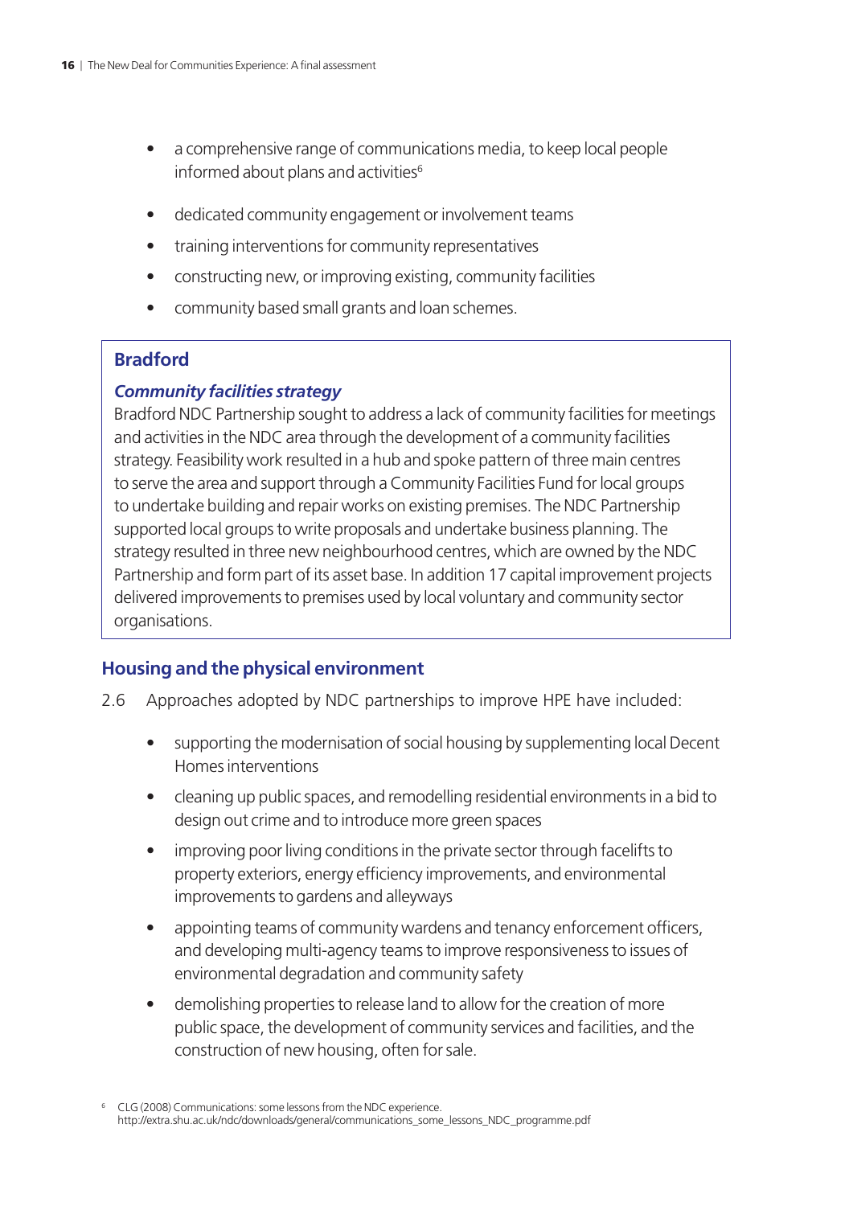- a comprehensive range of communications media, to keep local people informed about plans and activities[6]
- dedicated community engagement or involvement teams
- training interventions for community representatives
- constructing new, or improving existing, community facilities
- community based small grants and loan schemes.

> **Bradford**
>
> ***Community facilities strategy***
>
> Bradford NDC Partnership sought to address a lack of community facilities for meetings and activities in the NDC area through the development of a community facilities strategy. Feasibility work resulted in a hub and spoke pattern of three main centres to serve the area and support through a Community Facilities Fund for local groups to undertake building and repair works on existing premises. The NDC Partnership supported local groups to write proposals and undertake business planning. The strategy resulted in three new neighbourhood centres, which are owned by the NDC Partnership and form part of its asset base. In addition 17 capital improvement projects delivered improvements to premises used by local voluntary and community sector organisations.

## Housing and the physical environment

2.6 Approaches adopted by NDC partnerships to improve HPE have included:

- supporting the modernisation of social housing by supplementing local Decent Homes interventions
- cleaning up public spaces, and remodelling residential environments in a bid to design out crime and to introduce more green spaces
- improving poor living conditions in the private sector through facelifts to property exteriors, energy efficiency improvements, and environmental improvements to gardens and alleyways
- appointing teams of community wardens and tenancy enforcement officers, and developing multi-agency teams to improve responsiveness to issues of environmental degradation and community safety
- demolishing properties to release land to allow for the creation of more public space, the development of community services and facilities, and the construction of new housing, often for sale.

[6] CLG (2008) Communications: some lessons from the NDC experience. http://extra.shu.ac.uk/ndc/downloads/general/communications_some_lessons_NDC_programme.pdf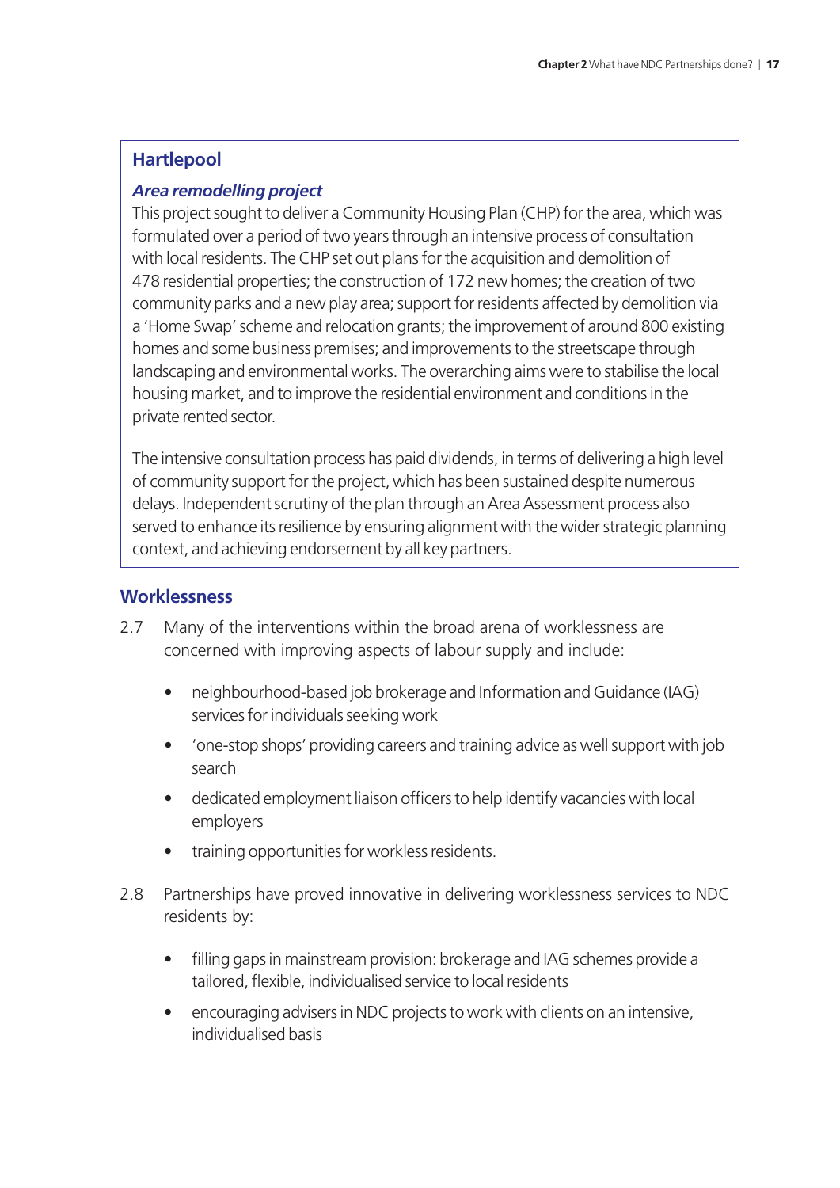### Hartlepool

#### *Area remodelling project*

This project sought to deliver a Community Housing Plan (CHP) for the area, which was formulated over a period of two years through an intensive process of consultation with local residents. The CHP set out plans for the acquisition and demolition of 478 residential properties; the construction of 172 new homes; the creation of two community parks and a new play area; support for residents affected by demolition via a 'Home Swap' scheme and relocation grants; the improvement of around 800 existing homes and some business premises; and improvements to the streetscape through landscaping and environmental works. The overarching aims were to stabilise the local housing market, and to improve the residential environment and conditions in the private rented sector.

The intensive consultation process has paid dividends, in terms of delivering a high level of community support for the project, which has been sustained despite numerous delays. Independent scrutiny of the plan through an Area Assessment process also served to enhance its resilience by ensuring alignment with the wider strategic planning context, and achieving endorsement by all key partners.

## Worklessness

2.7 Many of the interventions within the broad arena of worklessness are concerned with improving aspects of labour supply and include:

- neighbourhood-based job brokerage and Information and Guidance (IAG) services for individuals seeking work
- 'one-stop shops' providing careers and training advice as well support with job search
- dedicated employment liaison officers to help identify vacancies with local employers
- training opportunities for workless residents.

2.8 Partnerships have proved innovative in delivering worklessness services to NDC residents by:

- filling gaps in mainstream provision: brokerage and IAG schemes provide a tailored, flexible, individualised service to local residents
- encouraging advisers in NDC projects to work with clients on an intensive, individualised basis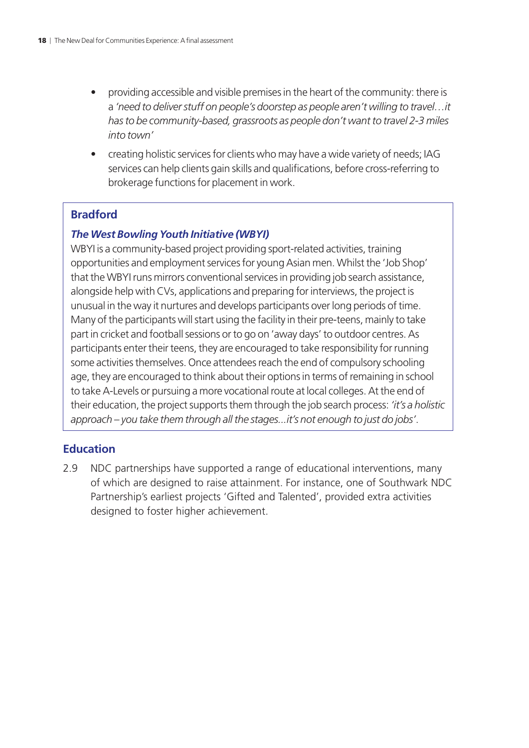- providing accessible and visible premises in the heart of the community: there is a *'need to deliver stuff on people's doorstep as people aren't willing to travel…it has to be community-based, grassroots as people don't want to travel 2-3 miles into town'*
- creating holistic services for clients who may have a wide variety of needs; IAG services can help clients gain skills and qualifications, before cross-referring to brokerage functions for placement in work.

> **Bradford**
>
> ***The West Bowling Youth Initiative (WBYI)***
>
> WBYI is a community-based project providing sport-related activities, training opportunities and employment services for young Asian men. Whilst the 'Job Shop' that the WBYI runs mirrors conventional services in providing job search assistance, alongside help with CVs, applications and preparing for interviews, the project is unusual in the way it nurtures and develops participants over long periods of time. Many of the participants will start using the facility in their pre-teens, mainly to take part in cricket and football sessions or to go on 'away days' to outdoor centres. As participants enter their teens, they are encouraged to take responsibility for running some activities themselves. Once attendees reach the end of compulsory schooling age, they are encouraged to think about their options in terms of remaining in school to take A-Levels or pursuing a more vocational route at local colleges. At the end of their education, the project supports them through the job search process: *'it's a holistic approach – you take them through all the stages...it's not enough to just do jobs'*.

## Education

2.9 NDC partnerships have supported a range of educational interventions, many of which are designed to raise attainment. For instance, one of Southwark NDC Partnership's earliest projects 'Gifted and Talented', provided extra activities designed to foster higher achievement.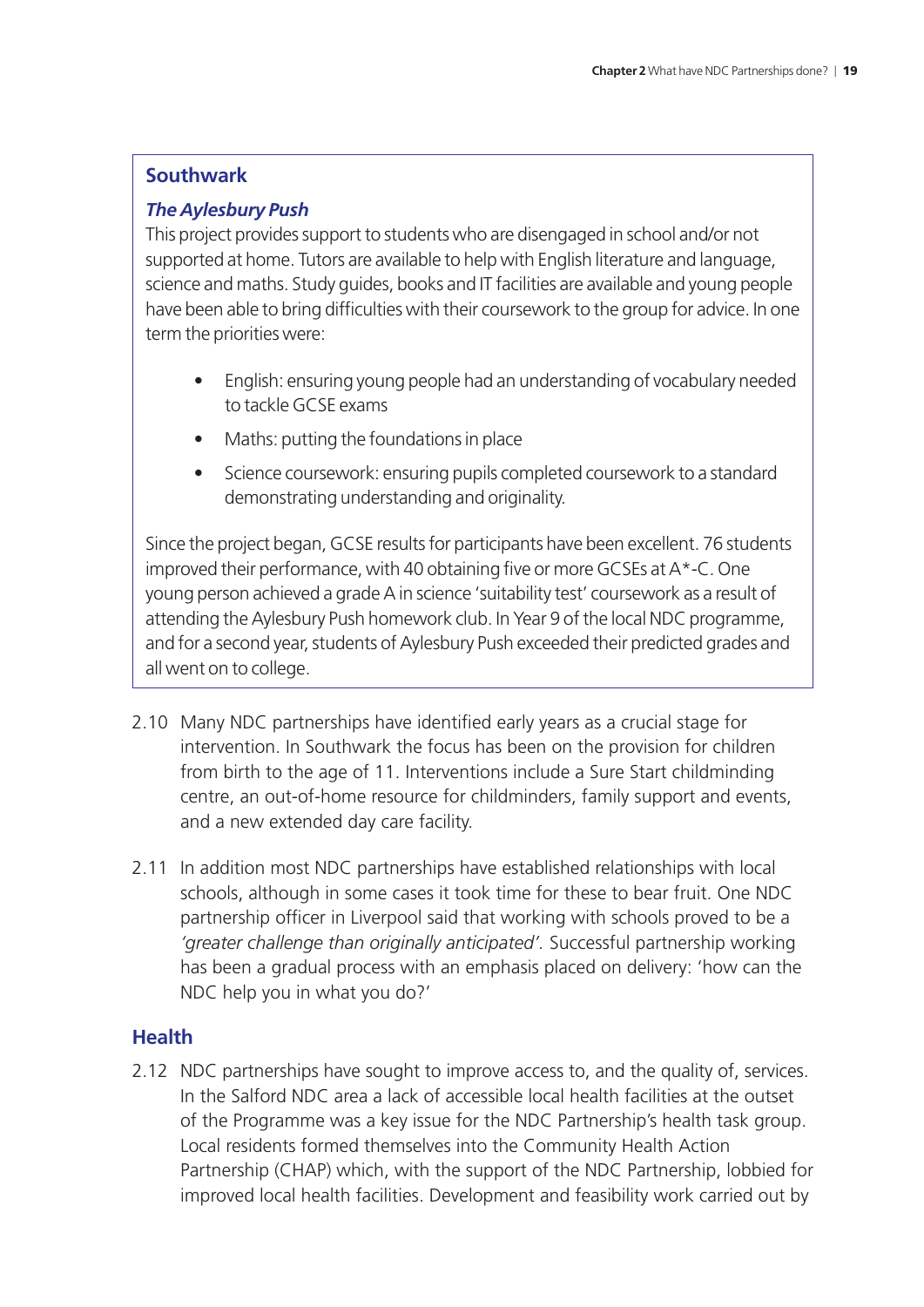### Southwark

***The Aylesbury Push***

This project provides support to students who are disengaged in school and/or not supported at home. Tutors are available to help with English literature and language, science and maths. Study guides, books and IT facilities are available and young people have been able to bring difficulties with their coursework to the group for advice. In one term the priorities were:

- English: ensuring young people had an understanding of vocabulary needed to tackle GCSE exams
- Maths: putting the foundations in place
- Science coursework: ensuring pupils completed coursework to a standard demonstrating understanding and originality.

Since the project began, GCSE results for participants have been excellent. 76 students improved their performance, with 40 obtaining five or more GCSEs at A*-C. One young person achieved a grade A in science 'suitability test' coursework as a result of attending the Aylesbury Push homework club. In Year 9 of the local NDC programme, and for a second year, students of Aylesbury Push exceeded their predicted grades and all went on to college.

2.10 Many NDC partnerships have identified early years as a crucial stage for intervention. In Southwark the focus has been on the provision for children from birth to the age of 11. Interventions include a Sure Start childminding centre, an out-of-home resource for childminders, family support and events, and a new extended day care facility.

2.11 In addition most NDC partnerships have established relationships with local schools, although in some cases it took time for these to bear fruit. One NDC partnership officer in Liverpool said that working with schools proved to be a *'greater challenge than originally anticipated'.* Successful partnership working has been a gradual process with an emphasis placed on delivery: 'how can the NDC help you in what you do?'

## Health

2.12 NDC partnerships have sought to improve access to, and the quality of, services. In the Salford NDC area a lack of accessible local health facilities at the outset of the Programme was a key issue for the NDC Partnership's health task group. Local residents formed themselves into the Community Health Action Partnership (CHAP) which, with the support of the NDC Partnership, lobbied for improved local health facilities. Development and feasibility work carried out by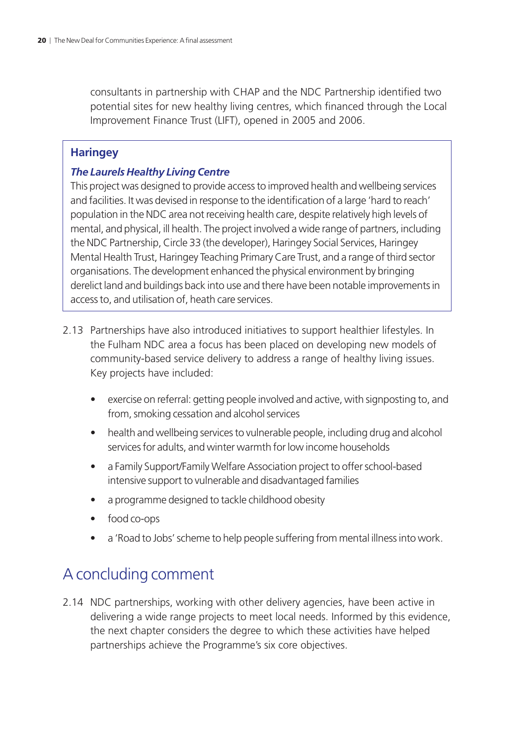consultants in partnership with CHAP and the NDC Partnership identified two potential sites for new healthy living centres, which financed through the Local Improvement Finance Trust (LIFT), opened in 2005 and 2006.

**Haringey**

***The Laurels Healthy Living Centre***

This project was designed to provide access to improved health and wellbeing services and facilities. It was devised in response to the identification of a large 'hard to reach' population in the NDC area not receiving health care, despite relatively high levels of mental, and physical, ill health. The project involved a wide range of partners, including the NDC Partnership, Circle 33 (the developer), Haringey Social Services, Haringey Mental Health Trust, Haringey Teaching Primary Care Trust, and a range of third sector organisations. The development enhanced the physical environment by bringing derelict land and buildings back into use and there have been notable improvements in access to, and utilisation of, heath care services.

2.13 Partnerships have also introduced initiatives to support healthier lifestyles. In the Fulham NDC area a focus has been placed on developing new models of community-based service delivery to address a range of healthy living issues. Key projects have included:

- exercise on referral: getting people involved and active, with signposting to, and from, smoking cessation and alcohol services
- health and wellbeing services to vulnerable people, including drug and alcohol services for adults, and winter warmth for low income households
- a Family Support/Family Welfare Association project to offer school-based intensive support to vulnerable and disadvantaged families
- a programme designed to tackle childhood obesity
- food co-ops
- a 'Road to Jobs' scheme to help people suffering from mental illness into work.

## A concluding comment

2.14 NDC partnerships, working with other delivery agencies, have been active in delivering a wide range projects to meet local needs. Informed by this evidence, the next chapter considers the degree to which these activities have helped partnerships achieve the Programme's six core objectives.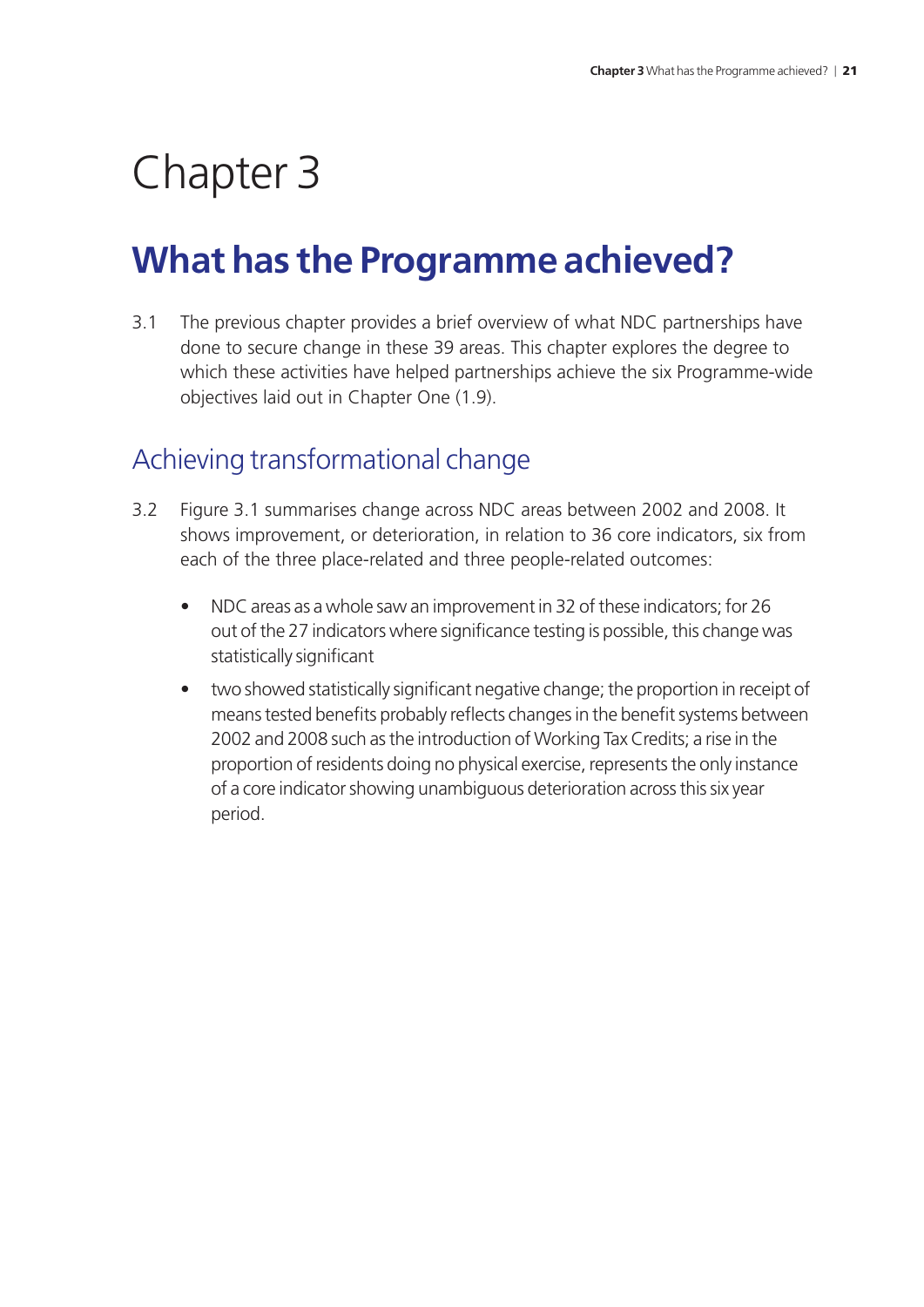# Chapter 3

## What has the Programme achieved?

3.1 The previous chapter provides a brief overview of what NDC partnerships have done to secure change in these 39 areas. This chapter explores the degree to which these activities have helped partnerships achieve the six Programme-wide objectives laid out in Chapter One (1.9).

### Achieving transformational change

3.2 Figure 3.1 summarises change across NDC areas between 2002 and 2008. It shows improvement, or deterioration, in relation to 36 core indicators, six from each of the three place-related and three people-related outcomes:

- NDC areas as a whole saw an improvement in 32 of these indicators; for 26 out of the 27 indicators where significance testing is possible, this change was statistically significant
- two showed statistically significant negative change; the proportion in receipt of means tested benefits probably reflects changes in the benefit systems between 2002 and 2008 such as the introduction of Working Tax Credits; a rise in the proportion of residents doing no physical exercise, represents the only instance of a core indicator showing unambiguous deterioration across this six year period.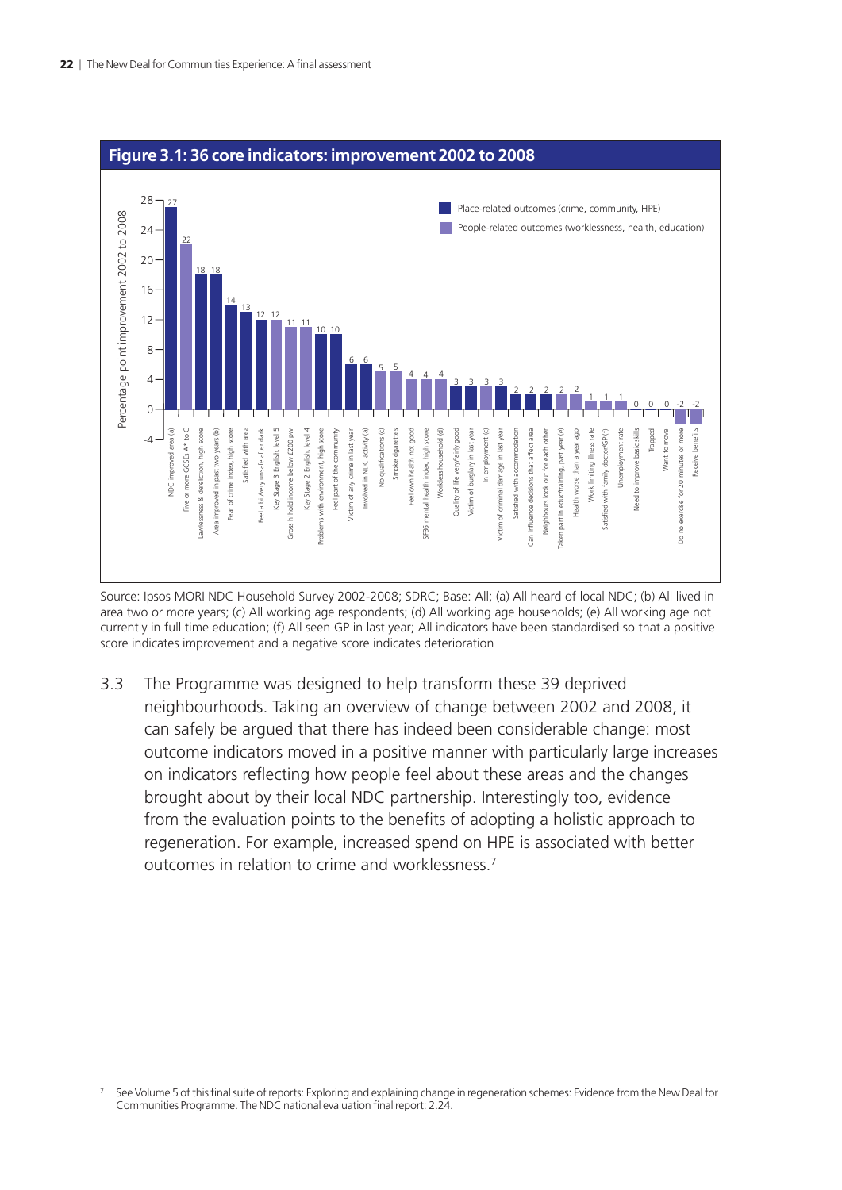## Figure 3.1: 36 core indicators: improvement 2002 to 2008

| Indicator | Type | Percentage point improvement 2002 to 2008 |
|---|---|---|
| NDC improved area (a) | Place-related | 27 |
| Five or more GCSEs A* to C | People-related | 22 |
| Lawlessness & dereliction, high score | Place-related | 18 |
| Area improved in past two years (b) | Place-related | 18 |
| Fear of crime index, high score | Place-related | 14 |
| Satisfied with area | Place-related | 13 |
| Feel a bit/very unsafe after dark | Place-related | 12 |
| Key Stage 3 English, level 5 | People-related | 12 |
| Gross h'hold income below £200 pw | People-related | 11 |
| Key Stage 2 English, level 4 | People-related | 11 |
| Problems with environment, high score | Place-related | 10 |
| Feel part of the community | Place-related | 10 |
| Victim of any crime in last year | Place-related | 6 |
| Involved in NDC activity (a) | Place-related | 6 |
| No qualifications (c) | People-related | 5 |
| Smoke cigarettes | People-related | 5 |
| Feel own health not good | People-related | 4 |
| SF36 mental health index, high score | People-related | 4 |
| Workless household (d) | People-related | 4 |
| Quality of life very/fairly good | Place-related | 3 |
| Victim of burglary in last year | Place-related | 3 |
| In employment (c) | People-related | 3 |
| Victim of criminal damage in last year | Place-related | 3 |
| Satisfied with accommodation | Place-related | 2 |
| Can influence decisions that affect area | Place-related | 2 |
| Neighbours look out for each other | Place-related | 2 |
| Taken part in edu/training, past year (e) | People-related | 2 |
| Health worse than a year ago | People-related | 2 |
| Work limiting illness rate | People-related | 1 |
| Satisfied with family doctor/GP (f) | People-related | 1 |
| Unemployment rate | People-related | 1 |
| Need to improve basic skills | People-related | 0 |
| Trapped | Place-related | 0 |
| Want to move | Place-related | 0 |
| Do no exercise for 20 minutes or more | People-related | -2 |
| Receive benefits | People-related | -2 |

Source: Ipsos MORI NDC Household Survey 2002-2008; SDRC; Base: All; (a) All heard of local NDC; (b) All lived in area two or more years; (c) All working age respondents; (d) All working age households; (e) All working age not currently in full time education; (f) All seen GP in last year; All indicators have been standardised so that a positive score indicates improvement and a negative score indicates deterioration

3.3 The Programme was designed to help transform these 39 deprived neighbourhoods. Taking an overview of change between 2002 and 2008, it can safely be argued that there has indeed been considerable change: most outcome indicators moved in a positive manner with particularly large increases on indicators reflecting how people feel about these areas and the changes brought about by their local NDC partnership. Interestingly too, evidence from the evaluation points to the benefits of adopting a holistic approach to regeneration. For example, increased spend on HPE is associated with better outcomes in relation to crime and worklessness.[7]

[7] See Volume 5 of this final suite of reports: Exploring and explaining change in regeneration schemes: Evidence from the New Deal for Communities Programme. The NDC national evaluation final report: 2.24.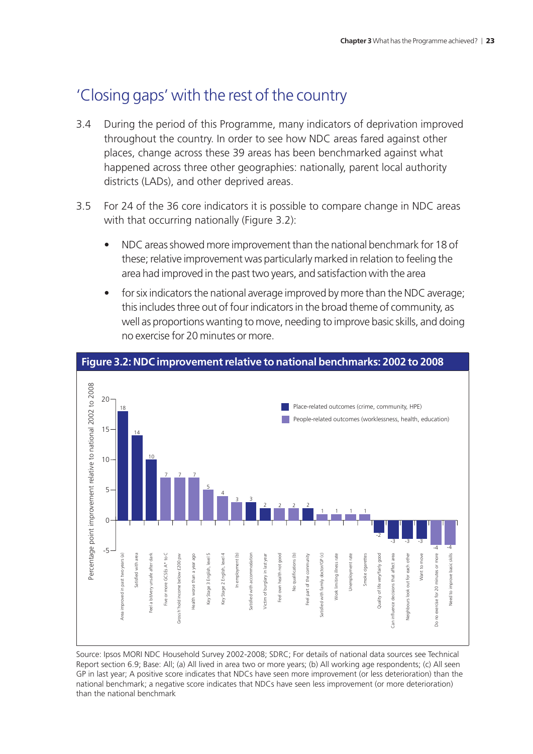## 'Closing gaps' with the rest of the country

3.4 During the period of this Programme, many indicators of deprivation improved throughout the country. In order to see how NDC areas fared against other places, change across these 39 areas has been benchmarked against what happened across three other geographies: nationally, parent local authority districts (LADs), and other deprived areas.

3.5 For 24 of the 36 core indicators it is possible to compare change in NDC areas with that occurring nationally (Figure 3.2):

- NDC areas showed more improvement than the national benchmark for 18 of these; relative improvement was particularly marked in relation to feeling the area had improved in the past two years, and satisfaction with the area
- for six indicators the national average improved by more than the NDC average; this includes three out of four indicators in the broad theme of community, as well as proportions wanting to move, needing to improve basic skills, and doing no exercise for 20 minutes or more.

**Figure 3.2: NDC improvement relative to national benchmarks: 2002 to 2008**

| Indicator | Outcome type | Percentage point improvement relative to national 2002 to 2008 |
|---|---|---|
| Area improved in past two years (a) | Place-related | 18 |
| Satisfied with area | Place-related | 14 |
| Feel a bit/very unsafe after dark | Place-related | 10 |
| Five or more GCSEs A* to C | People-related | 7 |
| Gross h'hold income below £200 pw | People-related | 7 |
| Health worse than a year ago | People-related | 7 |
| Key Stage 3 English, level 5 | People-related | 5 |
| Key Stage 2 English, level 4 | People-related | 4 |
| In employment (b) | People-related | 3 |
| Satisfied with accommodation | Place-related | 3 |
| Victim of burglary in last year | Place-related | 2 |
| Feel own health not good | People-related | 2 |
| No qualifications (b) | People-related | 2 |
| Feel part of the community | Place-related | 2 |
| Satisfied with family doctor/GP (c) | People-related | 1 |
| Work limiting illness rate | People-related | 1 |
| Unemployment rate | People-related | 1 |
| Smoke cigarettes | People-related | 1 |
| Quality of life very/fairly good | Place-related | -2 |
| Can influence decisions that affect area | Place-related | -3 |
| Neighbours look out for each other | Place-related | -3 |
| Want to move | Place-related | -3 |
| Do no exercise for 20 minutes or more | People-related | -4 |
| Need to improve basic skills | People-related | -4 |

Place-related outcomes (crime, community, HPE); People-related outcomes (worklessness, health, education)

Source: Ipsos MORI NDC Household Survey 2002-2008; SDRC; For details of national data sources see Technical Report section 6.9; Base: All; (a) All lived in area two or more years; (b) All working age respondents; (c) All seen GP in last year; A positive score indicates that NDCs have seen more improvement (or less deterioration) than the national benchmark; a negative score indicates that NDCs have seen less improvement (or more deterioration) than the national benchmark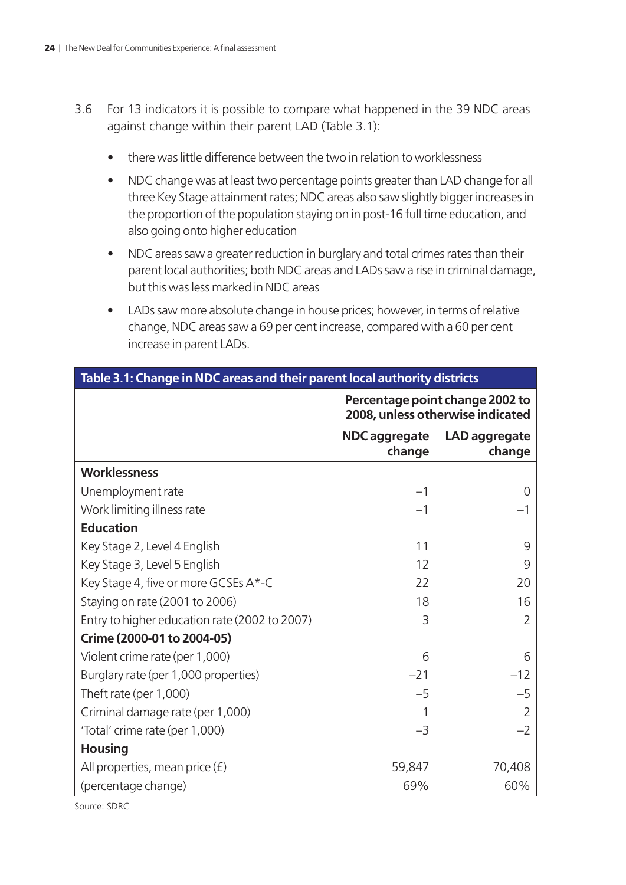3.6 For 13 indicators it is possible to compare what happened in the 39 NDC areas against change within their parent LAD (Table 3.1):

- there was little difference between the two in relation to worklessness
- NDC change was at least two percentage points greater than LAD change for all three Key Stage attainment rates; NDC areas also saw slightly bigger increases in the proportion of the population staying on in post-16 full time education, and also going onto higher education
- NDC areas saw a greater reduction in burglary and total crimes rates than their parent local authorities; both NDC areas and LADs saw a rise in criminal damage, but this was less marked in NDC areas
- LADs saw more absolute change in house prices; however, in terms of relative change, NDC areas saw a 69 per cent increase, compared with a 60 per cent increase in parent LADs.

**Table 3.1: Change in NDC areas and their parent local authority districts**

| | Percentage point change 2002 to 2008, unless otherwise indicated | |
|---|---|---|
| | **NDC aggregate change** | **LAD aggregate change** |
| **Worklessness** | | |
| Unemployment rate | –1 | 0 |
| Work limiting illness rate | –1 | –1 |
| **Education** | | |
| Key Stage 2, Level 4 English | 11 | 9 |
| Key Stage 3, Level 5 English | 12 | 9 |
| Key Stage 4, five or more GCSEs A*-C | 22 | 20 |
| Staying on rate (2001 to 2006) | 18 | 16 |
| Entry to higher education rate (2002 to 2007) | 3 | 2 |
| **Crime (2000-01 to 2004-05)** | | |
| Violent crime rate (per 1,000) | 6 | 6 |
| Burglary rate (per 1,000 properties) | –21 | –12 |
| Theft rate (per 1,000) | –5 | –5 |
| Criminal damage rate (per 1,000) | 1 | 2 |
| 'Total' crime rate (per 1,000) | –3 | –2 |
| **Housing** | | |
| All properties, mean price (£) | 59,847 | 70,408 |
| (percentage change) | 69% | 60% |

Source: SDRC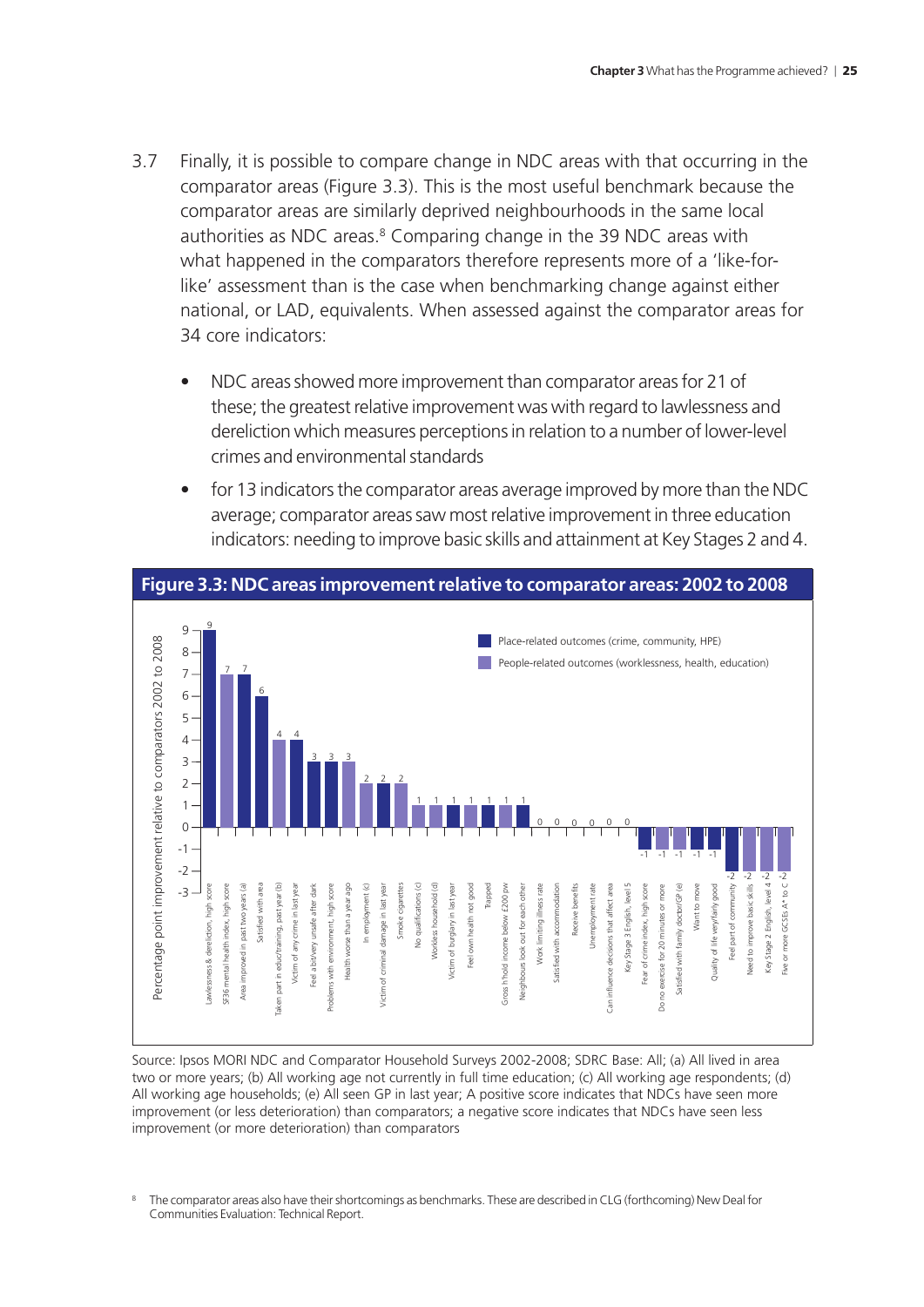3.7 Finally, it is possible to compare change in NDC areas with that occurring in the comparator areas (Figure 3.3). This is the most useful benchmark because the comparator areas are similarly deprived neighbourhoods in the same local authorities as NDC areas.[8] Comparing change in the 39 NDC areas with what happened in the comparators therefore represents more of a 'like-for-like' assessment than is the case when benchmarking change against either national, or LAD, equivalents. When assessed against the comparator areas for 34 core indicators:

- NDC areas showed more improvement than comparator areas for 21 of these; the greatest relative improvement was with regard to lawlessness and dereliction which measures perceptions in relation to a number of lower-level crimes and environmental standards
- for 13 indicators the comparator areas average improved by more than the NDC average; comparator areas saw most relative improvement in three education indicators: needing to improve basic skills and attainment at Key Stages 2 and 4.

**Figure 3.3: NDC areas improvement relative to comparator areas: 2002 to 2008**

Legend: Place-related outcomes (crime, community, HPE); People-related outcomes (worklessness, health, education)

| Indicator | Percentage point improvement relative to comparators 2002 to 2008 |
|---|---|
| Lawlessness & dereliction, high score | 9 |
| SF36 mental health index, high score | 7 |
| Area improved in past two years (a) | 7 |
| Satisfied with area | 6 |
| Taken part in educ/training, past year (b) | 4 |
| Victim of any crime in last year | 4 |
| Feel a bit/very unsafe after dark | 3 |
| Problems with environment, high score | 3 |
| Health worse than a year ago | 3 |
| In employment (c) | 2 |
| Victim of criminal damage in last year | 2 |
| Smoke cigarettes | 2 |
| No qualifications (c) | 1 |
| Workless household (d) | 1 |
| Victim of burglary in last year | 1 |
| Feel own health not good | 1 |
| Trapped | 1 |
| Gross h'hold income below £200 pw | 1 |
| Neighbours look out for each other | 1 |
| Work limiting illness rate | 0 |
| Satisfied with accommodation | 0 |
| Receive benefits | 0 |
| Unemployment rate | 0 |
| Can influence decisions that affect area | 0 |
| Key Stage 3 English, level 5 | 0 |
| Fear of crime index, high score | -1 |
| Do no exercise for 20 minutes or more | -1 |
| Satisfied with family doctor/GP (e) | -1 |
| Want to move | -1 |
| Quality of life very/fairly good | -1 |
| Feel part of community | -2 |
| Need to improve basic skills | -2 |
| Key Stage 2 English, level 4 | -2 |
| Five or more GCSEs A* to C | -2 |

Source: Ipsos MORI NDC and Comparator Household Surveys 2002-2008; SDRC Base: All; (a) All lived in area two or more years; (b) All working age not currently in full time education; (c) All working age respondents; (d) All working age households; (e) All seen GP in last year; A positive score indicates that NDCs have seen more improvement (or less deterioration) than comparators; a negative score indicates that NDCs have seen less improvement (or more deterioration) than comparators

[8] The comparator areas also have their shortcomings as benchmarks. These are described in CLG (forthcoming) New Deal for Communities Evaluation: Technical Report.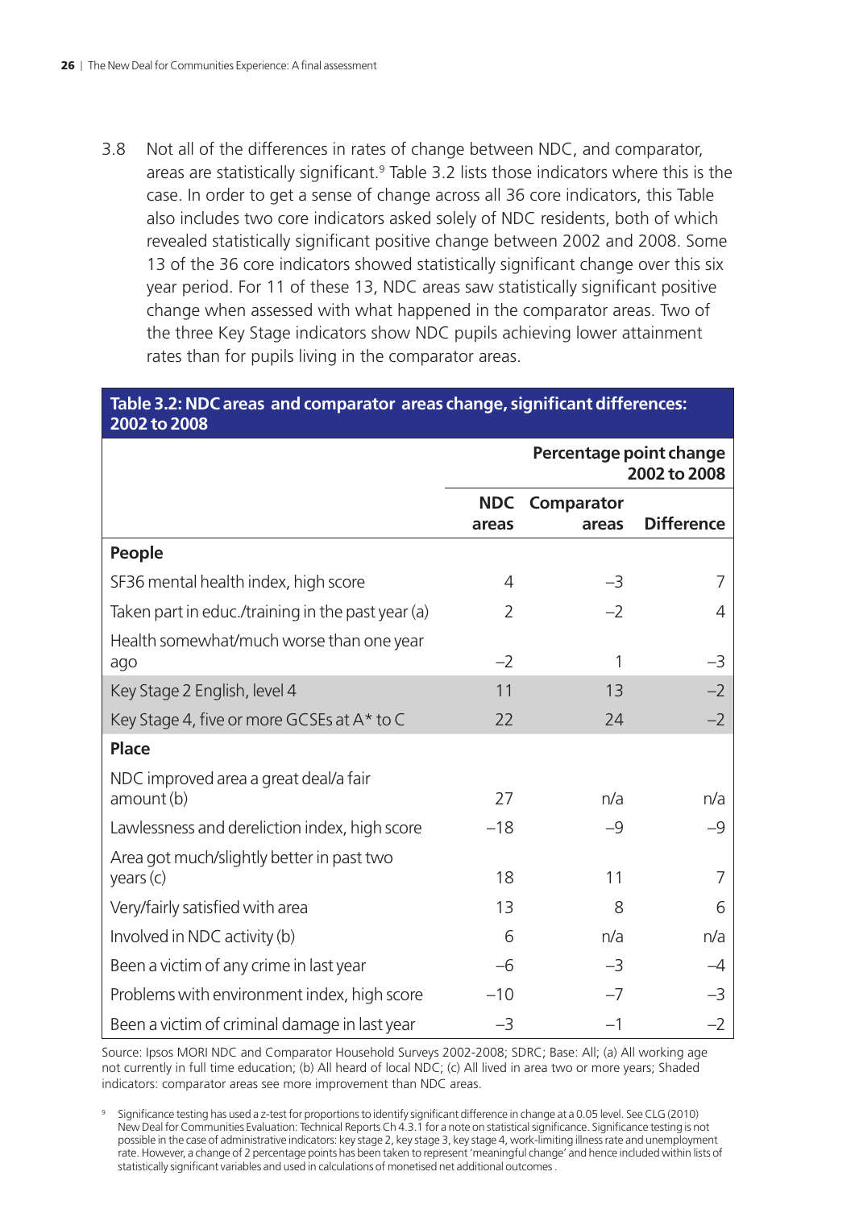3.8 Not all of the differences in rates of change between NDC, and comparator, areas are statistically significant.[9] Table 3.2 lists those indicators where this is the case. In order to get a sense of change across all 36 core indicators, this Table also includes two core indicators asked solely of NDC residents, both of which revealed statistically significant positive change between 2002 and 2008. Some 13 of the 36 core indicators showed statistically significant change over this six year period. For 11 of these 13, NDC areas saw statistically significant positive change when assessed with what happened in the comparator areas. Two of the three Key Stage indicators show NDC pupils achieving lower attainment rates than for pupils living in the comparator areas.

**Table 3.2: NDC areas and comparator areas change, significant differences: 2002 to 2008**

| | Percentage point change 2002 to 2008 | | |
|---|---|---|---|
| | NDC areas | Comparator areas | Difference |
| **People** | | | |
| SF36 mental health index, high score | 4 | –3 | 7 |
| Taken part in educ./training in the past year (a) | 2 | –2 | 4 |
| Health somewhat/much worse than one year ago | –2 | 1 | –3 |
| Key Stage 2 English, level 4 | 11 | 13 | –2 |
| Key Stage 4, five or more GCSEs at A* to C | 22 | 24 | –2 |
| **Place** | | | |
| NDC improved area a great deal/a fair amount (b) | 27 | n/a | n/a |
| Lawlessness and dereliction index, high score | –18 | –9 | –9 |
| Area got much/slightly better in past two years (c) | 18 | 11 | 7 |
| Very/fairly satisfied with area | 13 | 8 | 6 |
| Involved in NDC activity (b) | 6 | n/a | n/a |
| Been a victim of any crime in last year | –6 | –3 | –4 |
| Problems with environment index, high score | –10 | –7 | –3 |
| Been a victim of criminal damage in last year | –3 | –1 | –2 |

Source: Ipsos MORI NDC and Comparator Household Surveys 2002-2008; SDRC; Base: All; (a) All working age not currently in full time education; (b) All heard of local NDC; (c) All lived in area two or more years; Shaded indicators: comparator areas see more improvement than NDC areas.

[9] Significance testing has used a z-test for proportions to identify significant difference in change at a 0.05 level. See CLG (2010) New Deal for Communities Evaluation: Technical Reports Ch 4.3.1 for a note on statistical significance. Significance testing is not possible in the case of administrative indicators: key stage 2, key stage 3, key stage 4, work-limiting illness rate and unemployment rate. However, a change of 2 percentage points has been taken to represent 'meaningful change' and hence included within lists of statistically significant variables and used in calculations of monetised net additional outcomes .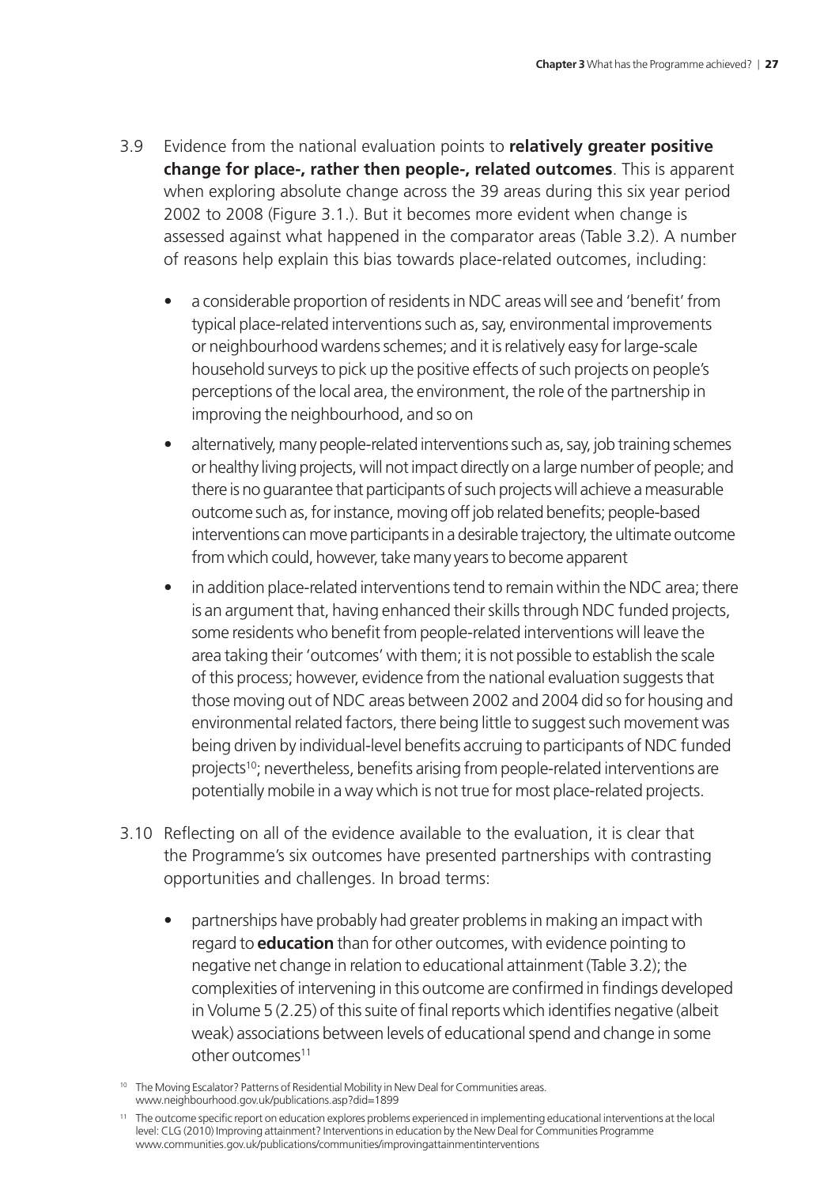3.9 Evidence from the national evaluation points to **relatively greater positive change for place-, rather then people-, related outcomes**. This is apparent when exploring absolute change across the 39 areas during this six year period 2002 to 2008 (Figure 3.1.). But it becomes more evident when change is assessed against what happened in the comparator areas (Table 3.2). A number of reasons help explain this bias towards place-related outcomes, including:

- a considerable proportion of residents in NDC areas will see and 'benefit' from typical place-related interventions such as, say, environmental improvements or neighbourhood wardens schemes; and it is relatively easy for large-scale household surveys to pick up the positive effects of such projects on people's perceptions of the local area, the environment, the role of the partnership in improving the neighbourhood, and so on
- alternatively, many people-related interventions such as, say, job training schemes or healthy living projects, will not impact directly on a large number of people; and there is no guarantee that participants of such projects will achieve a measurable outcome such as, for instance, moving off job related benefits; people-based interventions can move participants in a desirable trajectory, the ultimate outcome from which could, however, take many years to become apparent
- in addition place-related interventions tend to remain within the NDC area; there is an argument that, having enhanced their skills through NDC funded projects, some residents who benefit from people-related interventions will leave the area taking their 'outcomes' with them; it is not possible to establish the scale of this process; however, evidence from the national evaluation suggests that those moving out of NDC areas between 2002 and 2004 did so for housing and environmental related factors, there being little to suggest such movement was being driven by individual-level benefits accruing to participants of NDC funded projects[10]; nevertheless, benefits arising from people-related interventions are potentially mobile in a way which is not true for most place-related projects.

3.10 Reflecting on all of the evidence available to the evaluation, it is clear that the Programme's six outcomes have presented partnerships with contrasting opportunities and challenges. In broad terms:

- partnerships have probably had greater problems in making an impact with regard to **education** than for other outcomes, with evidence pointing to negative net change in relation to educational attainment (Table 3.2); the complexities of intervening in this outcome are confirmed in findings developed in Volume 5 (2.25) of this suite of final reports which identifies negative (albeit weak) associations between levels of educational spend and change in some other outcomes[11]

[10] The Moving Escalator? Patterns of Residential Mobility in New Deal for Communities areas. www.neighbourhood.gov.uk/publications.asp?did=1899

[11] The outcome specific report on education explores problems experienced in implementing educational interventions at the local level: CLG (2010) Improving attainment? Interventions in education by the New Deal for Communities Programme www.communities.gov.uk/publications/communities/improvingattainmentinterventions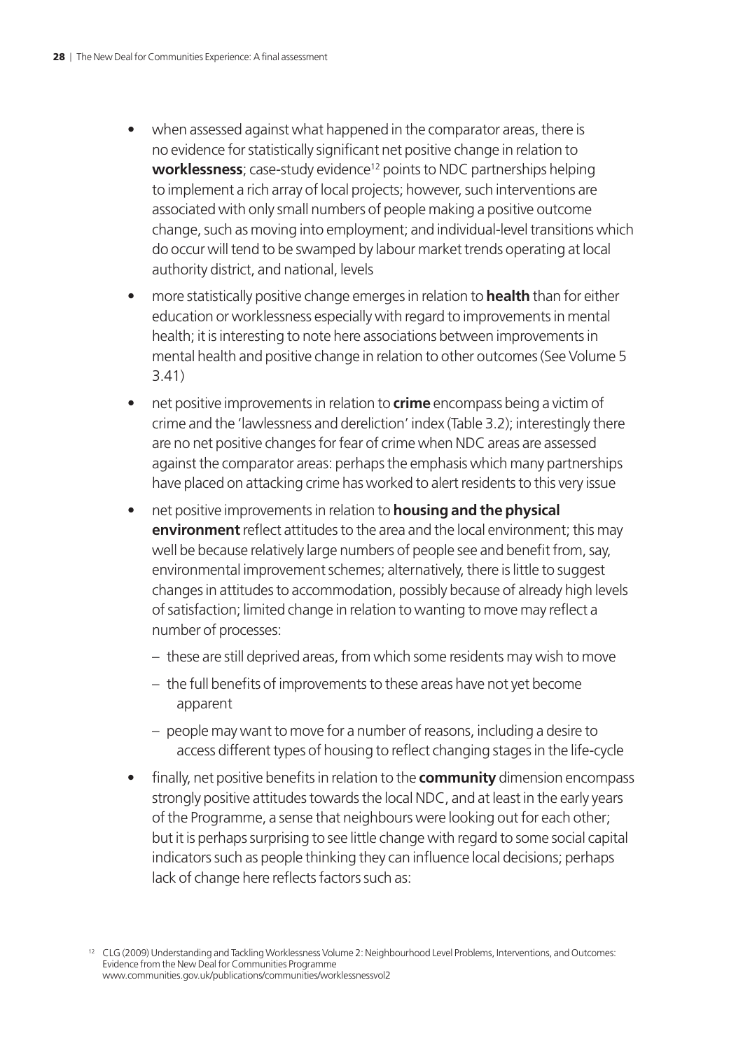- when assessed against what happened in the comparator areas, there is no evidence for statistically significant net positive change in relation to **worklessness**; case-study evidence[12] points to NDC partnerships helping to implement a rich array of local projects; however, such interventions are associated with only small numbers of people making a positive outcome change, such as moving into employment; and individual-level transitions which do occur will tend to be swamped by labour market trends operating at local authority district, and national, levels
- more statistically positive change emerges in relation to **health** than for either education or worklessness especially with regard to improvements in mental health; it is interesting to note here associations between improvements in mental health and positive change in relation to other outcomes (See Volume 5 3.41)
- net positive improvements in relation to **crime** encompass being a victim of crime and the 'lawlessness and dereliction' index (Table 3.2); interestingly there are no net positive changes for fear of crime when NDC areas are assessed against the comparator areas: perhaps the emphasis which many partnerships have placed on attacking crime has worked to alert residents to this very issue
- net positive improvements in relation to **housing and the physical environment** reflect attitudes to the area and the local environment; this may well be because relatively large numbers of people see and benefit from, say, environmental improvement schemes; alternatively, there is little to suggest changes in attitudes to accommodation, possibly because of already high levels of satisfaction; limited change in relation to wanting to move may reflect a number of processes:
  - these are still deprived areas, from which some residents may wish to move
  - the full benefits of improvements to these areas have not yet become apparent
  - people may want to move for a number of reasons, including a desire to access different types of housing to reflect changing stages in the life-cycle
- finally, net positive benefits in relation to the **community** dimension encompass strongly positive attitudes towards the local NDC, and at least in the early years of the Programme, a sense that neighbours were looking out for each other; but it is perhaps surprising to see little change with regard to some social capital indicators such as people thinking they can influence local decisions; perhaps lack of change here reflects factors such as:

[12] CLG (2009) Understanding and Tackling Worklessness Volume 2: Neighbourhood Level Problems, Interventions, and Outcomes: Evidence from the New Deal for Communities Programme www.communities.gov.uk/publications/communities/worklessnessvol2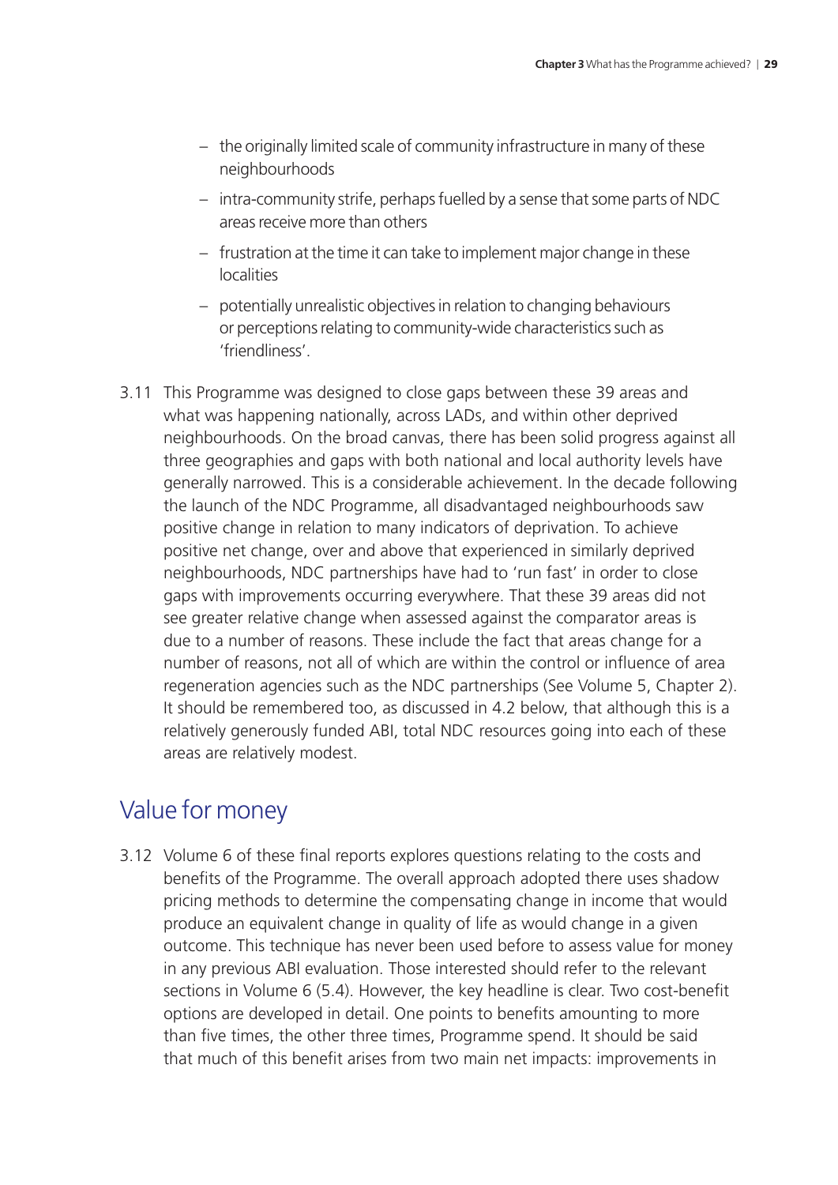- the originally limited scale of community infrastructure in many of these neighbourhoods
- intra-community strife, perhaps fuelled by a sense that some parts of NDC areas receive more than others
- frustration at the time it can take to implement major change in these localities
- potentially unrealistic objectives in relation to changing behaviours or perceptions relating to community-wide characteristics such as 'friendliness'.

3.11 This Programme was designed to close gaps between these 39 areas and what was happening nationally, across LADs, and within other deprived neighbourhoods. On the broad canvas, there has been solid progress against all three geographies and gaps with both national and local authority levels have generally narrowed. This is a considerable achievement. In the decade following the launch of the NDC Programme, all disadvantaged neighbourhoods saw positive change in relation to many indicators of deprivation. To achieve positive net change, over and above that experienced in similarly deprived neighbourhoods, NDC partnerships have had to 'run fast' in order to close gaps with improvements occurring everywhere. That these 39 areas did not see greater relative change when assessed against the comparator areas is due to a number of reasons. These include the fact that areas change for a number of reasons, not all of which are within the control or influence of area regeneration agencies such as the NDC partnerships (See Volume 5, Chapter 2). It should be remembered too, as discussed in 4.2 below, that although this is a relatively generously funded ABI, total NDC resources going into each of these areas are relatively modest.

## Value for money

3.12 Volume 6 of these final reports explores questions relating to the costs and benefits of the Programme. The overall approach adopted there uses shadow pricing methods to determine the compensating change in income that would produce an equivalent change in quality of life as would change in a given outcome. This technique has never been used before to assess value for money in any previous ABI evaluation. Those interested should refer to the relevant sections in Volume 6 (5.4). However, the key headline is clear. Two cost-benefit options are developed in detail. One points to benefits amounting to more than five times, the other three times, Programme spend. It should be said that much of this benefit arises from two main net impacts: improvements in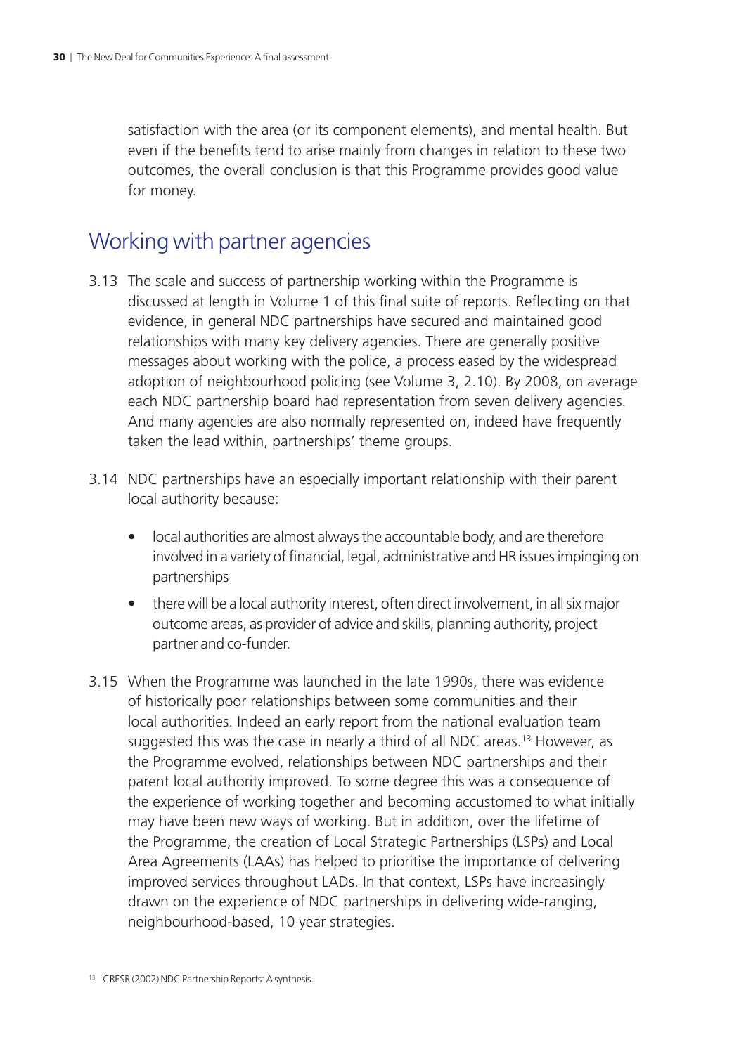satisfaction with the area (or its component elements), and mental health. But even if the benefits tend to arise mainly from changes in relation to these two outcomes, the overall conclusion is that this Programme provides good value for money.

## Working with partner agencies

3.13 The scale and success of partnership working within the Programme is discussed at length in Volume 1 of this final suite of reports. Reflecting on that evidence, in general NDC partnerships have secured and maintained good relationships with many key delivery agencies. There are generally positive messages about working with the police, a process eased by the widespread adoption of neighbourhood policing (see Volume 3, 2.10). By 2008, on average each NDC partnership board had representation from seven delivery agencies. And many agencies are also normally represented on, indeed have frequently taken the lead within, partnerships' theme groups.

3.14 NDC partnerships have an especially important relationship with their parent local authority because:

- local authorities are almost always the accountable body, and are therefore involved in a variety of financial, legal, administrative and HR issues impinging on partnerships
- there will be a local authority interest, often direct involvement, in all six major outcome areas, as provider of advice and skills, planning authority, project partner and co-funder.

3.15 When the Programme was launched in the late 1990s, there was evidence of historically poor relationships between some communities and their local authorities. Indeed an early report from the national evaluation team suggested this was the case in nearly a third of all NDC areas.[13] However, as the Programme evolved, relationships between NDC partnerships and their parent local authority improved. To some degree this was a consequence of the experience of working together and becoming accustomed to what initially may have been new ways of working. But in addition, over the lifetime of the Programme, the creation of Local Strategic Partnerships (LSPs) and Local Area Agreements (LAAs) has helped to prioritise the importance of delivering improved services throughout LADs. In that context, LSPs have increasingly drawn on the experience of NDC partnerships in delivering wide-ranging, neighbourhood-based, 10 year strategies.

[13] CRESR (2002) NDC Partnership Reports: A synthesis.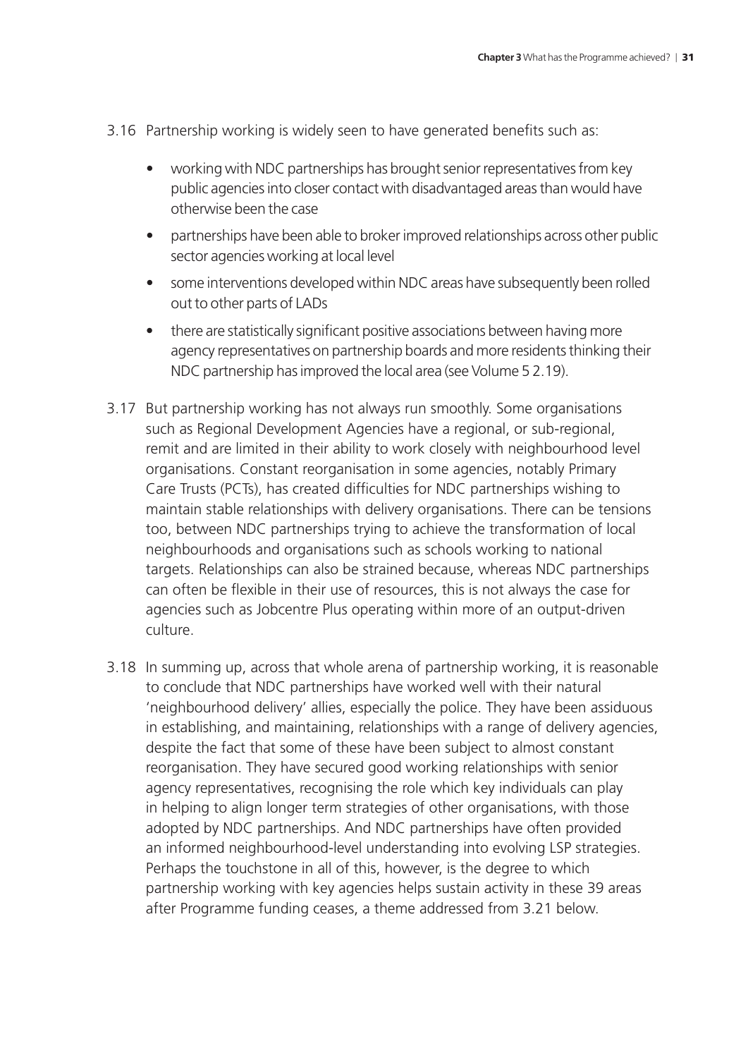3.16 Partnership working is widely seen to have generated benefits such as:

- working with NDC partnerships has brought senior representatives from key public agencies into closer contact with disadvantaged areas than would have otherwise been the case
- partnerships have been able to broker improved relationships across other public sector agencies working at local level
- some interventions developed within NDC areas have subsequently been rolled out to other parts of LADs
- there are statistically significant positive associations between having more agency representatives on partnership boards and more residents thinking their NDC partnership has improved the local area (see Volume 5 2.19).

3.17 But partnership working has not always run smoothly. Some organisations such as Regional Development Agencies have a regional, or sub-regional, remit and are limited in their ability to work closely with neighbourhood level organisations. Constant reorganisation in some agencies, notably Primary Care Trusts (PCTs), has created difficulties for NDC partnerships wishing to maintain stable relationships with delivery organisations. There can be tensions too, between NDC partnerships trying to achieve the transformation of local neighbourhoods and organisations such as schools working to national targets. Relationships can also be strained because, whereas NDC partnerships can often be flexible in their use of resources, this is not always the case for agencies such as Jobcentre Plus operating within more of an output-driven culture.

3.18 In summing up, across that whole arena of partnership working, it is reasonable to conclude that NDC partnerships have worked well with their natural 'neighbourhood delivery' allies, especially the police. They have been assiduous in establishing, and maintaining, relationships with a range of delivery agencies, despite the fact that some of these have been subject to almost constant reorganisation. They have secured good working relationships with senior agency representatives, recognising the role which key individuals can play in helping to align longer term strategies of other organisations, with those adopted by NDC partnerships. And NDC partnerships have often provided an informed neighbourhood-level understanding into evolving LSP strategies. Perhaps the touchstone in all of this, however, is the degree to which partnership working with key agencies helps sustain activity in these 39 areas after Programme funding ceases, a theme addressed from 3.21 below.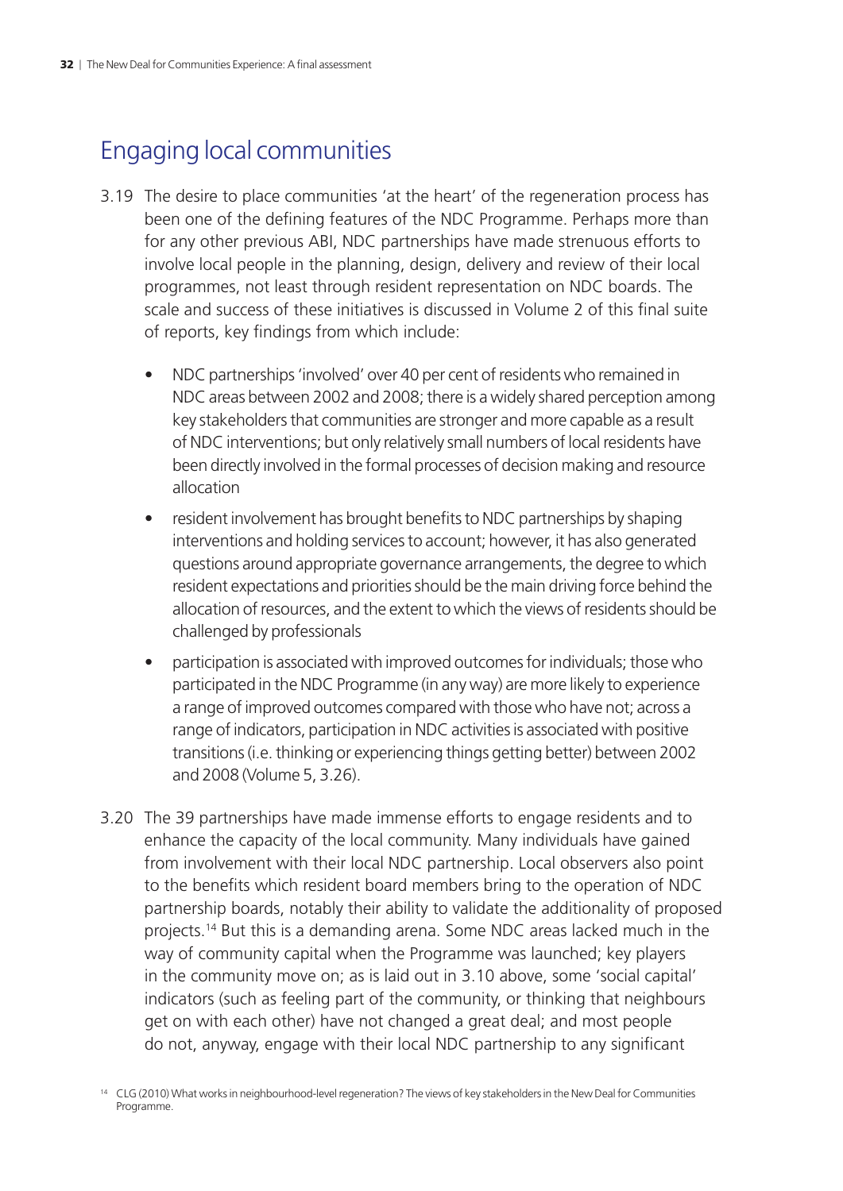## Engaging local communities

3.19 The desire to place communities 'at the heart' of the regeneration process has been one of the defining features of the NDC Programme. Perhaps more than for any other previous ABI, NDC partnerships have made strenuous efforts to involve local people in the planning, design, delivery and review of their local programmes, not least through resident representation on NDC boards. The scale and success of these initiatives is discussed in Volume 2 of this final suite of reports, key findings from which include:

- NDC partnerships 'involved' over 40 per cent of residents who remained in NDC areas between 2002 and 2008; there is a widely shared perception among key stakeholders that communities are stronger and more capable as a result of NDC interventions; but only relatively small numbers of local residents have been directly involved in the formal processes of decision making and resource allocation
- resident involvement has brought benefits to NDC partnerships by shaping interventions and holding services to account; however, it has also generated questions around appropriate governance arrangements, the degree to which resident expectations and priorities should be the main driving force behind the allocation of resources, and the extent to which the views of residents should be challenged by professionals
- participation is associated with improved outcomes for individuals; those who participated in the NDC Programme (in any way) are more likely to experience a range of improved outcomes compared with those who have not; across a range of indicators, participation in NDC activities is associated with positive transitions (i.e. thinking or experiencing things getting better) between 2002 and 2008 (Volume 5, 3.26).

3.20 The 39 partnerships have made immense efforts to engage residents and to enhance the capacity of the local community. Many individuals have gained from involvement with their local NDC partnership. Local observers also point to the benefits which resident board members bring to the operation of NDC partnership boards, notably their ability to validate the additionality of proposed projects.[14] But this is a demanding arena. Some NDC areas lacked much in the way of community capital when the Programme was launched; key players in the community move on; as is laid out in 3.10 above, some 'social capital' indicators (such as feeling part of the community, or thinking that neighbours get on with each other) have not changed a great deal; and most people do not, anyway, engage with their local NDC partnership to any significant

[14] CLG (2010) What works in neighbourhood-level regeneration? The views of key stakeholders in the New Deal for Communities Programme.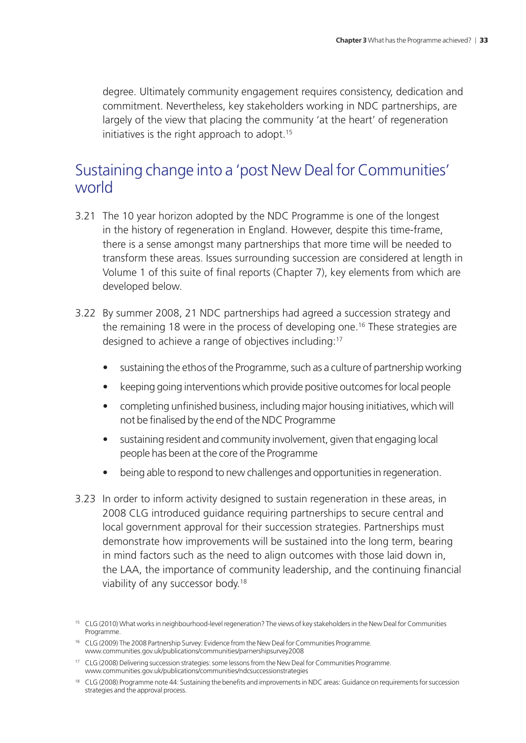degree. Ultimately community engagement requires consistency, dedication and commitment. Nevertheless, key stakeholders working in NDC partnerships, are largely of the view that placing the community 'at the heart' of regeneration initiatives is the right approach to adopt.[15]

## Sustaining change into a 'post New Deal for Communities' world

3.21 The 10 year horizon adopted by the NDC Programme is one of the longest in the history of regeneration in England. However, despite this time-frame, there is a sense amongst many partnerships that more time will be needed to transform these areas. Issues surrounding succession are considered at length in Volume 1 of this suite of final reports (Chapter 7), key elements from which are developed below.

3.22 By summer 2008, 21 NDC partnerships had agreed a succession strategy and the remaining 18 were in the process of developing one.[16] These strategies are designed to achieve a range of objectives including:[17]

- sustaining the ethos of the Programme, such as a culture of partnership working
- keeping going interventions which provide positive outcomes for local people
- completing unfinished business, including major housing initiatives, which will not be finalised by the end of the NDC Programme
- sustaining resident and community involvement, given that engaging local people has been at the core of the Programme
- being able to respond to new challenges and opportunities in regeneration.

3.23 In order to inform activity designed to sustain regeneration in these areas, in 2008 CLG introduced guidance requiring partnerships to secure central and local government approval for their succession strategies. Partnerships must demonstrate how improvements will be sustained into the long term, bearing in mind factors such as the need to align outcomes with those laid down in, the LAA, the importance of community leadership, and the continuing financial viability of any successor body.[18]

---

[15] CLG (2010) What works in neighbourhood-level regeneration? The views of key stakeholders in the New Deal for Communities Programme.

[16] CLG (2009) The 2008 Partnership Survey: Evidence from the New Deal for Communities Programme. www.communities.gov.uk/publications/communities/parnershipsurvey2008

[17] CLG (2008) Delivering succession strategies: some lessons from the New Deal for Communities Programme. www.communities.gov.uk/publications/communities/ndcsuccessionstrategies

[18] CLG (2008) Programme note 44: Sustaining the benefits and improvements in NDC areas: Guidance on requirements for succession strategies and the approval process.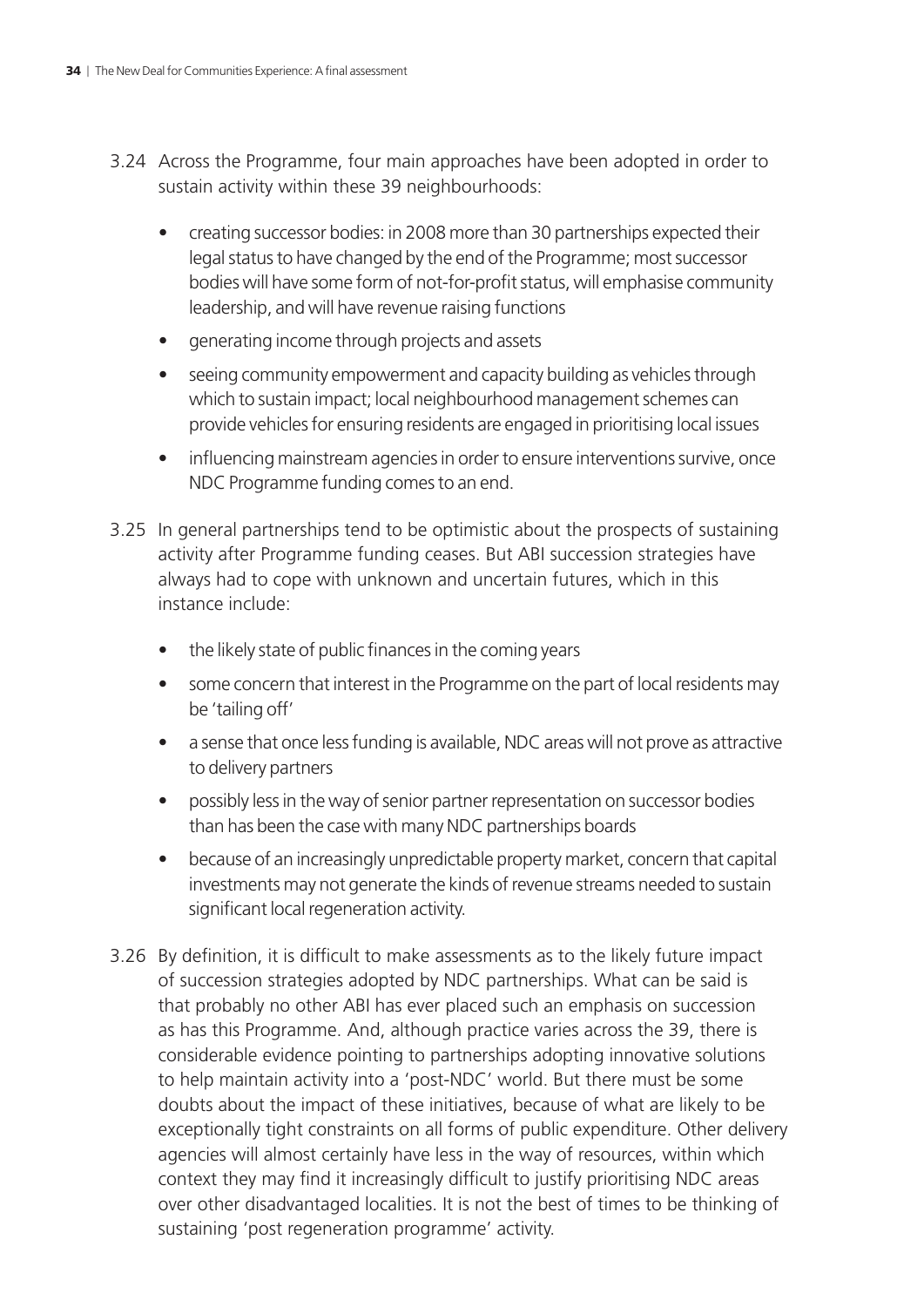3.24 Across the Programme, four main approaches have been adopted in order to sustain activity within these 39 neighbourhoods:

- creating successor bodies: in 2008 more than 30 partnerships expected their legal status to have changed by the end of the Programme; most successor bodies will have some form of not-for-profit status, will emphasise community leadership, and will have revenue raising functions
- generating income through projects and assets
- seeing community empowerment and capacity building as vehicles through which to sustain impact; local neighbourhood management schemes can provide vehicles for ensuring residents are engaged in prioritising local issues
- influencing mainstream agencies in order to ensure interventions survive, once NDC Programme funding comes to an end.

3.25 In general partnerships tend to be optimistic about the prospects of sustaining activity after Programme funding ceases. But ABI succession strategies have always had to cope with unknown and uncertain futures, which in this instance include:

- the likely state of public finances in the coming years
- some concern that interest in the Programme on the part of local residents may be 'tailing off'
- a sense that once less funding is available, NDC areas will not prove as attractive to delivery partners
- possibly less in the way of senior partner representation on successor bodies than has been the case with many NDC partnerships boards
- because of an increasingly unpredictable property market, concern that capital investments may not generate the kinds of revenue streams needed to sustain significant local regeneration activity.

3.26 By definition, it is difficult to make assessments as to the likely future impact of succession strategies adopted by NDC partnerships. What can be said is that probably no other ABI has ever placed such an emphasis on succession as has this Programme. And, although practice varies across the 39, there is considerable evidence pointing to partnerships adopting innovative solutions to help maintain activity into a 'post-NDC' world. But there must be some doubts about the impact of these initiatives, because of what are likely to be exceptionally tight constraints on all forms of public expenditure. Other delivery agencies will almost certainly have less in the way of resources, within which context they may find it increasingly difficult to justify prioritising NDC areas over other disadvantaged localities. It is not the best of times to be thinking of sustaining 'post regeneration programme' activity.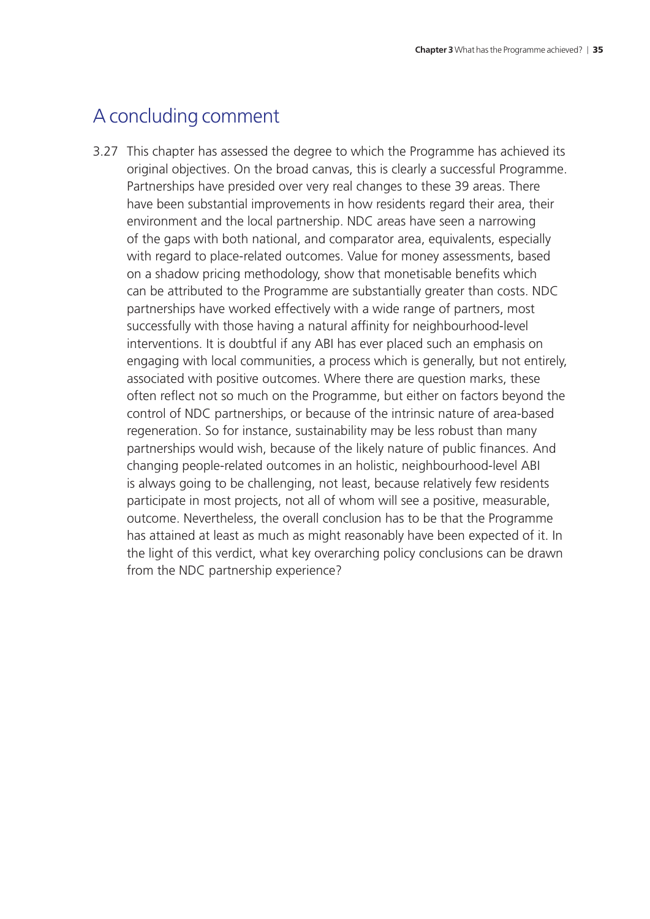## A concluding comment

3.27 This chapter has assessed the degree to which the Programme has achieved its original objectives. On the broad canvas, this is clearly a successful Programme. Partnerships have presided over very real changes to these 39 areas. There have been substantial improvements in how residents regard their area, their environment and the local partnership. NDC areas have seen a narrowing of the gaps with both national, and comparator area, equivalents, especially with regard to place-related outcomes. Value for money assessments, based on a shadow pricing methodology, show that monetisable benefits which can be attributed to the Programme are substantially greater than costs. NDC partnerships have worked effectively with a wide range of partners, most successfully with those having a natural affinity for neighbourhood-level interventions. It is doubtful if any ABI has ever placed such an emphasis on engaging with local communities, a process which is generally, but not entirely, associated with positive outcomes. Where there are question marks, these often reflect not so much on the Programme, but either on factors beyond the control of NDC partnerships, or because of the intrinsic nature of area-based regeneration. So for instance, sustainability may be less robust than many partnerships would wish, because of the likely nature of public finances. And changing people-related outcomes in an holistic, neighbourhood-level ABI is always going to be challenging, not least, because relatively few residents participate in most projects, not all of whom will see a positive, measurable, outcome. Nevertheless, the overall conclusion has to be that the Programme has attained at least as much as might reasonably have been expected of it. In the light of this verdict, what key overarching policy conclusions can be drawn from the NDC partnership experience?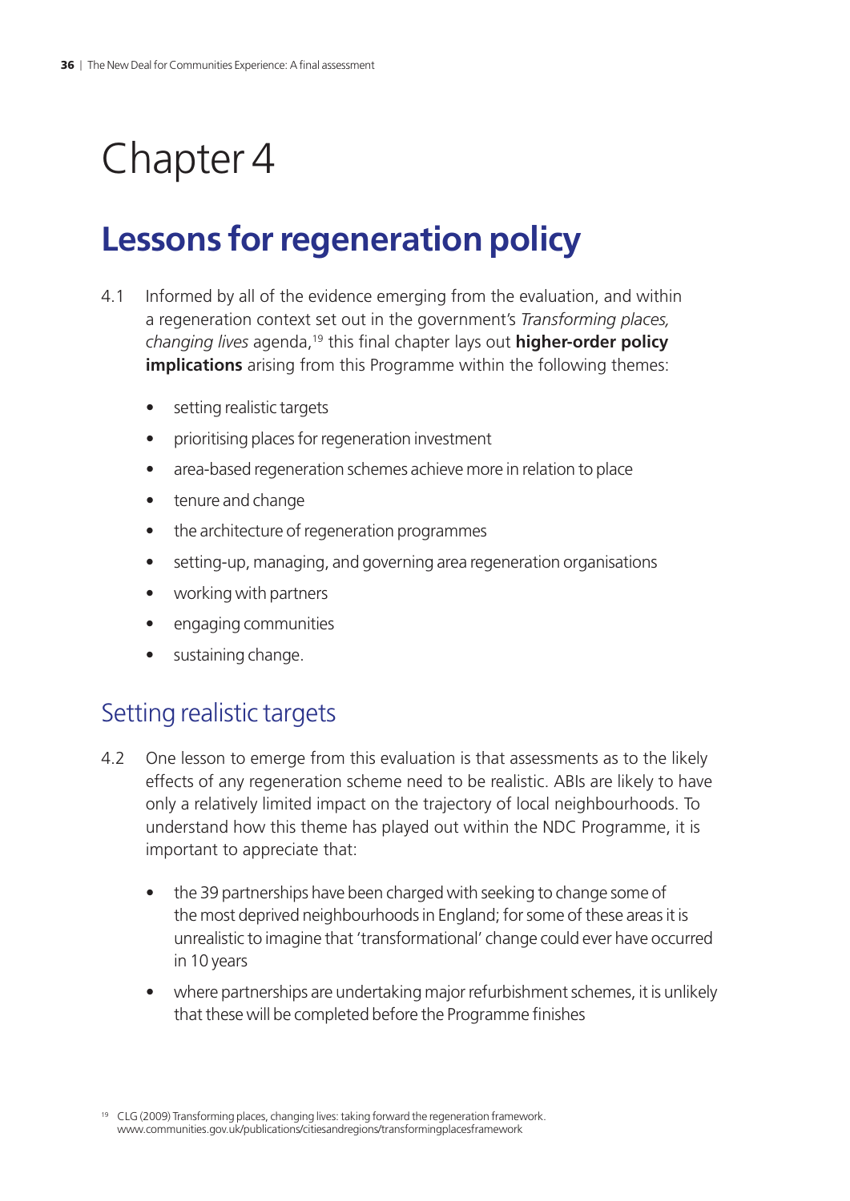# Chapter 4

## Lessons for regeneration policy

4.1 Informed by all of the evidence emerging from the evaluation, and within a regeneration context set out in the government's *Transforming places, changing lives* agenda,[19] this final chapter lays out **higher-order policy implications** arising from this Programme within the following themes:

- setting realistic targets
- prioritising places for regeneration investment
- area-based regeneration schemes achieve more in relation to place
- tenure and change
- the architecture of regeneration programmes
- setting-up, managing, and governing area regeneration organisations
- working with partners
- engaging communities
- sustaining change.

### Setting realistic targets

4.2 One lesson to emerge from this evaluation is that assessments as to the likely effects of any regeneration scheme need to be realistic. ABIs are likely to have only a relatively limited impact on the trajectory of local neighbourhoods. To understand how this theme has played out within the NDC Programme, it is important to appreciate that:

- the 39 partnerships have been charged with seeking to change some of the most deprived neighbourhoods in England; for some of these areas it is unrealistic to imagine that 'transformational' change could ever have occurred in 10 years
- where partnerships are undertaking major refurbishment schemes, it is unlikely that these will be completed before the Programme finishes

[19] CLG (2009) Transforming places, changing lives: taking forward the regeneration framework. www.communities.gov.uk/publications/citiesandregions/transformingplacesframework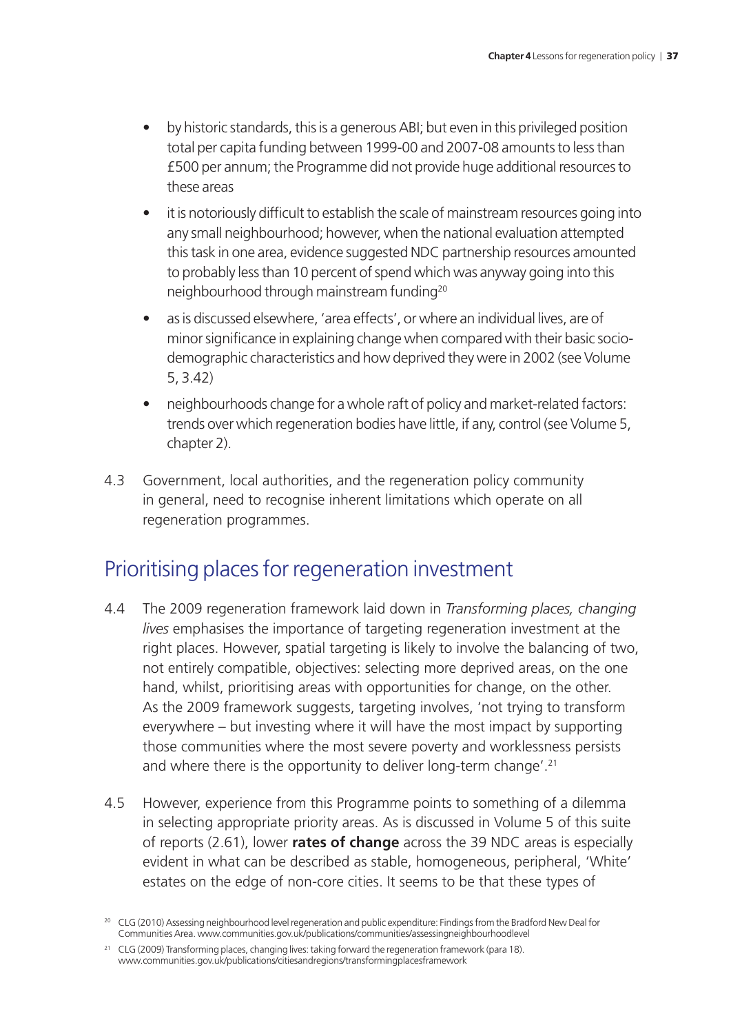- by historic standards, this is a generous ABI; but even in this privileged position total per capita funding between 1999-00 and 2007-08 amounts to less than £500 per annum; the Programme did not provide huge additional resources to these areas
- it is notoriously difficult to establish the scale of mainstream resources going into any small neighbourhood; however, when the national evaluation attempted this task in one area, evidence suggested NDC partnership resources amounted to probably less than 10 percent of spend which was anyway going into this neighbourhood through mainstream funding[20]
- as is discussed elsewhere, 'area effects', or where an individual lives, are of minor significance in explaining change when compared with their basic socio-demographic characteristics and how deprived they were in 2002 (see Volume 5, 3.42)
- neighbourhoods change for a whole raft of policy and market-related factors: trends over which regeneration bodies have little, if any, control (see Volume 5, chapter 2).

4.3 Government, local authorities, and the regeneration policy community in general, need to recognise inherent limitations which operate on all regeneration programmes.

## Prioritising places for regeneration investment

4.4 The 2009 regeneration framework laid down in *Transforming places, changing lives* emphasises the importance of targeting regeneration investment at the right places. However, spatial targeting is likely to involve the balancing of two, not entirely compatible, objectives: selecting more deprived areas, on the one hand, whilst, prioritising areas with opportunities for change, on the other. As the 2009 framework suggests, targeting involves, 'not trying to transform everywhere – but investing where it will have the most impact by supporting those communities where the most severe poverty and worklessness persists and where there is the opportunity to deliver long-term change'.[21]

4.5 However, experience from this Programme points to something of a dilemma in selecting appropriate priority areas. As is discussed in Volume 5 of this suite of reports (2.61), lower **rates of change** across the 39 NDC areas is especially evident in what can be described as stable, homogeneous, peripheral, 'White' estates on the edge of non-core cities. It seems to be that these types of

[20] CLG (2010) Assessing neighbourhood level regeneration and public expenditure: Findings from the Bradford New Deal for Communities Area. www.communities.gov.uk/publications/communities/assessingneighbourhoodlevel

[21] CLG (2009) Transforming places, changing lives: taking forward the regeneration framework (para 18). www.communities.gov.uk/publications/citiesandregions/transformingplacesframework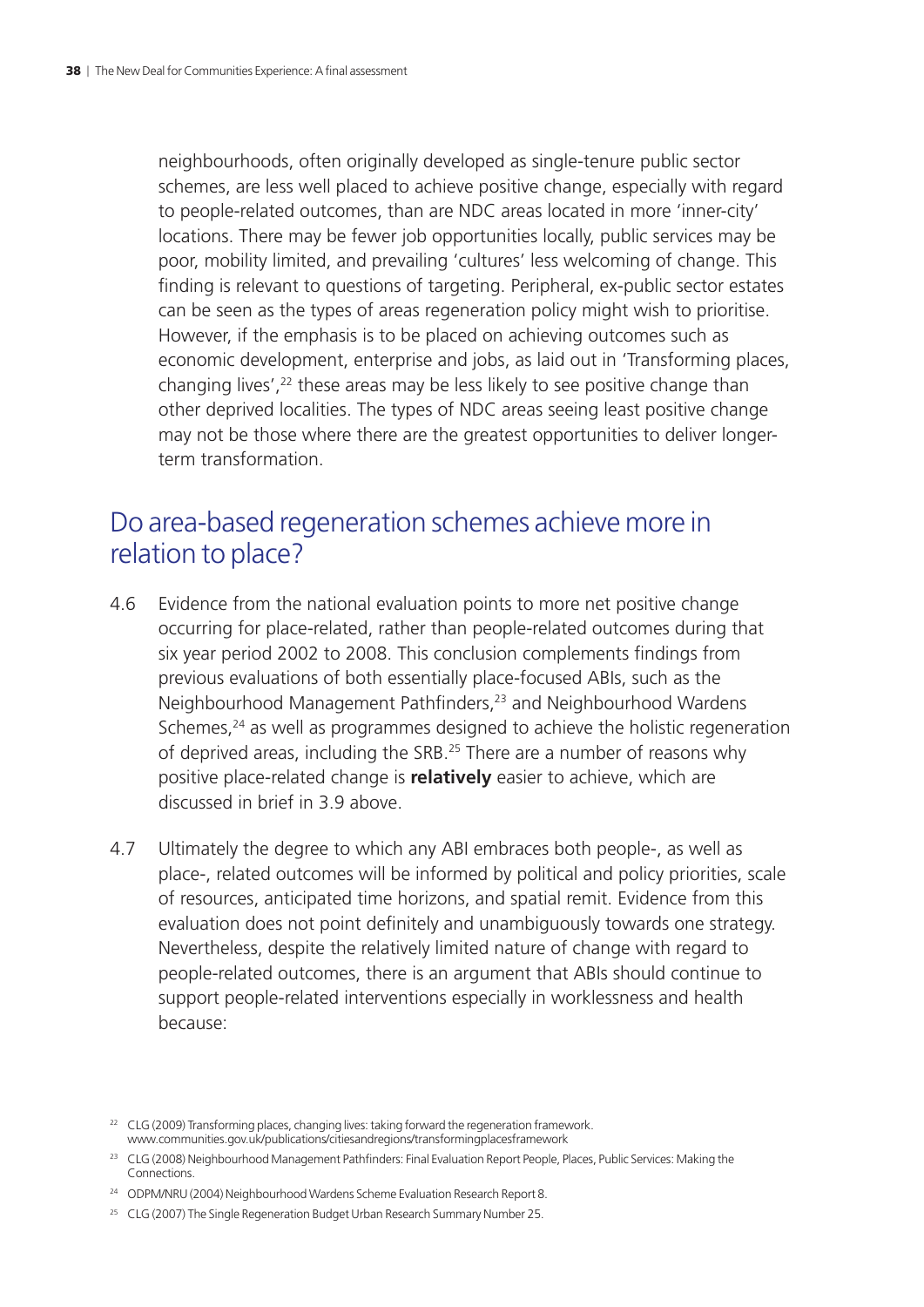neighbourhoods, often originally developed as single-tenure public sector schemes, are less well placed to achieve positive change, especially with regard to people-related outcomes, than are NDC areas located in more 'inner-city' locations. There may be fewer job opportunities locally, public services may be poor, mobility limited, and prevailing 'cultures' less welcoming of change. This finding is relevant to questions of targeting. Peripheral, ex-public sector estates can be seen as the types of areas regeneration policy might wish to prioritise. However, if the emphasis is to be placed on achieving outcomes such as economic development, enterprise and jobs, as laid out in 'Transforming places, changing lives',[22] these areas may be less likely to see positive change than other deprived localities. The types of NDC areas seeing least positive change may not be those where there are the greatest opportunities to deliver longer-term transformation.

## Do area-based regeneration schemes achieve more in relation to place?

4.6 Evidence from the national evaluation points to more net positive change occurring for place-related, rather than people-related outcomes during that six year period 2002 to 2008. This conclusion complements findings from previous evaluations of both essentially place-focused ABIs, such as the Neighbourhood Management Pathfinders,[23] and Neighbourhood Wardens Schemes,[24] as well as programmes designed to achieve the holistic regeneration of deprived areas, including the SRB.[25] There are a number of reasons why positive place-related change is **relatively** easier to achieve, which are discussed in brief in 3.9 above.

4.7 Ultimately the degree to which any ABI embraces both people-, as well as place-, related outcomes will be informed by political and policy priorities, scale of resources, anticipated time horizons, and spatial remit. Evidence from this evaluation does not point definitely and unambiguously towards one strategy. Nevertheless, despite the relatively limited nature of change with regard to people-related outcomes, there is an argument that ABIs should continue to support people-related interventions especially in worklessness and health because:

[22] CLG (2009) Transforming places, changing lives: taking forward the regeneration framework. www.communities.gov.uk/publications/citiesandregions/transformingplacesframework

[23] CLG (2008) Neighbourhood Management Pathfinders: Final Evaluation Report People, Places, Public Services: Making the Connections.

[24] ODPM/NRU (2004) Neighbourhood Wardens Scheme Evaluation Research Report 8.

[25] CLG (2007) The Single Regeneration Budget Urban Research Summary Number 25.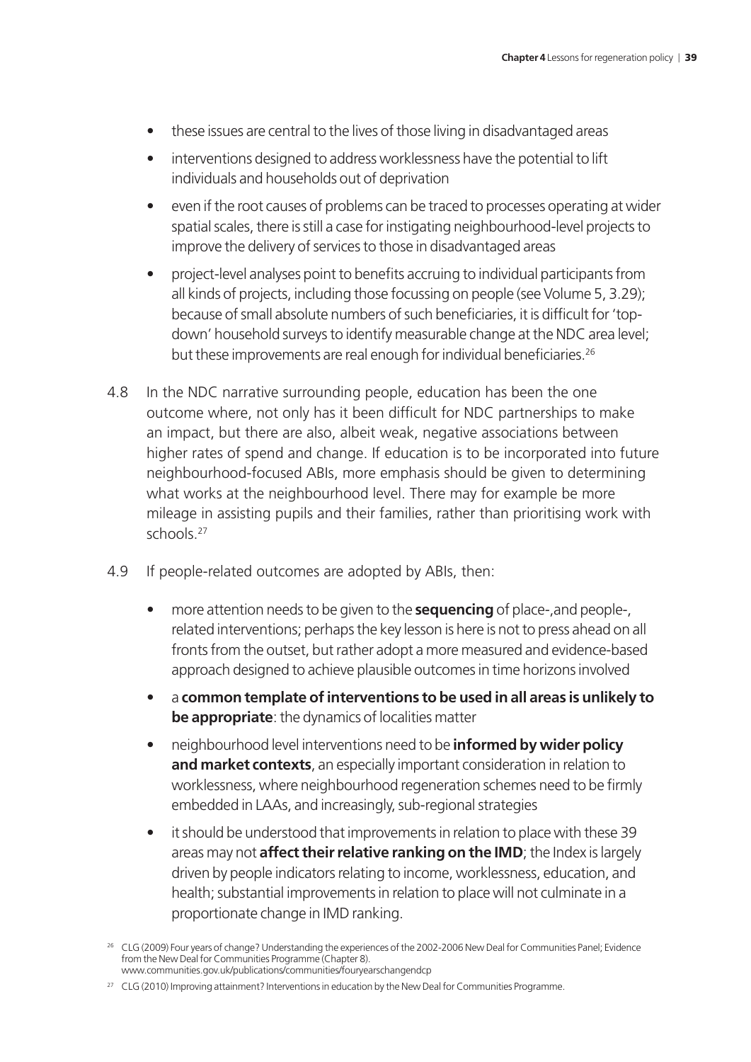- these issues are central to the lives of those living in disadvantaged areas
- interventions designed to address worklessness have the potential to lift individuals and households out of deprivation
- even if the root causes of problems can be traced to processes operating at wider spatial scales, there is still a case for instigating neighbourhood-level projects to improve the delivery of services to those in disadvantaged areas
- project-level analyses point to benefits accruing to individual participants from all kinds of projects, including those focussing on people (see Volume 5, 3.29); because of small absolute numbers of such beneficiaries, it is difficult for 'top-down' household surveys to identify measurable change at the NDC area level; but these improvements are real enough for individual beneficiaries.[26]

4.8 In the NDC narrative surrounding people, education has been the one outcome where, not only has it been difficult for NDC partnerships to make an impact, but there are also, albeit weak, negative associations between higher rates of spend and change. If education is to be incorporated into future neighbourhood-focused ABIs, more emphasis should be given to determining what works at the neighbourhood level. There may for example be more mileage in assisting pupils and their families, rather than prioritising work with schools.[27]

4.9 If people-related outcomes are adopted by ABIs, then:

- more attention needs to be given to the **sequencing** of place-,and people-, related interventions; perhaps the key lesson is here is not to press ahead on all fronts from the outset, but rather adopt a more measured and evidence-based approach designed to achieve plausible outcomes in time horizons involved
- a **common template of interventions to be used in all areas is unlikely to be appropriate**: the dynamics of localities matter
- neighbourhood level interventions need to be **informed by wider policy and market contexts**, an especially important consideration in relation to worklessness, where neighbourhood regeneration schemes need to be firmly embedded in LAAs, and increasingly, sub-regional strategies
- it should be understood that improvements in relation to place with these 39 areas may not **affect their relative ranking on the IMD**; the Index is largely driven by people indicators relating to income, worklessness, education, and health; substantial improvements in relation to place will not culminate in a proportionate change in IMD ranking.

[26] CLG (2009) Four years of change? Understanding the experiences of the 2002-2006 New Deal for Communities Panel; Evidence from the New Deal for Communities Programme (Chapter 8). www.communities.gov.uk/publications/communities/fouryearschangendcp

[27] CLG (2010) Improving attainment? Interventions in education by the New Deal for Communities Programme.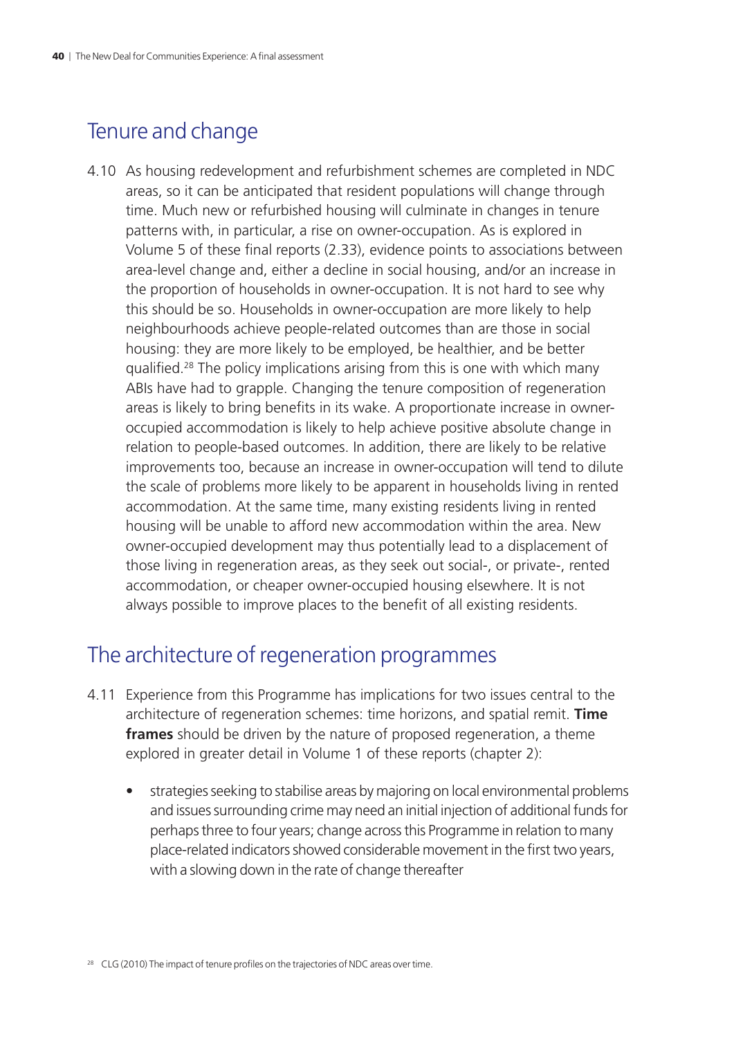## Tenure and change

4.10 As housing redevelopment and refurbishment schemes are completed in NDC areas, so it can be anticipated that resident populations will change through time. Much new or refurbished housing will culminate in changes in tenure patterns with, in particular, a rise on owner-occupation. As is explored in Volume 5 of these final reports (2.33), evidence points to associations between area-level change and, either a decline in social housing, and/or an increase in the proportion of households in owner-occupation. It is not hard to see why this should be so. Households in owner-occupation are more likely to help neighbourhoods achieve people-related outcomes than are those in social housing: they are more likely to be employed, be healthier, and be better qualified.[28] The policy implications arising from this is one with which many ABIs have had to grapple. Changing the tenure composition of regeneration areas is likely to bring benefits in its wake. A proportionate increase in owner-occupied accommodation is likely to help achieve positive absolute change in relation to people-based outcomes. In addition, there are likely to be relative improvements too, because an increase in owner-occupation will tend to dilute the scale of problems more likely to be apparent in households living in rented accommodation. At the same time, many existing residents living in rented housing will be unable to afford new accommodation within the area. New owner-occupied development may thus potentially lead to a displacement of those living in regeneration areas, as they seek out social-, or private-, rented accommodation, or cheaper owner-occupied housing elsewhere. It is not always possible to improve places to the benefit of all existing residents.

## The architecture of regeneration programmes

4.11 Experience from this Programme has implications for two issues central to the architecture of regeneration schemes: time horizons, and spatial remit. **Time frames** should be driven by the nature of proposed regeneration, a theme explored in greater detail in Volume 1 of these reports (chapter 2):

- strategies seeking to stabilise areas by majoring on local environmental problems and issues surrounding crime may need an initial injection of additional funds for perhaps three to four years; change across this Programme in relation to many place-related indicators showed considerable movement in the first two years, with a slowing down in the rate of change thereafter

[28] CLG (2010) The impact of tenure profiles on the trajectories of NDC areas over time.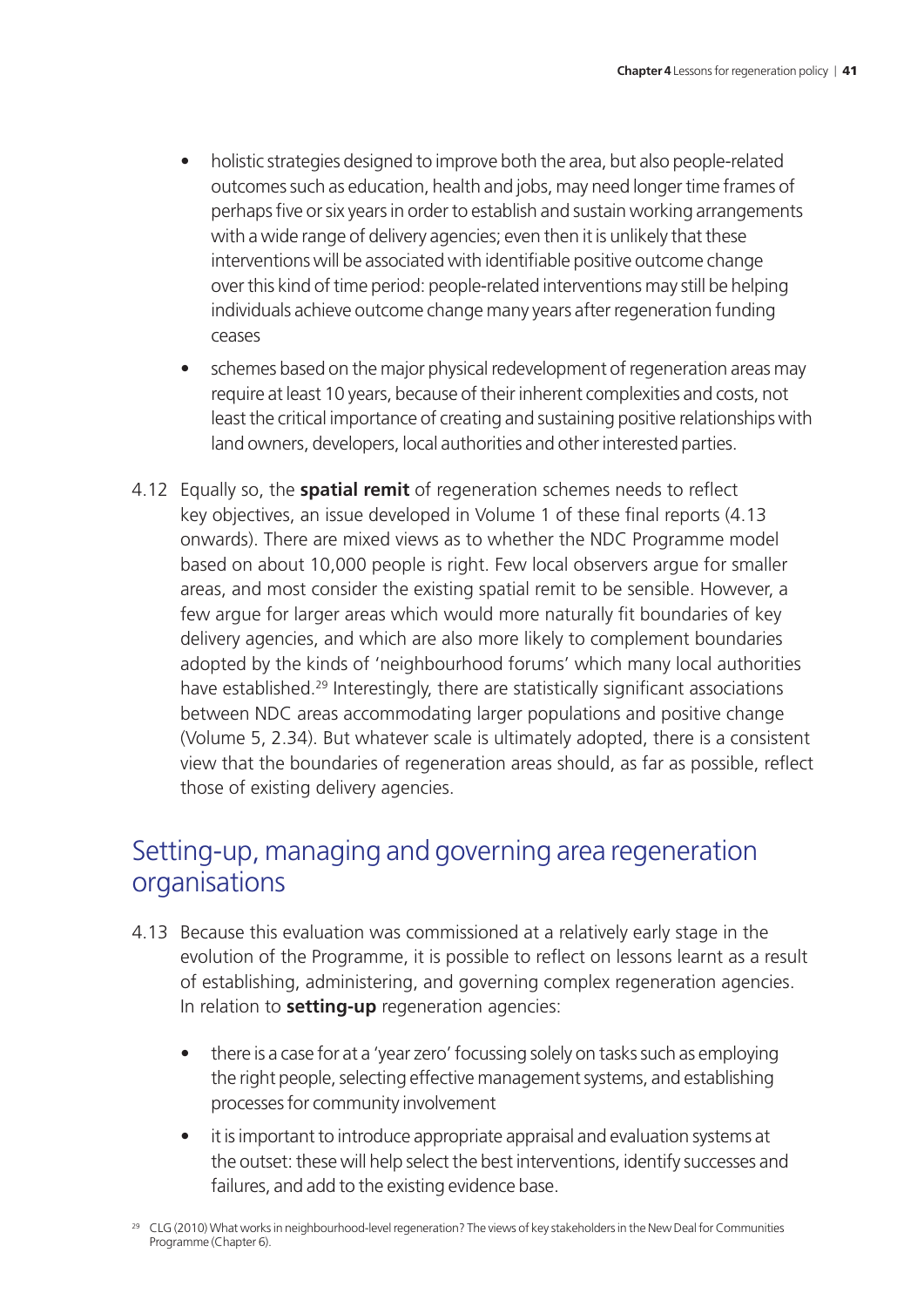- holistic strategies designed to improve both the area, but also people-related outcomes such as education, health and jobs, may need longer time frames of perhaps five or six years in order to establish and sustain working arrangements with a wide range of delivery agencies; even then it is unlikely that these interventions will be associated with identifiable positive outcome change over this kind of time period: people-related interventions may still be helping individuals achieve outcome change many years after regeneration funding ceases
- schemes based on the major physical redevelopment of regeneration areas may require at least 10 years, because of their inherent complexities and costs, not least the critical importance of creating and sustaining positive relationships with land owners, developers, local authorities and other interested parties.

4.12 Equally so, the **spatial remit** of regeneration schemes needs to reflect key objectives, an issue developed in Volume 1 of these final reports (4.13 onwards). There are mixed views as to whether the NDC Programme model based on about 10,000 people is right. Few local observers argue for smaller areas, and most consider the existing spatial remit to be sensible. However, a few argue for larger areas which would more naturally fit boundaries of key delivery agencies, and which are also more likely to complement boundaries adopted by the kinds of 'neighbourhood forums' which many local authorities have established.[29] Interestingly, there are statistically significant associations between NDC areas accommodating larger populations and positive change (Volume 5, 2.34). But whatever scale is ultimately adopted, there is a consistent view that the boundaries of regeneration areas should, as far as possible, reflect those of existing delivery agencies.

## Setting-up, managing and governing area regeneration organisations

4.13 Because this evaluation was commissioned at a relatively early stage in the evolution of the Programme, it is possible to reflect on lessons learnt as a result of establishing, administering, and governing complex regeneration agencies. In relation to **setting-up** regeneration agencies:

- there is a case for at a 'year zero' focussing solely on tasks such as employing the right people, selecting effective management systems, and establishing processes for community involvement
- it is important to introduce appropriate appraisal and evaluation systems at the outset: these will help select the best interventions, identify successes and failures, and add to the existing evidence base.

[29] CLG (2010) What works in neighbourhood-level regeneration? The views of key stakeholders in the New Deal for Communities Programme (Chapter 6).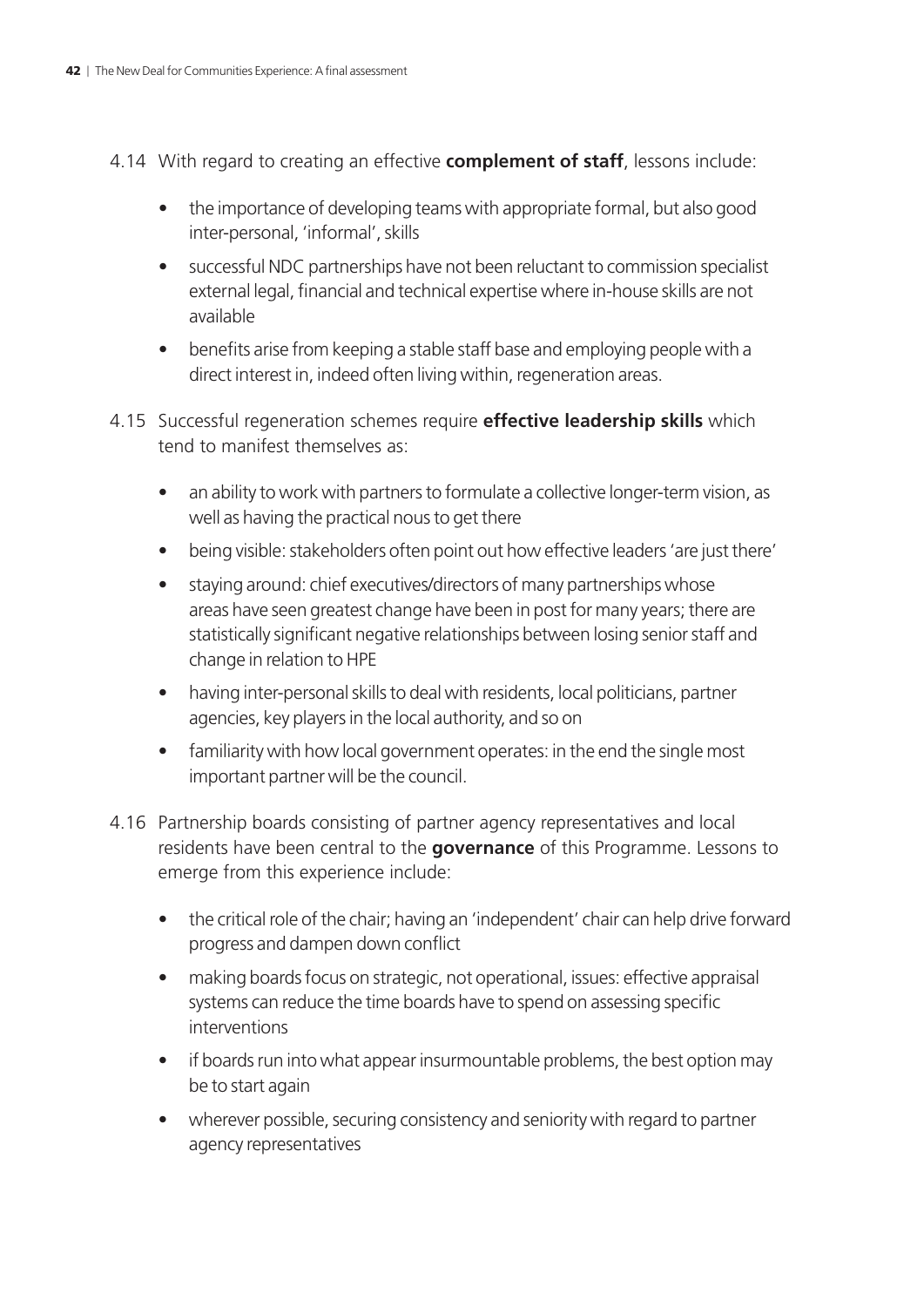4.14 With regard to creating an effective **complement of staff**, lessons include:

- the importance of developing teams with appropriate formal, but also good inter-personal, 'informal', skills
- successful NDC partnerships have not been reluctant to commission specialist external legal, financial and technical expertise where in-house skills are not available
- benefits arise from keeping a stable staff base and employing people with a direct interest in, indeed often living within, regeneration areas.

4.15 Successful regeneration schemes require **effective leadership skills** which tend to manifest themselves as:

- an ability to work with partners to formulate a collective longer-term vision, as well as having the practical nous to get there
- being visible: stakeholders often point out how effective leaders 'are just there'
- staying around: chief executives/directors of many partnerships whose areas have seen greatest change have been in post for many years; there are statistically significant negative relationships between losing senior staff and change in relation to HPE
- having inter-personal skills to deal with residents, local politicians, partner agencies, key players in the local authority, and so on
- familiarity with how local government operates: in the end the single most important partner will be the council.

4.16 Partnership boards consisting of partner agency representatives and local residents have been central to the **governance** of this Programme. Lessons to emerge from this experience include:

- the critical role of the chair; having an 'independent' chair can help drive forward progress and dampen down conflict
- making boards focus on strategic, not operational, issues: effective appraisal systems can reduce the time boards have to spend on assessing specific interventions
- if boards run into what appear insurmountable problems, the best option may be to start again
- wherever possible, securing consistency and seniority with regard to partner agency representatives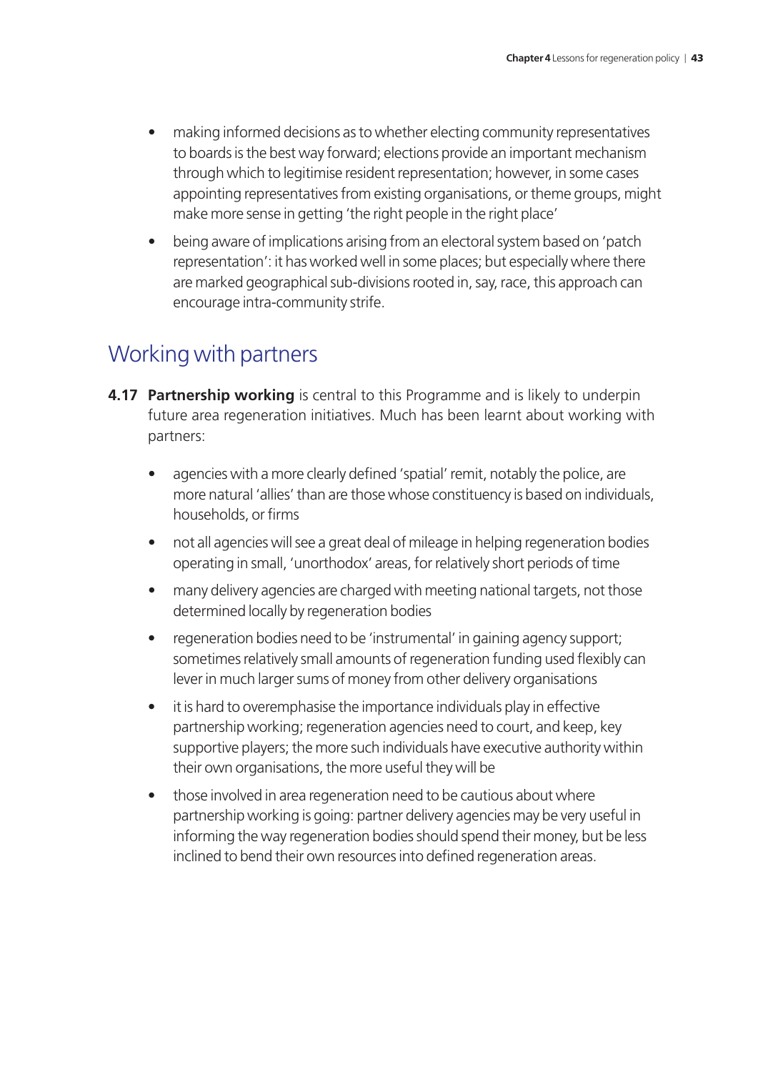- making informed decisions as to whether electing community representatives to boards is the best way forward; elections provide an important mechanism through which to legitimise resident representation; however, in some cases appointing representatives from existing organisations, or theme groups, might make more sense in getting 'the right people in the right place'
- being aware of implications arising from an electoral system based on 'patch representation': it has worked well in some places; but especially where there are marked geographical sub-divisions rooted in, say, race, this approach can encourage intra-community strife.

## Working with partners

**4.17 Partnership working** is central to this Programme and is likely to underpin future area regeneration initiatives. Much has been learnt about working with partners:

- agencies with a more clearly defined 'spatial' remit, notably the police, are more natural 'allies' than are those whose constituency is based on individuals, households, or firms
- not all agencies will see a great deal of mileage in helping regeneration bodies operating in small, 'unorthodox' areas, for relatively short periods of time
- many delivery agencies are charged with meeting national targets, not those determined locally by regeneration bodies
- regeneration bodies need to be 'instrumental' in gaining agency support; sometimes relatively small amounts of regeneration funding used flexibly can lever in much larger sums of money from other delivery organisations
- it is hard to overemphasise the importance individuals play in effective partnership working; regeneration agencies need to court, and keep, key supportive players; the more such individuals have executive authority within their own organisations, the more useful they will be
- those involved in area regeneration need to be cautious about where partnership working is going: partner delivery agencies may be very useful in informing the way regeneration bodies should spend their money, but be less inclined to bend their own resources into defined regeneration areas.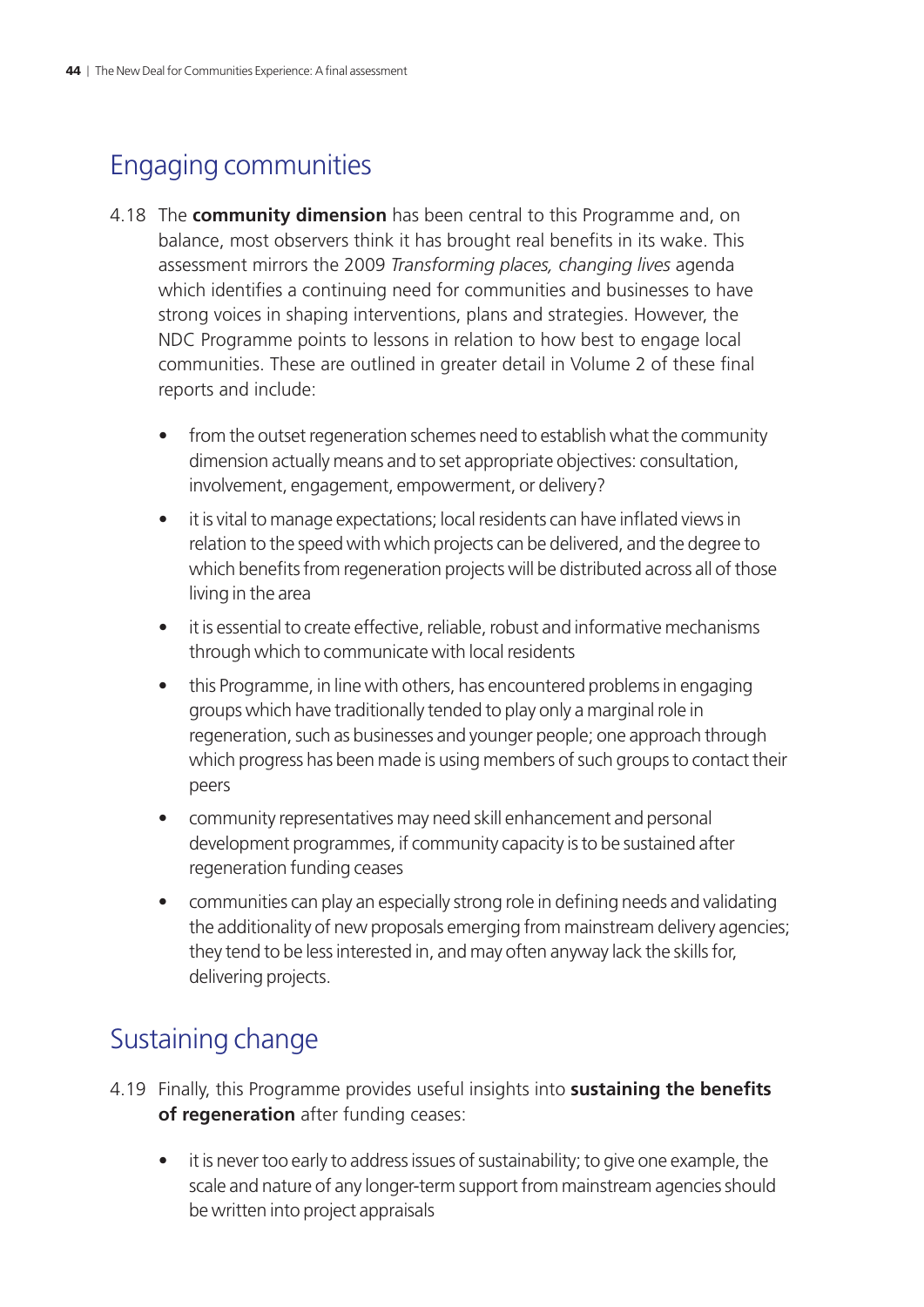## Engaging communities

4.18 The **community dimension** has been central to this Programme and, on balance, most observers think it has brought real benefits in its wake. This assessment mirrors the 2009 *Transforming places, changing lives* agenda which identifies a continuing need for communities and businesses to have strong voices in shaping interventions, plans and strategies. However, the NDC Programme points to lessons in relation to how best to engage local communities. These are outlined in greater detail in Volume 2 of these final reports and include:

- from the outset regeneration schemes need to establish what the community dimension actually means and to set appropriate objectives: consultation, involvement, engagement, empowerment, or delivery?
- it is vital to manage expectations; local residents can have inflated views in relation to the speed with which projects can be delivered, and the degree to which benefits from regeneration projects will be distributed across all of those living in the area
- it is essential to create effective, reliable, robust and informative mechanisms through which to communicate with local residents
- this Programme, in line with others, has encountered problems in engaging groups which have traditionally tended to play only a marginal role in regeneration, such as businesses and younger people; one approach through which progress has been made is using members of such groups to contact their peers
- community representatives may need skill enhancement and personal development programmes, if community capacity is to be sustained after regeneration funding ceases
- communities can play an especially strong role in defining needs and validating the additionality of new proposals emerging from mainstream delivery agencies; they tend to be less interested in, and may often anyway lack the skills for, delivering projects.

## Sustaining change

4.19 Finally, this Programme provides useful insights into **sustaining the benefits of regeneration** after funding ceases:

- it is never too early to address issues of sustainability; to give one example, the scale and nature of any longer-term support from mainstream agencies should be written into project appraisals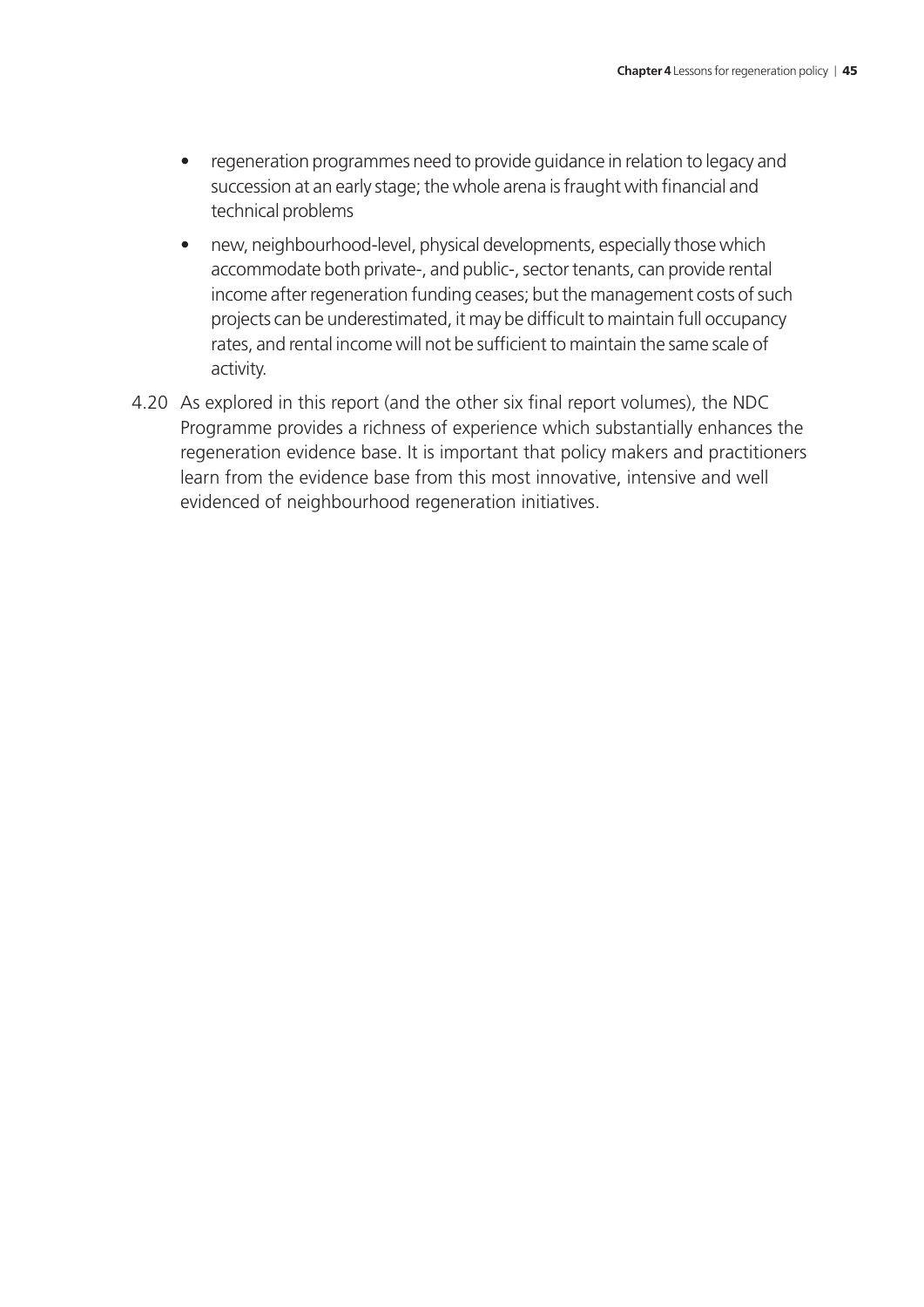- regeneration programmes need to provide guidance in relation to legacy and succession at an early stage; the whole arena is fraught with financial and technical problems
- new, neighbourhood-level, physical developments, especially those which accommodate both private-, and public-, sector tenants, can provide rental income after regeneration funding ceases; but the management costs of such projects can be underestimated, it may be difficult to maintain full occupancy rates, and rental income will not be sufficient to maintain the same scale of activity.

4.20 As explored in this report (and the other six final report volumes), the NDC Programme provides a richness of experience which substantially enhances the regeneration evidence base. It is important that policy makers and practitioners learn from the evidence base from this most innovative, intensive and well evidenced of neighbourhood regeneration initiatives.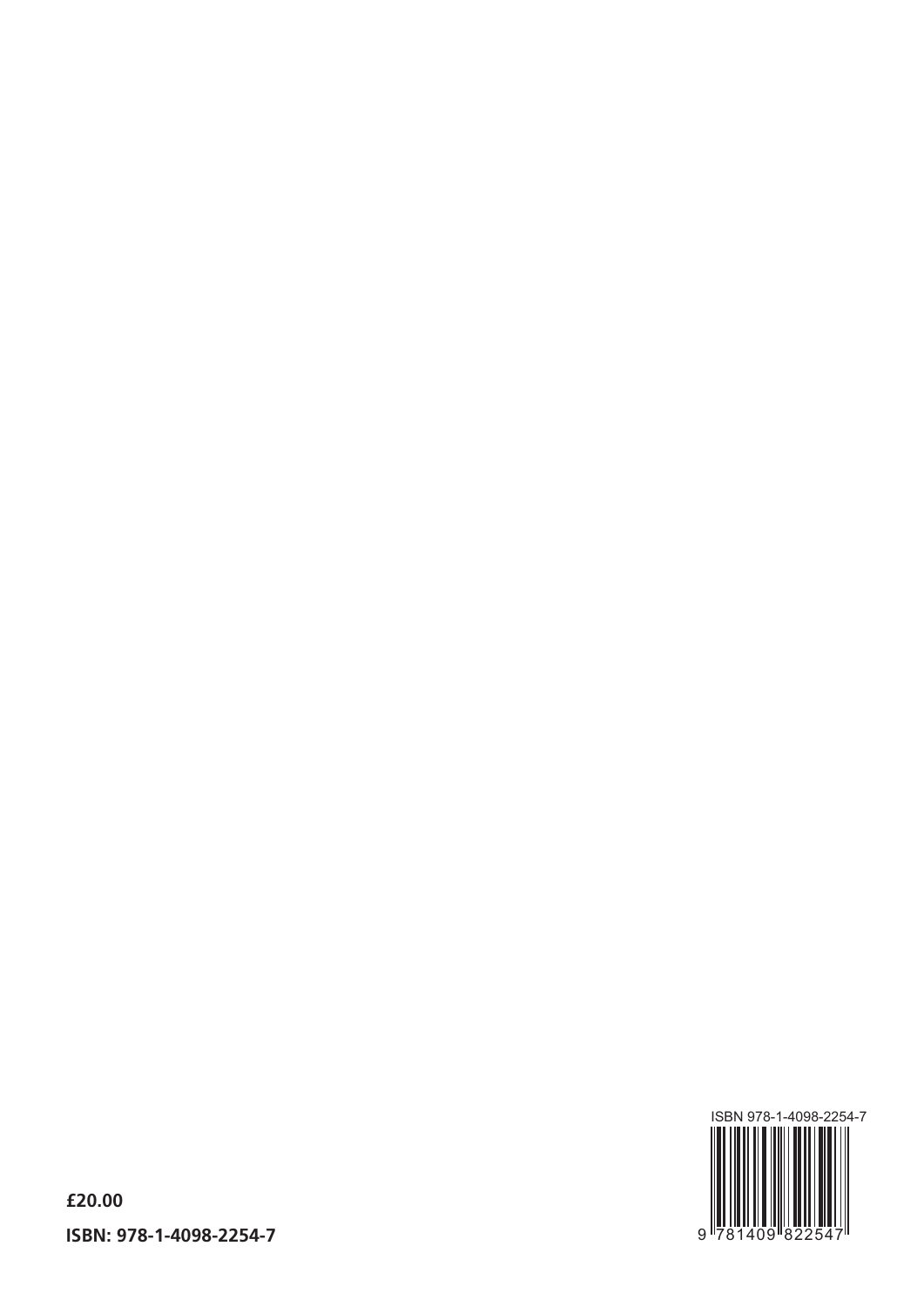**£20.00**

**ISBN: 978-1-4098-2254-7**

ISBN 978-1-4098-2254-7

9 781409 822547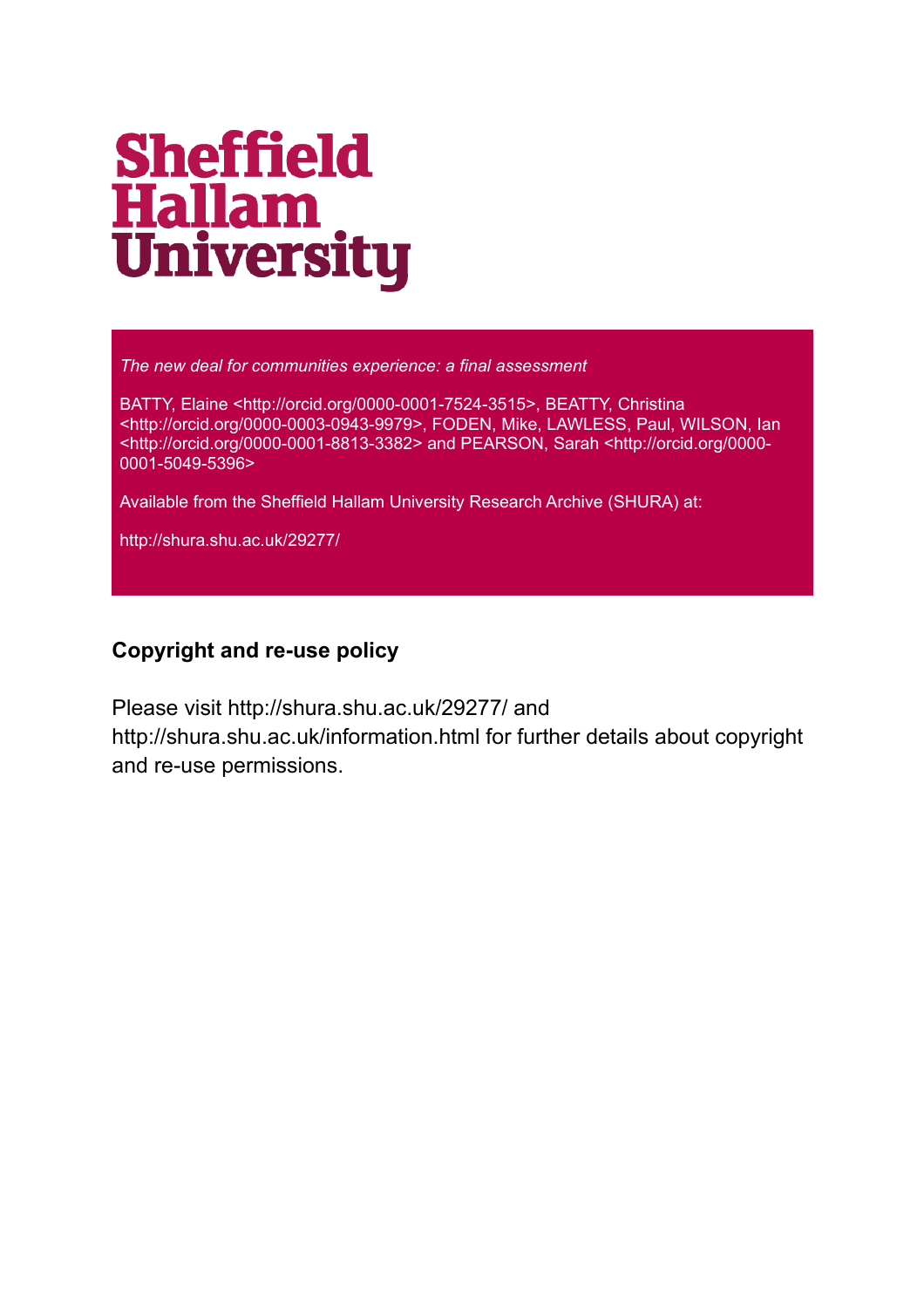# Sheffield Hallam University

*The new deal for communities experience: a final assessment*

BATTY, Elaine <http://orcid.org/0000-0001-7524-3515>, BEATTY, Christina <http://orcid.org/0000-0003-0943-9979>, FODEN, Mike, LAWLESS, Paul, WILSON, Ian <http://orcid.org/0000-0001-8813-3382> and PEARSON, Sarah <http://orcid.org/0000-0001-5049-5396>

Available from the Sheffield Hallam University Research Archive (SHURA) at:

http://shura.shu.ac.uk/29277/

## Copyright and re-use policy

Please visit http://shura.shu.ac.uk/29277/ and http://shura.shu.ac.uk/information.html for further details about copyright and re-use permissions.